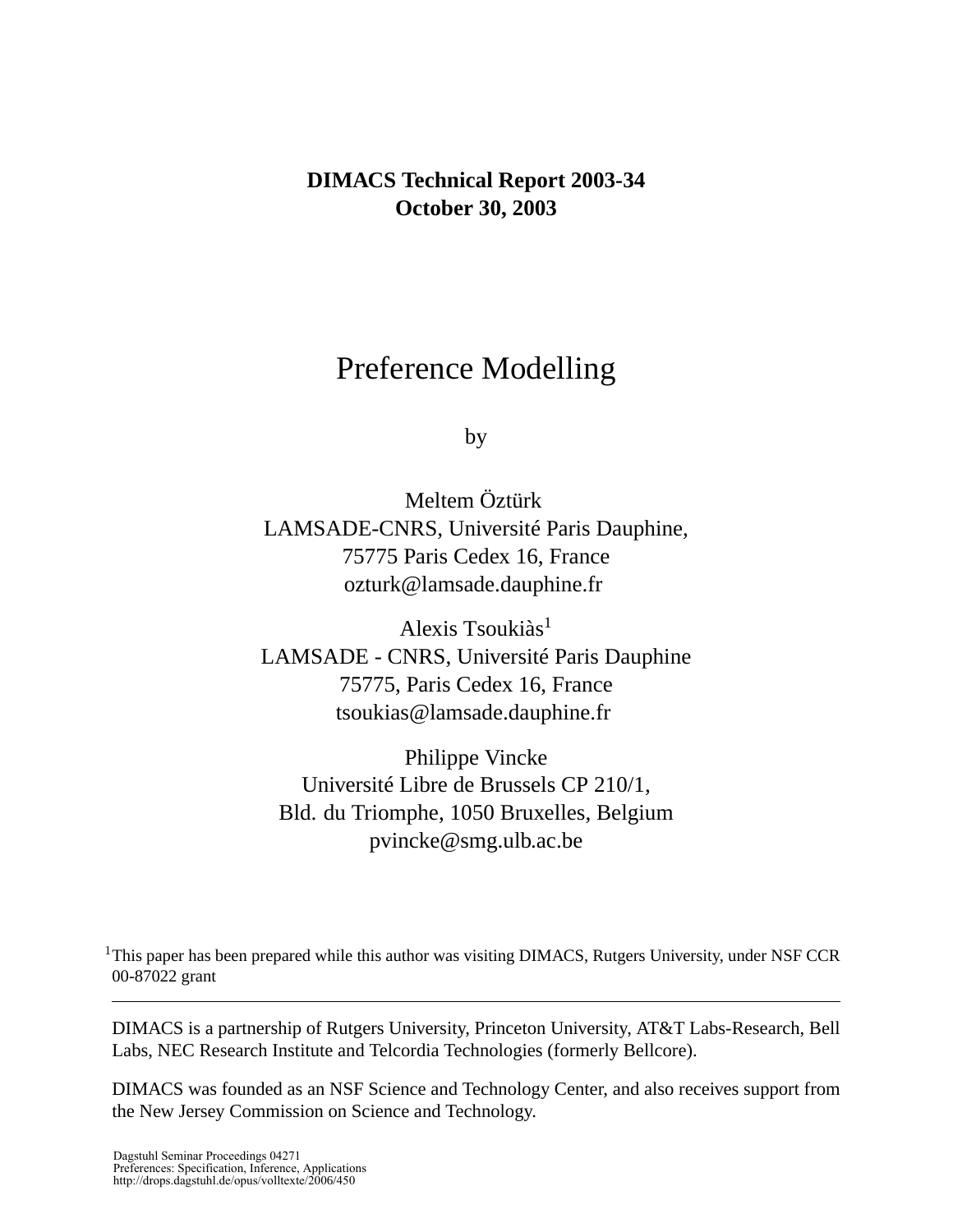**DIMACS Technical Report 2003-34**
**October 30, 2003**

# Preference Modelling

by

Meltem Öztürk
LAMSADE-CNRS, Université Paris Dauphine,
75775 Paris Cedex 16, France
ozturk@lamsade.dauphine.fr

Alexis Tsoukiàs[1]
LAMSADE - CNRS, Université Paris Dauphine
75775, Paris Cedex 16, France
tsoukias@lamsade.dauphine.fr

Philippe Vincke
Université Libre de Brussels CP 210/1,
Bld. du Triomphe, 1050 Bruxelles, Belgium
pvincke@smg.ulb.ac.be

[1] This paper has been prepared while this author was visiting DIMACS, Rutgers University, under NSF CCR 00-87022 grant

---

DIMACS is a partnership of Rutgers University, Princeton University, AT&T Labs-Research, Bell Labs, NEC Research Institute and Telcordia Technologies (formerly Bellcore).

DIMACS was founded as an NSF Science and Technology Center, and also receives support from the New Jersey Commission on Science and Technology.

Dagstuhl Seminar Proceedings 04271
Preferences: Specification, Inference, Applications
http://drops.dagstuhl.de/opus/volltexte/2006/450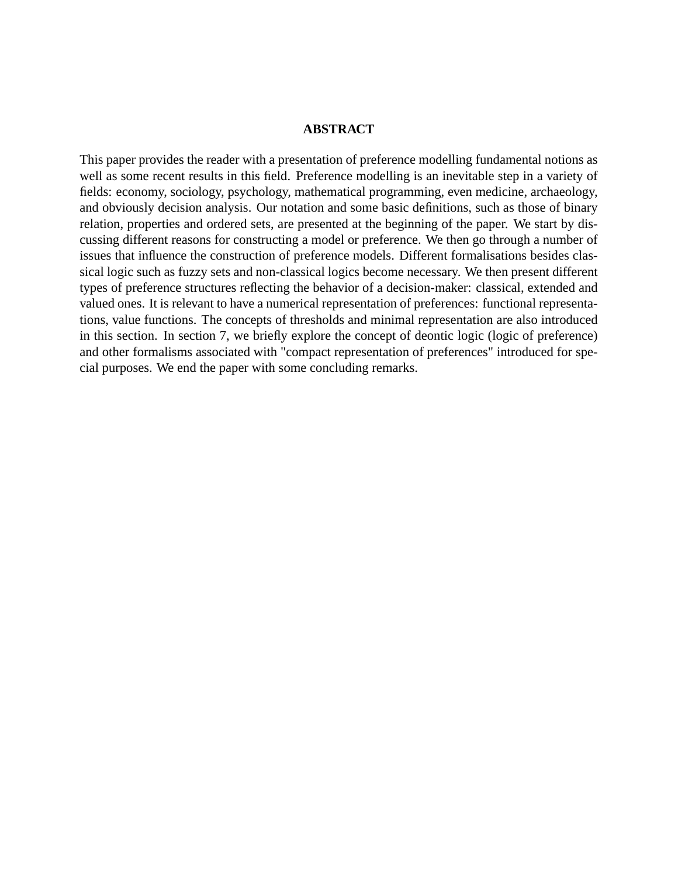**ABSTRACT**

This paper provides the reader with a presentation of preference modelling fundamental notions as well as some recent results in this field. Preference modelling is an inevitable step in a variety of fields: economy, sociology, psychology, mathematical programming, even medicine, archaeology, and obviously decision analysis. Our notation and some basic definitions, such as those of binary relation, properties and ordered sets, are presented at the beginning of the paper. We start by discussing different reasons for constructing a model or preference. We then go through a number of issues that influence the construction of preference models. Different formalisations besides classical logic such as fuzzy sets and non-classical logics become necessary. We then present different types of preference structures reflecting the behavior of a decision-maker: classical, extended and valued ones. It is relevant to have a numerical representation of preferences: functional representations, value functions. The concepts of thresholds and minimal representation are also introduced in this section. In section 7, we briefly explore the concept of deontic logic (logic of preference) and other formalisms associated with "compact representation of preferences" introduced for special purposes. We end the paper with some concluding remarks.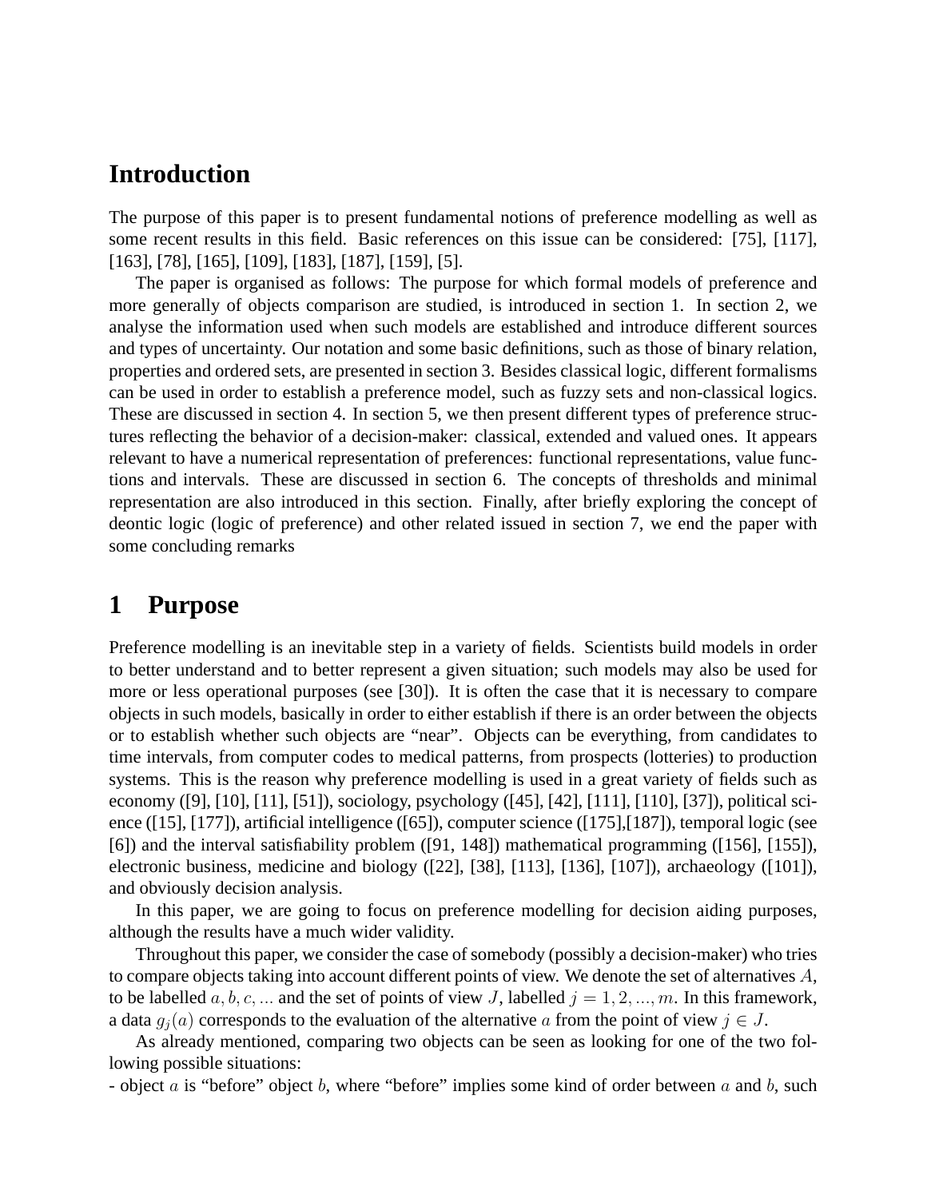# Introduction

The purpose of this paper is to present fundamental notions of preference modelling as well as some recent results in this field. Basic references on this issue can be considered: [75], [117], [163], [78], [165], [109], [183], [187], [159], [5].

The paper is organised as follows: The purpose for which formal models of preference and more generally of objects comparison are studied, is introduced in section 1. In section 2, we analyse the information used when such models are established and introduce different sources and types of uncertainty. Our notation and some basic definitions, such as those of binary relation, properties and ordered sets, are presented in section 3. Besides classical logic, different formalisms can be used in order to establish a preference model, such as fuzzy sets and non-classical logics. These are discussed in section 4. In section 5, we then present different types of preference structures reflecting the behavior of a decision-maker: classical, extended and valued ones. It appears relevant to have a numerical representation of preferences: functional representations, value functions and intervals. These are discussed in section 6. The concepts of thresholds and minimal representation are also introduced in this section. Finally, after briefly exploring the concept of deontic logic (logic of preference) and other related issued in section 7, we end the paper with some concluding remarks

# 1 Purpose

Preference modelling is an inevitable step in a variety of fields. Scientists build models in order to better understand and to better represent a given situation; such models may also be used for more or less operational purposes (see [30]). It is often the case that it is necessary to compare objects in such models, basically in order to either establish if there is an order between the objects or to establish whether such objects are "near". Objects can be everything, from candidates to time intervals, from computer codes to medical patterns, from prospects (lotteries) to production systems. This is the reason why preference modelling is used in a great variety of fields such as economy ([9], [10], [11], [51]), sociology, psychology ([45], [42], [111], [110], [37]), political science ([15], [177]), artificial intelligence ([65]), computer science ([175],[187]), temporal logic (see [6]) and the interval satisfiability problem ([91, 148]) mathematical programming ([156], [155]), electronic business, medicine and biology ([22], [38], [113], [136], [107]), archaeology ([101]), and obviously decision analysis.

In this paper, we are going to focus on preference modelling for decision aiding purposes, although the results have a much wider validity.

Throughout this paper, we consider the case of somebody (possibly a decision-maker) who tries to compare objects taking into account different points of view. We denote the set of alternatives $A$, to be labelled $a, b, c, ...$ and the set of points of view $J$, labelled $j = 1, 2, ..., m$. In this framework, a data $g_j(a)$ corresponds to the evaluation of the alternative $a$ from the point of view $j \in J$.

As already mentioned, comparing two objects can be seen as looking for one of the two following possible situations:

- object $a$ is "before" object $b$, where "before" implies some kind of order between $a$ and $b$, such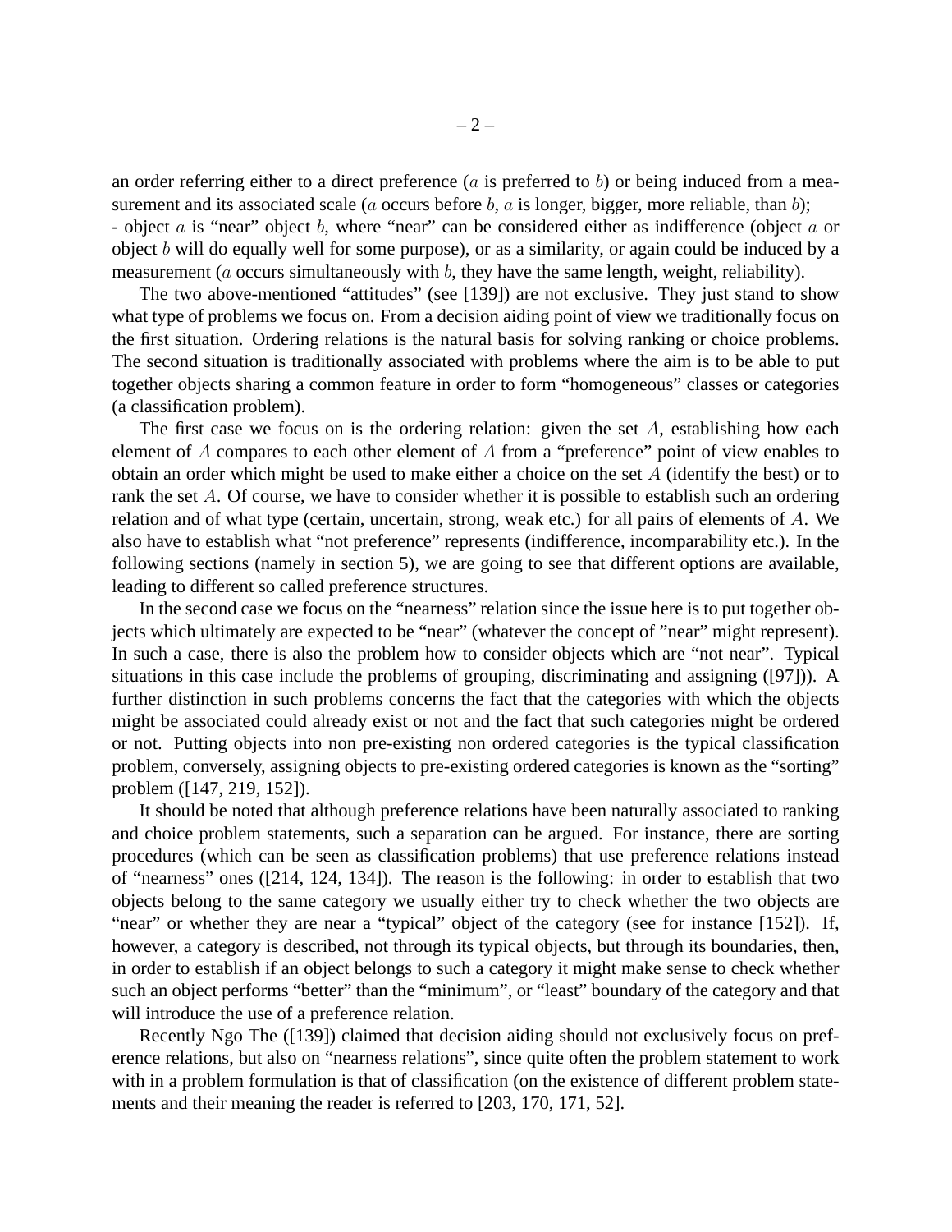an order referring either to a direct preference ($a$ is preferred to $b$) or being induced from a measurement and its associated scale ($a$ occurs before $b$, $a$ is longer, bigger, more reliable, than $b$);
- object $a$ is "near" object $b$, where "near" can be considered either as indifference (object $a$ or object $b$ will do equally well for some purpose), or as a similarity, or again could be induced by a measurement ($a$ occurs simultaneously with $b$, they have the same length, weight, reliability).

The two above-mentioned "attitudes" (see [139]) are not exclusive. They just stand to show what type of problems we focus on. From a decision aiding point of view we traditionally focus on the first situation. Ordering relations is the natural basis for solving ranking or choice problems. The second situation is traditionally associated with problems where the aim is to be able to put together objects sharing a common feature in order to form "homogeneous" classes or categories (a classification problem).

The first case we focus on is the ordering relation: given the set $A$, establishing how each element of $A$ compares to each other element of $A$ from a "preference" point of view enables to obtain an order which might be used to make either a choice on the set $A$ (identify the best) or to rank the set $A$. Of course, we have to consider whether it is possible to establish such an ordering relation and of what type (certain, uncertain, strong, weak etc.) for all pairs of elements of $A$. We also have to establish what "not preference" represents (indifference, incomparability etc.). In the following sections (namely in section 5), we are going to see that different options are available, leading to different so called preference structures.

In the second case we focus on the "nearness" relation since the issue here is to put together objects which ultimately are expected to be "near" (whatever the concept of "near" might represent). In such a case, there is also the problem how to consider objects which are "not near". Typical situations in this case include the problems of grouping, discriminating and assigning ([97])). A further distinction in such problems concerns the fact that the categories with which the objects might be associated could already exist or not and the fact that such categories might be ordered or not. Putting objects into non pre-existing non ordered categories is the typical classification problem, conversely, assigning objects to pre-existing ordered categories is known as the "sorting" problem ([147, 219, 152]).

It should be noted that although preference relations have been naturally associated to ranking and choice problem statements, such a separation can be argued. For instance, there are sorting procedures (which can be seen as classification problems) that use preference relations instead of "nearness" ones ([214, 124, 134]). The reason is the following: in order to establish that two objects belong to the same category we usually either try to check whether the two objects are "near" or whether they are near a "typical" object of the category (see for instance [152]). If, however, a category is described, not through its typical objects, but through its boundaries, then, in order to establish if an object belongs to such a category it might make sense to check whether such an object performs "better" than the "minimum", or "least" boundary of the category and that will introduce the use of a preference relation.

Recently Ngo The ([139]) claimed that decision aiding should not exclusively focus on preference relations, but also on "nearness relations", since quite often the problem statement to work with in a problem formulation is that of classification (on the existence of different problem statements and their meaning the reader is referred to [203, 170, 171, 52].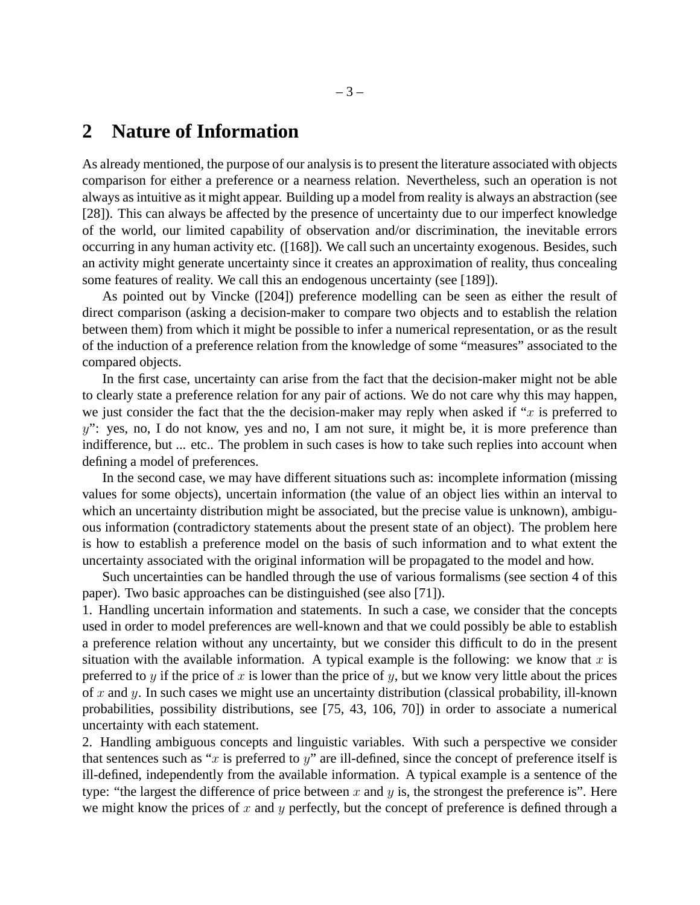## 2 Nature of Information

As already mentioned, the purpose of our analysis is to present the literature associated with objects comparison for either a preference or a nearness relation. Nevertheless, such an operation is not always as intuitive as it might appear. Building up a model from reality is always an abstraction (see [28]). This can always be affected by the presence of uncertainty due to our imperfect knowledge of the world, our limited capability of observation and/or discrimination, the inevitable errors occurring in any human activity etc. ([168]). We call such an uncertainty exogenous. Besides, such an activity might generate uncertainty since it creates an approximation of reality, thus concealing some features of reality. We call this an endogenous uncertainty (see [189]).

As pointed out by Vincke ([204]) preference modelling can be seen as either the result of direct comparison (asking a decision-maker to compare two objects and to establish the relation between them) from which it might be possible to infer a numerical representation, or as the result of the induction of a preference relation from the knowledge of some "measures" associated to the compared objects.

In the first case, uncertainty can arise from the fact that the decision-maker might not be able to clearly state a preference relation for any pair of actions. We do not care why this may happen, we just consider the fact that the the decision-maker may reply when asked if "$x$ is preferred to $y$": yes, no, I do not know, yes and no, I am not sure, it might be, it is more preference than indifference, but ... etc.. The problem in such cases is how to take such replies into account when defining a model of preferences.

In the second case, we may have different situations such as: incomplete information (missing values for some objects), uncertain information (the value of an object lies within an interval to which an uncertainty distribution might be associated, but the precise value is unknown), ambiguous information (contradictory statements about the present state of an object). The problem here is how to establish a preference model on the basis of such information and to what extent the uncertainty associated with the original information will be propagated to the model and how.

Such uncertainties can be handled through the use of various formalisms (see section 4 of this paper). Two basic approaches can be distinguished (see also [71]).

1. Handling uncertain information and statements. In such a case, we consider that the concepts used in order to model preferences are well-known and that we could possibly be able to establish a preference relation without any uncertainty, but we consider this difficult to do in the present situation with the available information. A typical example is the following: we know that $x$ is preferred to $y$ if the price of $x$ is lower than the price of $y$, but we know very little about the prices of $x$ and $y$. In such cases we might use an uncertainty distribution (classical probability, ill-known probabilities, possibility distributions, see [75, 43, 106, 70]) in order to associate a numerical uncertainty with each statement.

2. Handling ambiguous concepts and linguistic variables. With such a perspective we consider that sentences such as "$x$ is preferred to $y$" are ill-defined, since the concept of preference itself is ill-defined, independently from the available information. A typical example is a sentence of the type: "the largest the difference of price between $x$ and $y$ is, the strongest the preference is". Here we might know the prices of $x$ and $y$ perfectly, but the concept of preference is defined through a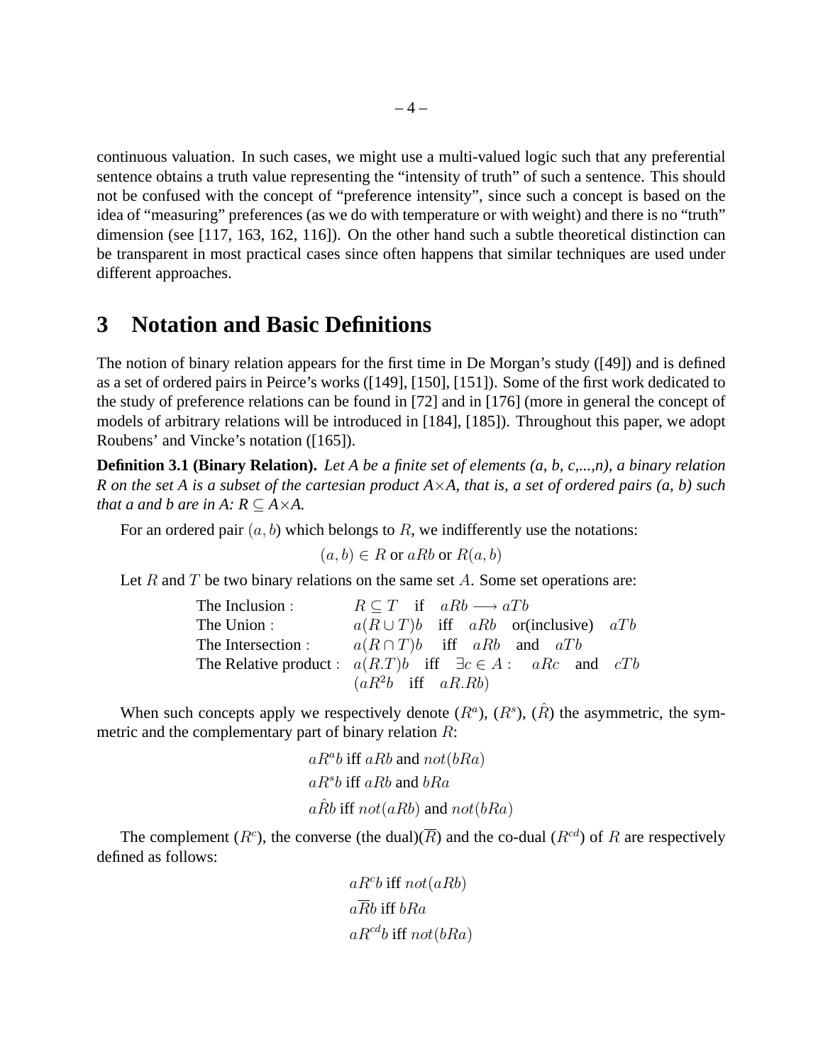continuous valuation. In such cases, we might use a multi-valued logic such that any preferential sentence obtains a truth value representing the "intensity of truth" of such a sentence. This should not be confused with the concept of "preference intensity", since such a concept is based on the idea of "measuring" preferences (as we do with temperature or with weight) and there is no "truth" dimension (see [117, 163, 162, 116]). On the other hand such a subtle theoretical distinction can be transparent in most practical cases since often happens that similar techniques are used under different approaches.

## 3 Notation and Basic Definitions

The notion of binary relation appears for the first time in De Morgan's study ([49]) and is defined as a set of ordered pairs in Peirce's works ([149], [150], [151]). Some of the first work dedicated to the study of preference relations can be found in [72] and in [176] (more in general the concept of models of arbitrary relations will be introduced in [184], [185]). Throughout this paper, we adopt Roubens' and Vincke's notation ([165]).

**Definition 3.1 (Binary Relation).** *Let A be a finite set of elements (a, b, c,...,n), a binary relation R on the set A is a subset of the cartesian product A×A, that is, a set of ordered pairs (a, b) such that a and b are in A: R ⊆ A×A.*

For an ordered pair $(a, b)$ which belongs to $R$, we indifferently use the notations:

$$(a, b) \in R \text{ or } aRb \text{ or } R(a, b)$$

Let $R$ and $T$ be two binary relations on the same set $A$. Some set operations are:

| | |
|---|---|
| The Inclusion : | $R \subseteq T$ if $aRb \longrightarrow aTb$ |
| The Union : | $a(R \cup T)b$ iff $aRb$ or(inclusive) $aTb$ |
| The Intersection : | $a(R \cap T)b$ iff $aRb$ and $aTb$ |
| The Relative product : | $a(R.T)b$ iff $\exists c \in A :$ $aRc$ and $cTb$ |
| | $(aR^2b$ iff $aR.Rb)$ |

When such concepts apply we respectively denote ($R^a$), ($R^s$), ($\hat{R}$) the asymmetric, the symmetric and the complementary part of binary relation $R$:

$$aR^ab \text{ iff } aRb \text{ and } not(bRa)$$
$$aR^sb \text{ iff } aRb \text{ and } bRa$$
$$a\hat{R}b \text{ iff } not(aRb) \text{ and } not(bRa)$$

The complement ($R^c$), the converse (the dual)($\overline{R}$) and the co-dual ($R^{cd}$) of $R$ are respectively defined as follows:

$$aR^cb \text{ iff } not(aRb)$$
$$a\overline{R}b \text{ iff } bRa$$
$$aR^{cd}b \text{ iff } not(bRa)$$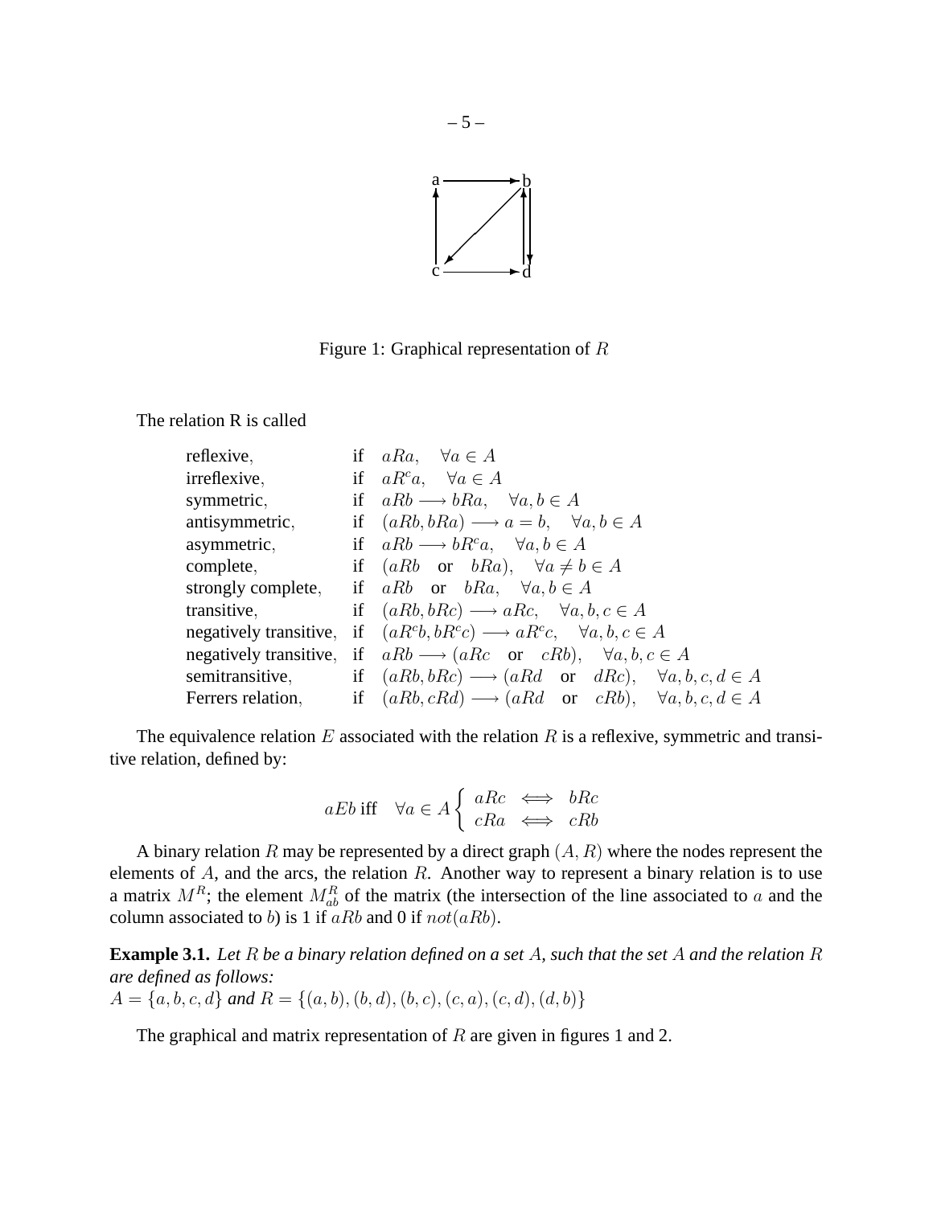Figure 1: Graphical representation of $R$

The relation R is called

| | |
|---|---|
| reflexive, | if $aRa, \quad \forall a \in A$ |
| irreflexive, | if $aR^c a, \quad \forall a \in A$ |
| symmetric, | if $aRb \longrightarrow bRa, \quad \forall a, b \in A$ |
| antisymmetric, | if $(aRb, bRa) \longrightarrow a = b, \quad \forall a, b \in A$ |
| asymmetric, | if $aRb \longrightarrow bR^c a, \quad \forall a, b \in A$ |
| complete, | if $(aRb \quad \text{or} \quad bRa), \quad \forall a \neq b \in A$ |
| strongly complete, | if $aRb \quad \text{or} \quad bRa, \quad \forall a, b \in A$ |
| transitive, | if $(aRb, bRc) \longrightarrow aRc, \quad \forall a, b, c \in A$ |
| negatively transitive, | if $(aR^c b, bR^c c) \longrightarrow aR^c c, \quad \forall a, b, c \in A$ |
| negatively transitive, | if $aRb \longrightarrow (aRc \quad \text{or} \quad cRb), \quad \forall a, b, c \in A$ |
| semitransitive, | if $(aRb, bRc) \longrightarrow (aRd \quad \text{or} \quad dRc), \quad \forall a, b, c, d \in A$ |
| Ferrers relation, | if $(aRb, cRd) \longrightarrow (aRd \quad \text{or} \quad cRb), \quad \forall a, b, c, d \in A$ |

The equivalence relation $E$ associated with the relation $R$ is a reflexive, symmetric and transitive relation, defined by:

$$aEb \text{ iff } \quad \forall a \in A \begin{cases} aRc \iff bRc \\ cRa \iff cRb \end{cases}$$

A binary relation $R$ may be represented by a direct graph $(A, R)$ where the nodes represent the elements of $A$, and the arcs, the relation $R$. Another way to represent a binary relation is to use a matrix $M^R$; the element $M^R_{ab}$ of the matrix (the intersection of the line associated to $a$ and the column associated to $b$) is 1 if $aRb$ and 0 if $not(aRb)$.

**Example 3.1.** *Let $R$ be a binary relation defined on a set $A$, such that the set $A$ and the relation $R$ are defined as follows:*
$A = \{a, b, c, d\}$ *and* $R = \{(a, b), (b, d), (b, c), (c, a), (c, d), (d, b)\}$

The graphical and matrix representation of $R$ are given in figures 1 and 2.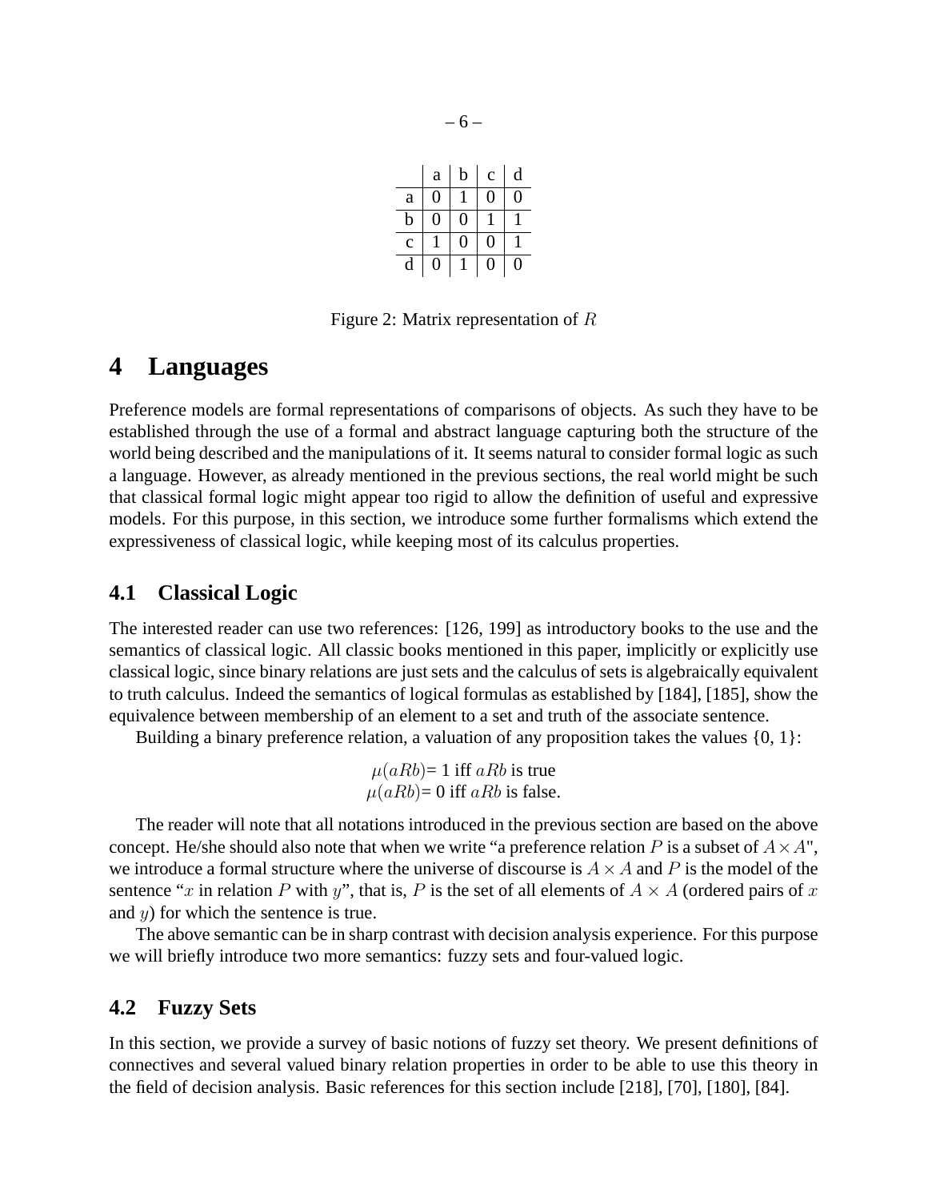|   | a | b | c | d |
|---|---|---|---|---|
| a | 0 | 1 | 0 | 0 |
| b | 0 | 0 | 1 | 1 |
| c | 1 | 0 | 0 | 1 |
| d | 0 | 1 | 0 | 0 |

Figure 2: Matrix representation of $R$

# 4 Languages

Preference models are formal representations of comparisons of objects. As such they have to be established through the use of a formal and abstract language capturing both the structure of the world being described and the manipulations of it. It seems natural to consider formal logic as such a language. However, as already mentioned in the previous sections, the real world might be such that classical formal logic might appear too rigid to allow the definition of useful and expressive models. For this purpose, in this section, we introduce some further formalisms which extend the expressiveness of classical logic, while keeping most of its calculus properties.

## 4.1 Classical Logic

The interested reader can use two references: [126, 199] as introductory books to the use and the semantics of classical logic. All classic books mentioned in this paper, implicitly or explicitly use classical logic, since binary relations are just sets and the calculus of sets is algebraically equivalent to truth calculus. Indeed the semantics of logical formulas as established by [184], [185], show the equivalence between membership of an element to a set and truth of the associate sentence.

Building a binary preference relation, a valuation of any proposition takes the values {0, 1}:

$$\mu(aRb) = 1 \text{ iff } aRb \text{ is true}$$
$$\mu(aRb) = 0 \text{ iff } aRb \text{ is false.}$$

The reader will note that all notations introduced in the previous section are based on the above concept. He/she should also note that when we write "a preference relation $P$ is a subset of $A \times A$", we introduce a formal structure where the universe of discourse is $A \times A$ and $P$ is the model of the sentence "$x$ in relation $P$ with $y$", that is, $P$ is the set of all elements of $A \times A$ (ordered pairs of $x$ and $y$) for which the sentence is true.

The above semantic can be in sharp contrast with decision analysis experience. For this purpose we will briefly introduce two more semantics: fuzzy sets and four-valued logic.

## 4.2 Fuzzy Sets

In this section, we provide a survey of basic notions of fuzzy set theory. We present definitions of connectives and several valued binary relation properties in order to be able to use this theory in the field of decision analysis. Basic references for this section include [218], [70], [180], [84].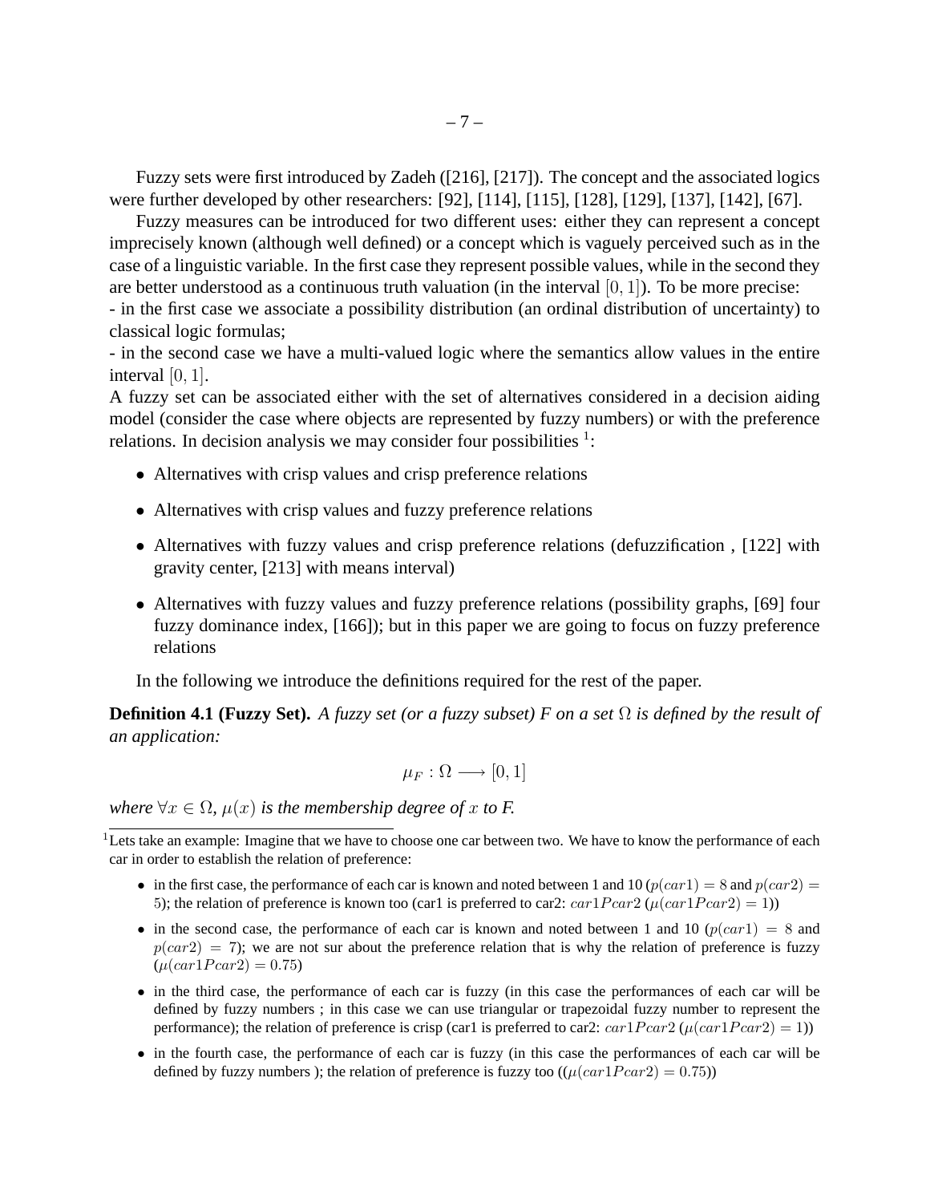Fuzzy sets were first introduced by Zadeh ([216], [217]). The concept and the associated logics were further developed by other researchers: [92], [114], [115], [128], [129], [137], [142], [67].

Fuzzy measures can be introduced for two different uses: either they can represent a concept imprecisely known (although well defined) or a concept which is vaguely perceived such as in the case of a linguistic variable. In the first case they represent possible values, while in the second they are better understood as a continuous truth valuation (in the interval $[0, 1]$). To be more precise:
- in the first case we associate a possibility distribution (an ordinal distribution of uncertainty) to classical logic formulas;
- in the second case we have a multi-valued logic where the semantics allow values in the entire interval $[0, 1]$.
A fuzzy set can be associated either with the set of alternatives considered in a decision aiding model (consider the case where objects are represented by fuzzy numbers) or with the preference relations. In decision analysis we may consider four possibilities [1]:

- Alternatives with crisp values and crisp preference relations
- Alternatives with crisp values and fuzzy preference relations
- Alternatives with fuzzy values and crisp preference relations (defuzzification , [122] with gravity center, [213] with means interval)
- Alternatives with fuzzy values and fuzzy preference relations (possibility graphs, [69] four fuzzy dominance index, [166]); but in this paper we are going to focus on fuzzy preference relations

In the following we introduce the definitions required for the rest of the paper.

**Definition 4.1 (Fuzzy Set).** *A fuzzy set (or a fuzzy subset) F on a set $\Omega$ is defined by the result of an application:*

$$\mu_F : \Omega \longrightarrow [0, 1]$$

*where $\forall x \in \Omega$, $\mu(x)$ is the membership degree of $x$ to F.*

---

[1] Lets take an example: Imagine that we have to choose one car between two. We have to know the performance of each car in order to establish the relation of preference:

- in the first case, the performance of each car is known and noted between 1 and 10 ($p(car1) = 8$ and $p(car2) = 5$); the relation of preference is known too (car1 is preferred to car2: $car1Pcar2$ ($\mu(car1Pcar2) = 1$))
- in the second case, the performance of each car is known and noted between 1 and 10 ($p(car1) = 8$ and $p(car2) = 7$); we are not sur about the preference relation that is why the relation of preference is fuzzy ($\mu(car1Pcar2) = 0.75$)
- in the third case, the performance of each car is fuzzy (in this case the performances of each car will be defined by fuzzy numbers ; in this case we can use triangular or trapezoidal fuzzy number to represent the performance); the relation of preference is crisp (car1 is preferred to car2: $car1Pcar2$ ($\mu(car1Pcar2) = 1$))
- in the fourth case, the performance of each car is fuzzy (in this case the performances of each car will be defined by fuzzy numbers ); the relation of preference is fuzzy too (($\mu(car1Pcar2) = 0.75$))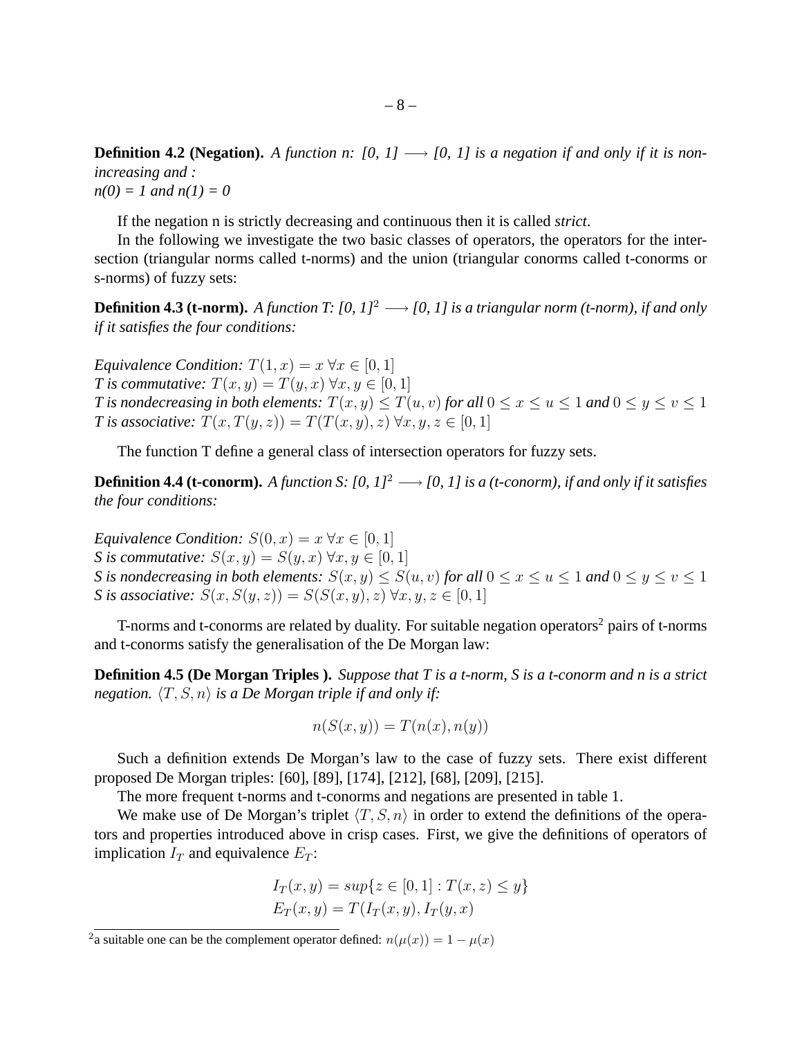**Definition 4.2 (Negation).** *A function n: [0, 1] $\longrightarrow$ [0, 1] is a negation if and only if it is non-increasing and :*
*n(0) = 1 and n(1) = 0*

If the negation n is strictly decreasing and continuous then it is called *strict*.

In the following we investigate the two basic classes of operators, the operators for the intersection (triangular norms called t-norms) and the union (triangular conorms called t-conorms or s-norms) of fuzzy sets:

**Definition 4.3 (t-norm).** *A function T: [0, 1]$^2$ $\longrightarrow$ [0, 1] is a triangular norm (t-norm), if and only if it satisfies the four conditions:*

*Equivalence Condition:* $T(1, x) = x \; \forall x \in [0, 1]$
*T is commutative:* $T(x, y) = T(y, x) \; \forall x, y \in [0, 1]$
*T is nondecreasing in both elements:* $T(x, y) \leq T(u, v)$ *for all* $0 \leq x \leq u \leq 1$ *and* $0 \leq y \leq v \leq 1$
*T is associative:* $T(x, T(y, z)) = T(T(x, y), z) \; \forall x, y, z \in [0, 1]$

The function T define a general class of intersection operators for fuzzy sets.

**Definition 4.4 (t-conorm).** *A function S: [0, 1]$^2$ $\longrightarrow$ [0, 1] is a (t-conorm), if and only if it satisfies the four conditions:*

*Equivalence Condition:* $S(0, x) = x \; \forall x \in [0, 1]$
*S is commutative:* $S(x, y) = S(y, x) \; \forall x, y \in [0, 1]$
*S is nondecreasing in both elements:* $S(x, y) \leq S(u, v)$ *for all* $0 \leq x \leq u \leq 1$ *and* $0 \leq y \leq v \leq 1$
*S is associative:* $S(x, S(y, z)) = S(S(x, y), z) \; \forall x, y, z \in [0, 1]$

T-norms and t-conorms are related by duality. For suitable negation operators[2] pairs of t-norms and t-conorms satisfy the generalisation of the De Morgan law:

**Definition 4.5 (De Morgan Triples ).** *Suppose that T is a t-norm, S is a t-conorm and n is a strict negation.* $\langle T, S, n \rangle$ *is a De Morgan triple if and only if:*

$$n(S(x, y)) = T(n(x), n(y))$$

Such a definition extends De Morgan's law to the case of fuzzy sets. There exist different proposed De Morgan triples: [60], [89], [174], [212], [68], [209], [215].

The more frequent t-norms and t-conorms and negations are presented in table 1.

We make use of De Morgan's triplet $\langle T, S, n \rangle$ in order to extend the definitions of the operators and properties introduced above in crisp cases. First, we give the definitions of operators of implication $I_T$ and equivalence $E_T$:

$$I_T(x, y) = sup\{z \in [0, 1] : T(x, z) \leq y\}$$
$$E_T(x, y) = T(I_T(x, y), I_T(y, x)$$

[2] a suitable one can be the complement operator defined: $n(\mu(x)) = 1 - \mu(x)$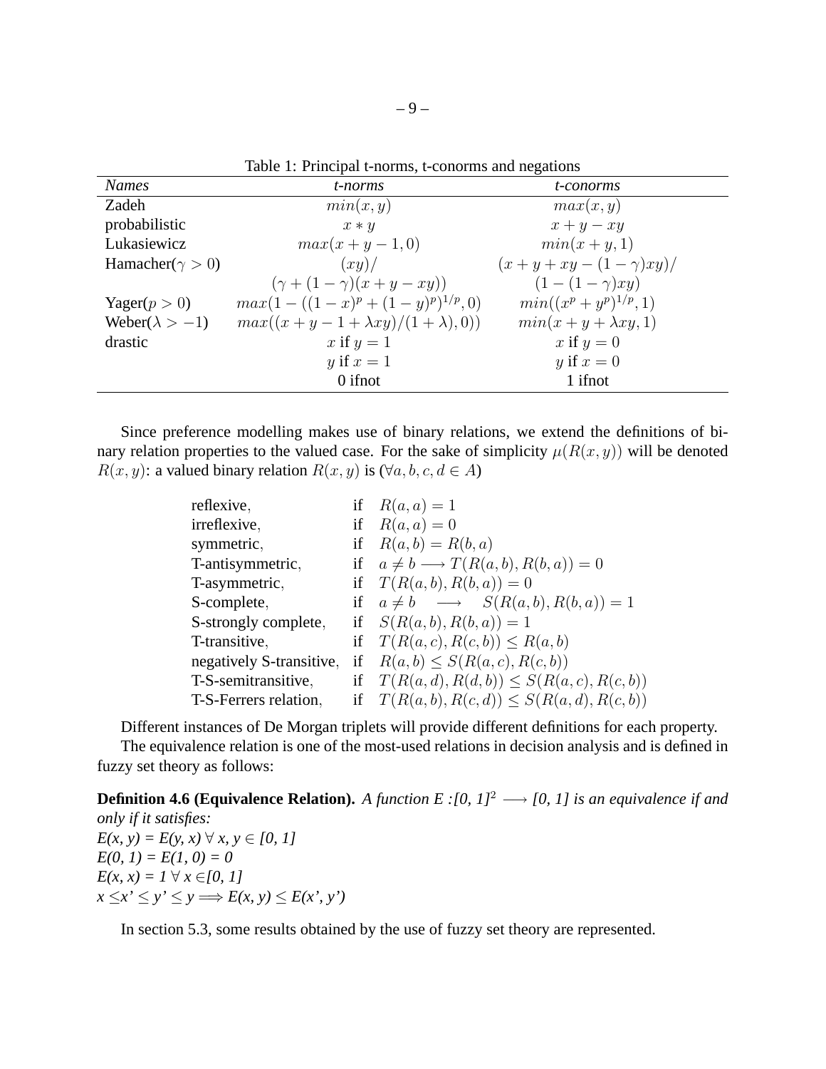Table 1: Principal t-norms, t-conorms and negations

| *Names* | *t-norms* | *t-conorms* |
|---|---|---|
| Zadeh | $min(x, y)$ | $max(x, y)$ |
| probabilistic | $x * y$ | $x + y - xy$ |
| Lukasiewicz | $max(x + y - 1, 0)$ | $min(x + y, 1)$ |
| Hamacher($\gamma > 0$) | $(xy)/$ | $(x + y + xy - (1 - \gamma)xy)/$ |
| | $(\gamma + (1 - \gamma)(x + y - xy))$ | $(1 - (1 - \gamma)xy)$ |
| Yager($p > 0$) | $max(1 - ((1 - x)^p + (1 - y)^p)^{1/p}, 0)$ | $min((x^p + y^p)^{1/p}, 1)$ |
| Weber($\lambda > -1$) | $max((x + y - 1 + \lambda xy)/(1 + \lambda), 0))$ | $min(x + y + \lambda xy, 1)$ |
| drastic | $x$ if $y = 1$ | $x$ if $y = 0$ |
| | $y$ if $x = 1$ | $y$ if $x = 0$ |
| | 0 ifnot | 1 ifnot |

Since preference modelling makes use of binary relations, we extend the definitions of binary relation properties to the valued case. For the sake of simplicity $\mu(R(x, y))$ will be denoted $R(x, y)$: a valued binary relation $R(x, y)$ is ($\forall a, b, c, d \in A$)

| | | |
|---|---|---|
| reflexive, | if | $R(a, a) = 1$ |
| irreflexive, | if | $R(a, a) = 0$ |
| symmetric, | if | $R(a, b) = R(b, a)$ |
| T-antisymmetric, | if | $a \neq b \longrightarrow T(R(a, b), R(b, a)) = 0$ |
| T-asymmetric, | if | $T(R(a, b), R(b, a)) = 0$ |
| S-complete, | if | $a \neq b \quad \longrightarrow \quad S(R(a, b), R(b, a)) = 1$ |
| S-strongly complete, | if | $S(R(a, b), R(b, a)) = 1$ |
| T-transitive, | if | $T(R(a, c), R(c, b)) \leq R(a, b)$ |
| negatively S-transitive, | if | $R(a, b) \leq S(R(a, c), R(c, b))$ |
| T-S-semitransitive, | if | $T(R(a, d), R(d, b)) \leq S(R(a, c), R(c, b))$ |
| T-S-Ferrers relation, | if | $T(R(a, b), R(c, d)) \leq S(R(a, d), R(c, b))$ |

Different instances of De Morgan triplets will provide different definitions for each property.

The equivalence relation is one of the most-used relations in decision analysis and is defined in fuzzy set theory as follows:

**Definition 4.6 (Equivalence Relation).** *A function $E : [0, 1]^2 \longrightarrow [0, 1]$ is an equivalence if and only if it satisfies:*
*$E(x, y) = E(y, x) \; \forall \; x, y \in [0, 1]$*
*$E(0, 1) = E(1, 0) = 0$*
*$E(x, x) = 1 \; \forall \; x \in [0, 1]$*
*$x \leq x' \leq y' \leq y \Longrightarrow E(x, y) \leq E(x', y')$*

In section 5.3, some results obtained by the use of fuzzy set theory are represented.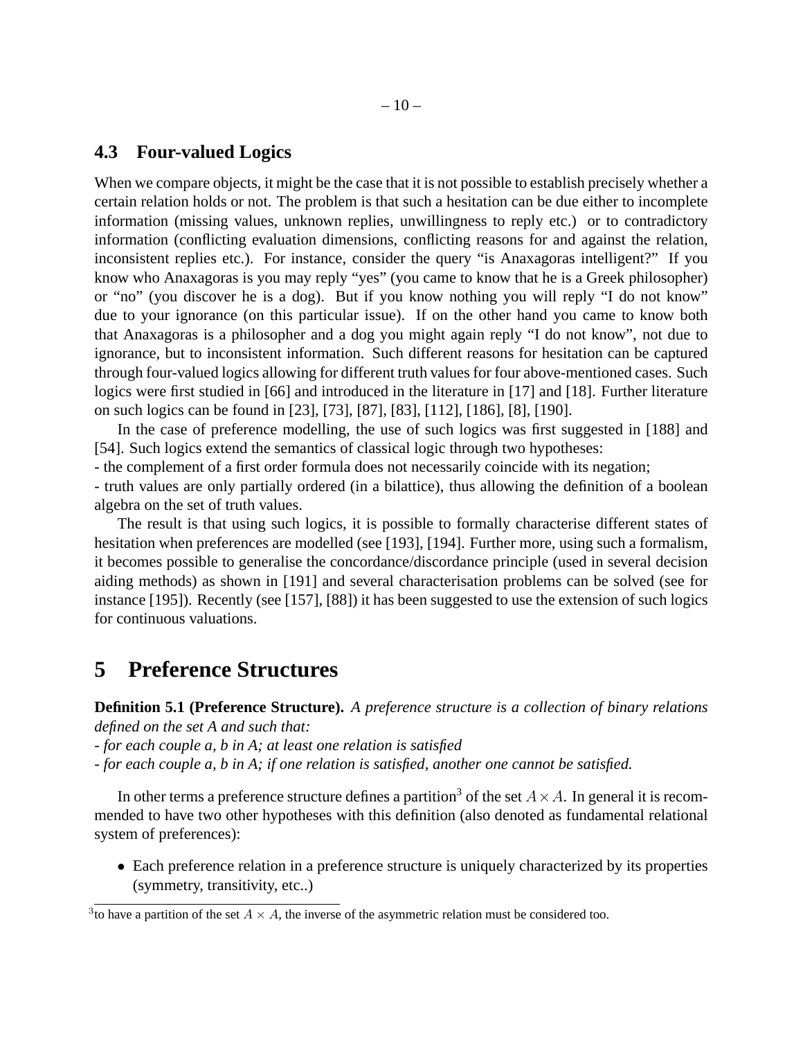### 4.3 Four-valued Logics

When we compare objects, it might be the case that it is not possible to establish precisely whether a certain relation holds or not. The problem is that such a hesitation can be due either to incomplete information (missing values, unknown replies, unwillingness to reply etc.) or to contradictory information (conflicting evaluation dimensions, conflicting reasons for and against the relation, inconsistent replies etc.). For instance, consider the query "is Anaxagoras intelligent?" If you know who Anaxagoras is you may reply "yes" (you came to know that he is a Greek philosopher) or "no" (you discover he is a dog). But if you know nothing you will reply "I do not know" due to your ignorance (on this particular issue). If on the other hand you came to know both that Anaxagoras is a philosopher and a dog you might again reply "I do not know", not due to ignorance, but to inconsistent information. Such different reasons for hesitation can be captured through four-valued logics allowing for different truth values for four above-mentioned cases. Such logics were first studied in [66] and introduced in the literature in [17] and [18]. Further literature on such logics can be found in [23], [73], [87], [83], [112], [186], [8], [190].

In the case of preference modelling, the use of such logics was first suggested in [188] and [54]. Such logics extend the semantics of classical logic through two hypotheses:
- the complement of a first order formula does not necessarily coincide with its negation;
- truth values are only partially ordered (in a bilattice), thus allowing the definition of a boolean algebra on the set of truth values.

The result is that using such logics, it is possible to formally characterise different states of hesitation when preferences are modelled (see [193], [194]. Further more, using such a formalism, it becomes possible to generalise the concordance/discordance principle (used in several decision aiding methods) as shown in [191] and several characterisation problems can be solved (see for instance [195]). Recently (see [157], [88]) it has been suggested to use the extension of such logics for continuous valuations.

## 5 Preference Structures

**Definition 5.1 (Preference Structure).** *A preference structure is a collection of binary relations defined on the set A and such that:*
*- for each couple a, b in A; at least one relation is satisfied*
*- for each couple a, b in A; if one relation is satisfied, another one cannot be satisfied.*

In other terms a preference structure defines a partition[3] of the set $A \times A$. In general it is recommended to have two other hypotheses with this definition (also denoted as fundamental relational system of preferences):

- Each preference relation in a preference structure is uniquely characterized by its properties (symmetry, transitivity, etc..)

[3] to have a partition of the set $A \times A$, the inverse of the asymmetric relation must be considered too.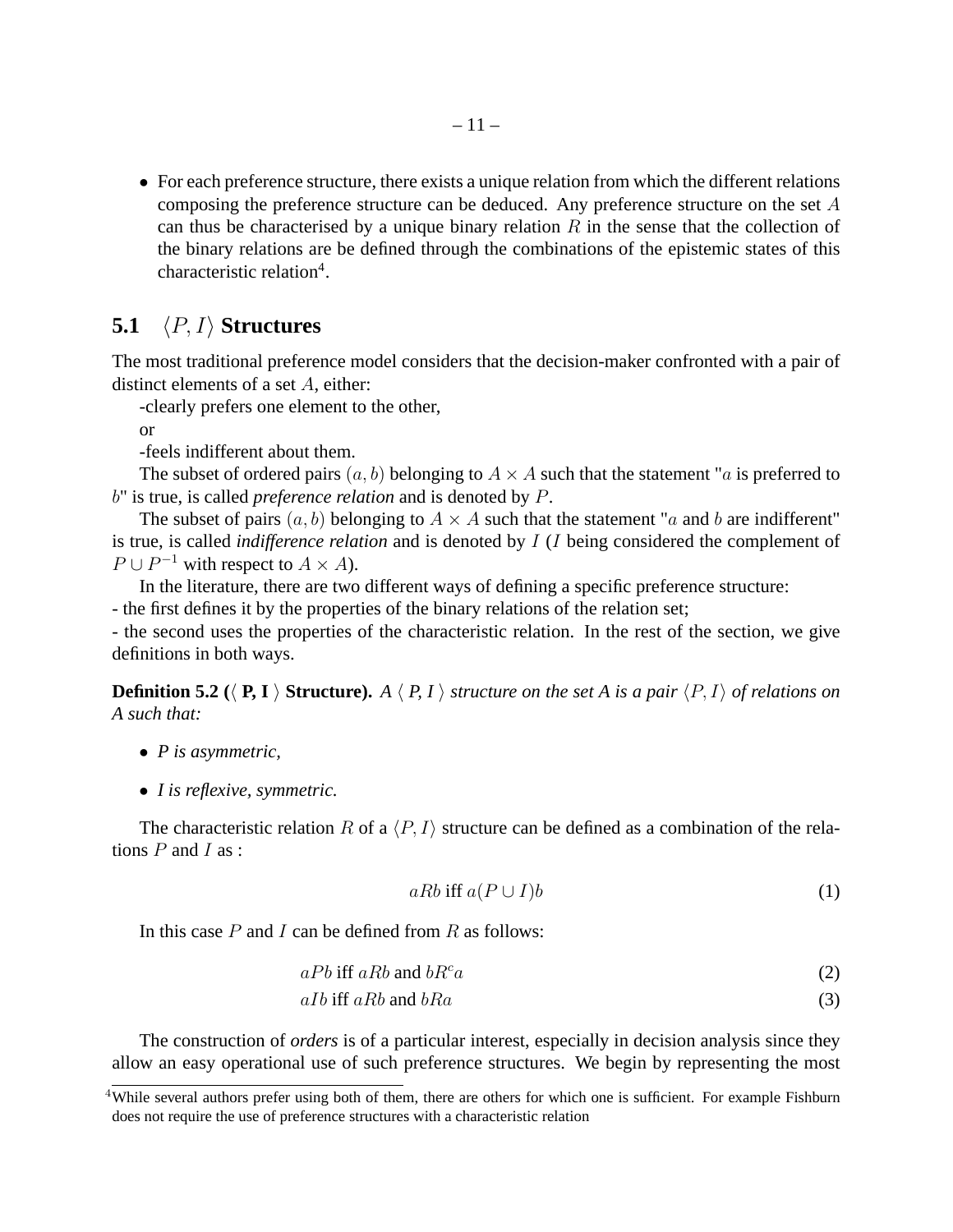- For each preference structure, there exists a unique relation from which the different relations composing the preference structure can be deduced. Any preference structure on the set $A$ can thus be characterised by a unique binary relation $R$ in the sense that the collection of the binary relations are be defined through the combinations of the epistemic states of this characteristic relation[4].

## 5.1 $\langle P, I \rangle$ Structures

The most traditional preference model considers that the decision-maker confronted with a pair of distinct elements of a set $A$, either:

-clearly prefers one element to the other,

or

-feels indifferent about them.

The subset of ordered pairs $(a, b)$ belonging to $A \times A$ such that the statement "$a$ is preferred to $b$" is true, is called *preference relation* and is denoted by $P$.

The subset of pairs $(a, b)$ belonging to $A \times A$ such that the statement "$a$ and $b$ are indifferent" is true, is called *indifference relation* and is denoted by $I$ ($I$ being considered the complement of $P \cup P^{-1}$ with respect to $A \times A$).

In the literature, there are two different ways of defining a specific preference structure:

- the first defines it by the properties of the binary relations of the relation set;

- the second uses the properties of the characteristic relation. In the rest of the section, we give definitions in both ways.

**Definition 5.2 (⟨ P, I ⟩ Structure).** *A ⟨ P, I ⟩ structure on the set A is a pair $\langle P, I \rangle$ of relations on A such that:*

- *P is asymmetric,*
- *I is reflexive, symmetric.*

The characteristic relation $R$ of a $\langle P, I \rangle$ structure can be defined as a combination of the relations $P$ and $I$ as :

$$aRb \text{ iff } a(P \cup I)b \tag{1}$$

In this case $P$ and $I$ can be defined from $R$ as follows:

$$aPb \text{ iff } aRb \text{ and } bR^c a \tag{2}$$

$$aIb \text{ iff } aRb \text{ and } bRa \tag{3}$$

The construction of *orders* is of a particular interest, especially in decision analysis since they allow an easy operational use of such preference structures. We begin by representing the most

[4] While several authors prefer using both of them, there are others for which one is sufficient. For example Fishburn does not require the use of preference structures with a characteristic relation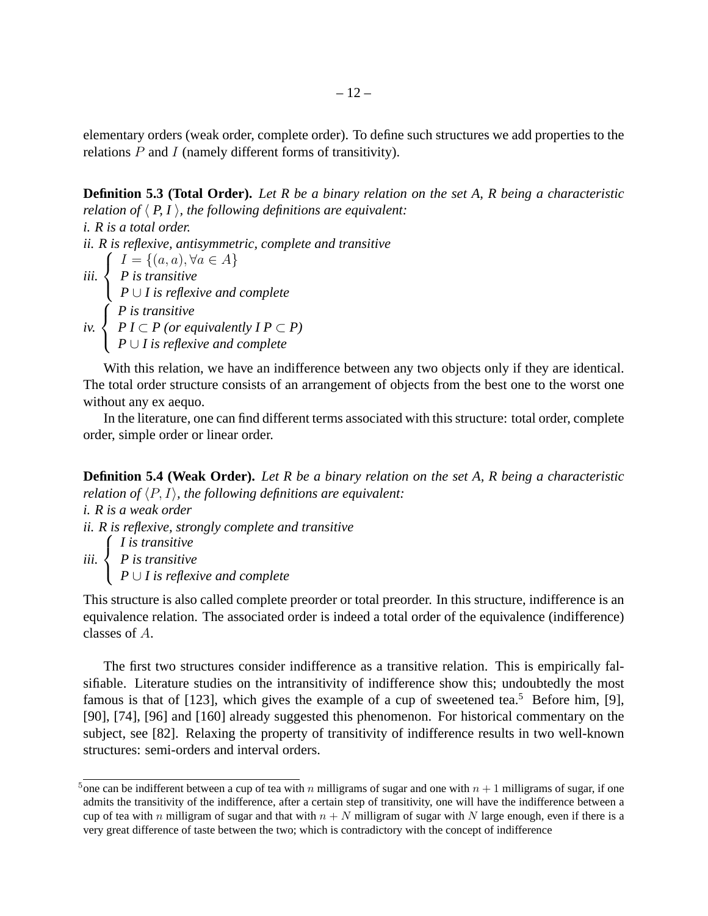elementary orders (weak order, complete order). To define such structures we add properties to the relations $P$ and $I$ (namely different forms of transitivity).

**Definition 5.3 (Total Order).** *Let R be a binary relation on the set A, R being a characteristic relation of ⟨ P, I ⟩, the following definitions are equivalent:*
*i. R is a total order.*
*ii. R is reflexive, antisymmetric, complete and transitive*
*iii.* $\begin{cases} I = \{(a,a), \forall a \in A\} \\ P \text{ is transitive} \\ P \cup I \text{ is reflexive and complete} \end{cases}$
*iv.* $\begin{cases} P \text{ is transitive} \\ P\, I \subset P \text{ (or equivalently } I\, P \subset P) \\ P \cup I \text{ is reflexive and complete} \end{cases}$

With this relation, we have an indifference between any two objects only if they are identical. The total order structure consists of an arrangement of objects from the best one to the worst one without any ex aequo.

In the literature, one can find different terms associated with this structure: total order, complete order, simple order or linear order.

**Definition 5.4 (Weak Order).** *Let R be a binary relation on the set A, R being a characteristic relation of $\langle P, I \rangle$, the following definitions are equivalent:*
*i. R is a weak order*
*ii. R is reflexive, strongly complete and transitive*
*iii.* $\begin{cases} I \text{ is transitive} \\ P \text{ is transitive} \\ P \cup I \text{ is reflexive and complete} \end{cases}$

This structure is also called complete preorder or total preorder. In this structure, indifference is an equivalence relation. The associated order is indeed a total order of the equivalence (indifference) classes of $A$.

The first two structures consider indifference as a transitive relation. This is empirically falsifiable. Literature studies on the intransitivity of indifference show this; undoubtedly the most famous is that of [123], which gives the example of a cup of sweetened tea.[5] Before him, [9], [90], [74], [96] and [160] already suggested this phenomenon. For historical commentary on the subject, see [82]. Relaxing the property of transitivity of indifference results in two well-known structures: semi-orders and interval orders.

[5] one can be indifferent between a cup of tea with $n$ milligrams of sugar and one with $n+1$ milligrams of sugar, if one admits the transitivity of the indifference, after a certain step of transitivity, one will have the indifference between a cup of tea with $n$ milligram of sugar and that with $n+N$ milligram of sugar with $N$ large enough, even if there is a very great difference of taste between the two; which is contradictory with the concept of indifference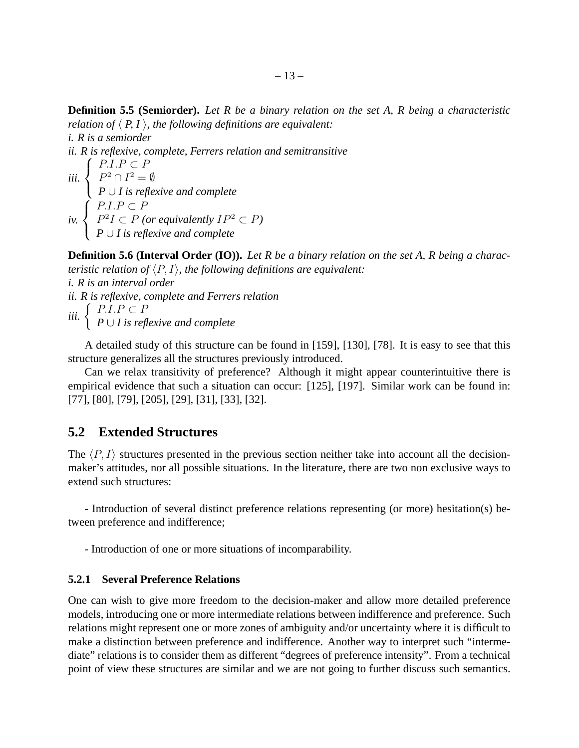**Definition 5.5 (Semiorder).** *Let R be a binary relation on the set A, R being a characteristic relation of ⟨ P, I ⟩, the following definitions are equivalent:*

*i. R is a semiorder*

*ii. R is reflexive, complete, Ferrers relation and semitransitive*

*iii.* $\begin{cases} P.I.P \subset P \\ P^2 \cap I^2 = \emptyset \\ P \cup I \text{ is reflexive and complete} \end{cases}$

*iv.* $\begin{cases} P.I.P \subset P \\ P^2 I \subset P \text{ (or equivalently } IP^2 \subset P) \\ P \cup I \text{ is reflexive and complete} \end{cases}$

**Definition 5.6 (Interval Order (IO)).** *Let R be a binary relation on the set A, R being a characteristic relation of $\langle P, I \rangle$, the following definitions are equivalent:*

*i. R is an interval order*

*ii. R is reflexive, complete and Ferrers relation*

*iii.* $\begin{cases} P.I.P \subset P \\ P \cup I \text{ is reflexive and complete} \end{cases}$

A detailed study of this structure can be found in [159], [130], [78]. It is easy to see that this structure generalizes all the structures previously introduced.

Can we relax transitivity of preference? Although it might appear counterintuitive there is empirical evidence that such a situation can occur: [125], [197]. Similar work can be found in: [77], [80], [79], [205], [29], [31], [33], [32].

## 5.2 Extended Structures

The $\langle P, I \rangle$ structures presented in the previous section neither take into account all the decision-maker's attitudes, nor all possible situations. In the literature, there are two non exclusive ways to extend such structures:

- Introduction of several distinct preference relations representing (or more) hesitation(s) between preference and indifference;

- Introduction of one or more situations of incomparability.

### 5.2.1 Several Preference Relations

One can wish to give more freedom to the decision-maker and allow more detailed preference models, introducing one or more intermediate relations between indifference and preference. Such relations might represent one or more zones of ambiguity and/or uncertainty where it is difficult to make a distinction between preference and indifference. Another way to interpret such "intermediate" relations is to consider them as different "degrees of preference intensity". From a technical point of view these structures are similar and we are not going to further discuss such semantics.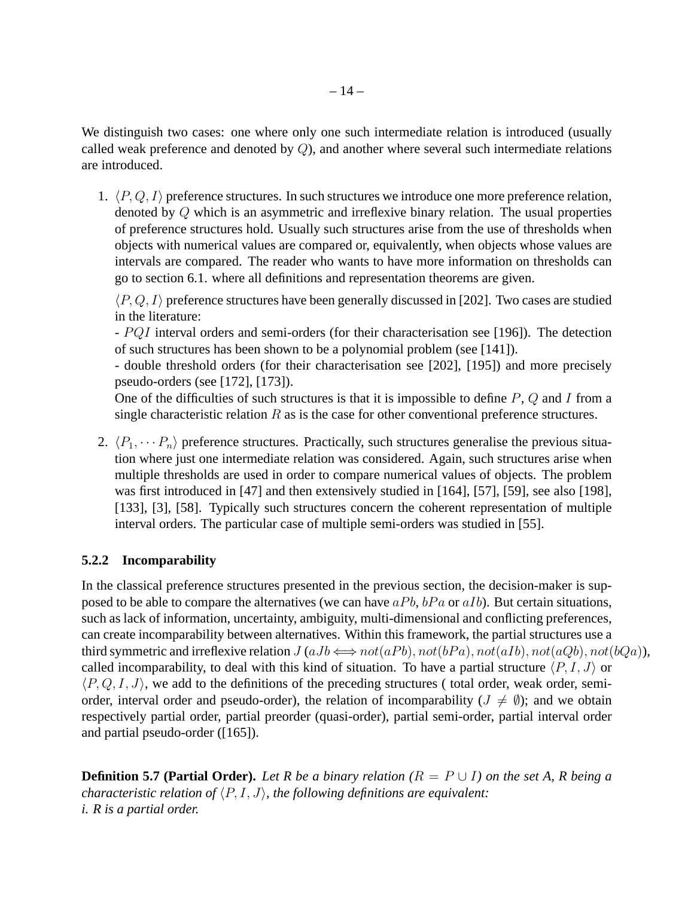We distinguish two cases: one where only one such intermediate relation is introduced (usually called weak preference and denoted by $Q$), and another where several such intermediate relations are introduced.

1. $\langle P, Q, I \rangle$ preference structures. In such structures we introduce one more preference relation, denoted by $Q$ which is an asymmetric and irreflexive binary relation. The usual properties of preference structures hold. Usually such structures arise from the use of thresholds when objects with numerical values are compared or, equivalently, when objects whose values are intervals are compared. The reader who wants to have more information on thresholds can go to section 6.1. where all definitions and representation theorems are given.

   $\langle P, Q, I \rangle$ preference structures have been generally discussed in [202]. Two cases are studied in the literature:
   - $PQI$ interval orders and semi-orders (for their characterisation see [196]). The detection of such structures has been shown to be a polynomial problem (see [141]).
   - double threshold orders (for their characterisation see [202], [195]) and more precisely pseudo-orders (see [172], [173]).

   One of the difficulties of such structures is that it is impossible to define $P$, $Q$ and $I$ from a single characteristic relation $R$ as is the case for other conventional preference structures.

2. $\langle P_1, \cdots P_n \rangle$ preference structures. Practically, such structures generalise the previous situation where just one intermediate relation was considered. Again, such structures arise when multiple thresholds are used in order to compare numerical values of objects. The problem was first introduced in [47] and then extensively studied in [164], [57], [59], see also [198], [133], [3], [58]. Typically such structures concern the coherent representation of multiple interval orders. The particular case of multiple semi-orders was studied in [55].

### 5.2.2 Incomparability

In the classical preference structures presented in the previous section, the decision-maker is supposed to be able to compare the alternatives (we can have $aPb$, $bPa$ or $aIb$). But certain situations, such as lack of information, uncertainty, ambiguity, multi-dimensional and conflicting preferences, can create incomparability between alternatives. Within this framework, the partial structures use a third symmetric and irreflexive relation $J$ ($aJb \Longleftrightarrow not(aPb), not(bPa), not(aIb), not(aQb), not(bQa)$), called incomparability, to deal with this kind of situation. To have a partial structure $\langle P, I, J \rangle$ or $\langle P, Q, I, J \rangle$, we add to the definitions of the preceding structures ( total order, weak order, semi-order, interval order and pseudo-order), the relation of incomparability ($J \neq \emptyset$); and we obtain respectively partial order, partial preorder (quasi-order), partial semi-order, partial interval order and partial pseudo-order ([165]).

**Definition 5.7 (Partial Order).** *Let R be a binary relation ($R = P \cup I$) on the set A, R being a characteristic relation of $\langle P, I, J \rangle$, the following definitions are equivalent:*
*i. R is a partial order.*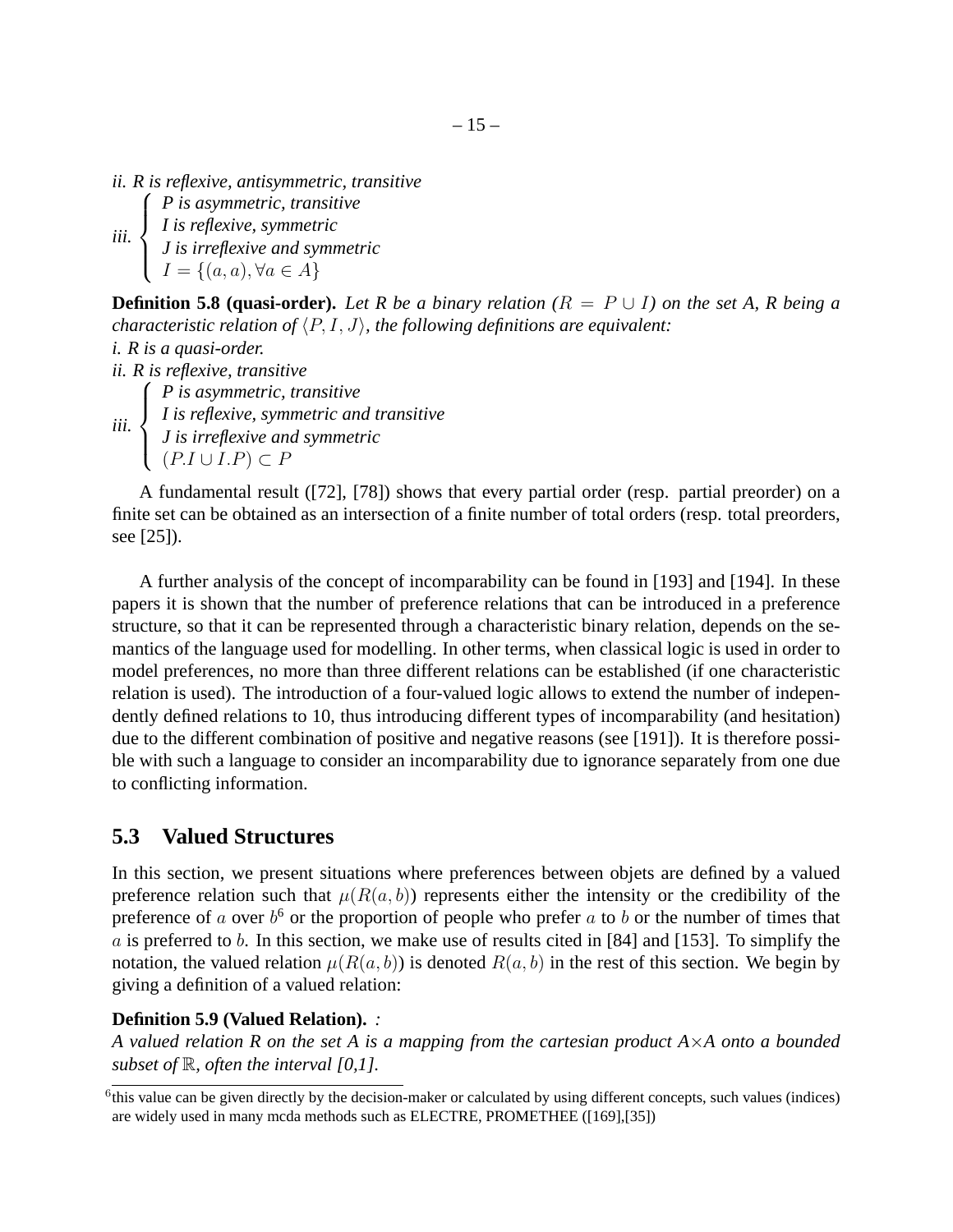*ii. R is reflexive, antisymmetric, transitive*

*iii.* $\begin{cases} \textit{P is asymmetric, transitive} \\ \textit{I is reflexive, symmetric} \\ \textit{J is irreflexive and symmetric} \\ I = \{(a,a), \forall a \in A\} \end{cases}$

**Definition 5.8 (quasi-order).** *Let R be a binary relation ($R = P \cup I$) on the set A, R being a characteristic relation of $\langle P, I, J \rangle$, the following definitions are equivalent:*
*i. R is a quasi-order.*
*ii. R is reflexive, transitive*

*iii.* $\begin{cases} \textit{P is asymmetric, transitive} \\ \textit{I is reflexive, symmetric and transitive} \\ \textit{J is irreflexive and symmetric} \\ (P.I \cup I.P) \subset P \end{cases}$

A fundamental result ([72], [78]) shows that every partial order (resp. partial preorder) on a finite set can be obtained as an intersection of a finite number of total orders (resp. total preorders, see [25]).

A further analysis of the concept of incomparability can be found in [193] and [194]. In these papers it is shown that the number of preference relations that can be introduced in a preference structure, so that it can be represented through a characteristic binary relation, depends on the semantics of the language used for modelling. In other terms, when classical logic is used in order to model preferences, no more than three different relations can be established (if one characteristic relation is used). The introduction of a four-valued logic allows to extend the number of independently defined relations to 10, thus introducing different types of incomparability (and hesitation) due to the different combination of positive and negative reasons (see [191]). It is therefore possible with such a language to consider an incomparability due to ignorance separately from one due to conflicting information.

## 5.3 Valued Structures

In this section, we present situations where preferences between objets are defined by a valued preference relation such that $\mu(R(a,b))$ represents either the intensity or the credibility of the preference of $a$ over $b$[6] or the proportion of people who prefer $a$ to $b$ or the number of times that $a$ is preferred to $b$. In this section, we make use of results cited in [84] and [153]. To simplify the notation, the valued relation $\mu(R(a,b))$ is denoted $R(a,b)$ in the rest of this section. We begin by giving a definition of a valued relation:

**Definition 5.9 (Valued Relation).** *:*
*A valued relation R on the set A is a mapping from the cartesian product $A \times A$ onto a bounded subset of $\mathbb{R}$, often the interval [0,1].*

[6] this value can be given directly by the decision-maker or calculated by using different concepts, such values (indices) are widely used in many mcda methods such as ELECTRE, PROMETHEE ([169],[35])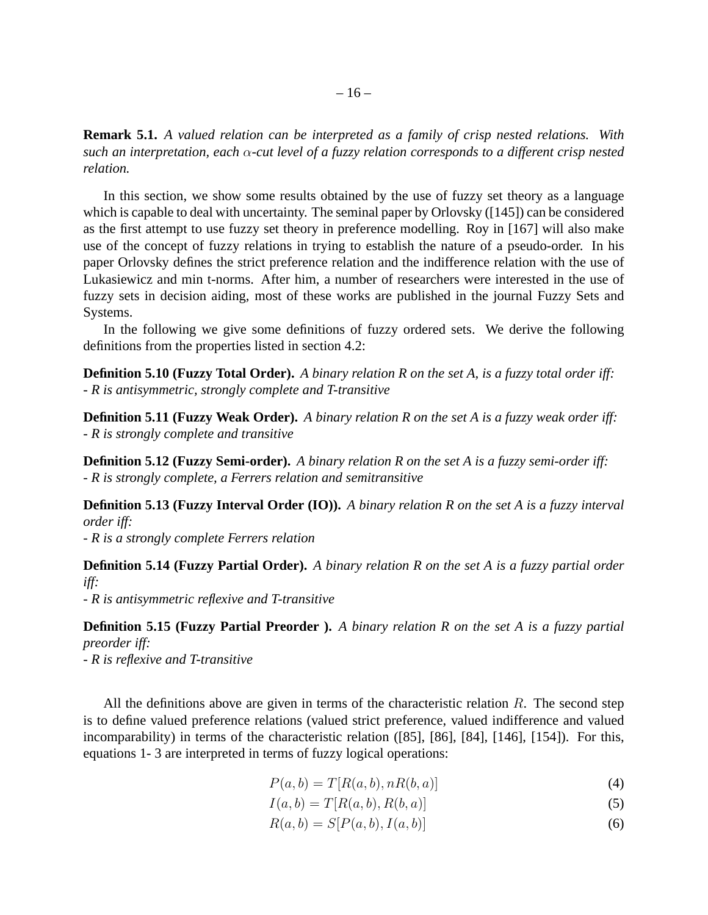**Remark 5.1.** *A valued relation can be interpreted as a family of crisp nested relations. With such an interpretation, each $\alpha$-cut level of a fuzzy relation corresponds to a different crisp nested relation.*

In this section, we show some results obtained by the use of fuzzy set theory as a language which is capable to deal with uncertainty. The seminal paper by Orlovsky ([145]) can be considered as the first attempt to use fuzzy set theory in preference modelling. Roy in [167] will also make use of the concept of fuzzy relations in trying to establish the nature of a pseudo-order. In his paper Orlovsky defines the strict preference relation and the indifference relation with the use of Lukasiewicz and min t-norms. After him, a number of researchers were interested in the use of fuzzy sets in decision aiding, most of these works are published in the journal Fuzzy Sets and Systems.

In the following we give some definitions of fuzzy ordered sets. We derive the following definitions from the properties listed in section 4.2:

**Definition 5.10 (Fuzzy Total Order).** *A binary relation R on the set A, is a fuzzy total order iff:*
*- R is antisymmetric, strongly complete and T-transitive*

**Definition 5.11 (Fuzzy Weak Order).** *A binary relation R on the set A is a fuzzy weak order iff:*
*- R is strongly complete and transitive*

**Definition 5.12 (Fuzzy Semi-order).** *A binary relation R on the set A is a fuzzy semi-order iff:*
*- R is strongly complete, a Ferrers relation and semitransitive*

**Definition 5.13 (Fuzzy Interval Order (IO)).** *A binary relation R on the set A is a fuzzy interval order iff:*
*- R is a strongly complete Ferrers relation*

**Definition 5.14 (Fuzzy Partial Order).** *A binary relation R on the set A is a fuzzy partial order iff:*
*- R is antisymmetric reflexive and T-transitive*

**Definition 5.15 (Fuzzy Partial Preorder ).** *A binary relation R on the set A is a fuzzy partial preorder iff:*
*- R is reflexive and T-transitive*

All the definitions above are given in terms of the characteristic relation $R$. The second step is to define valued preference relations (valued strict preference, valued indifference and valued incomparability) in terms of the characteristic relation ([85], [86], [84], [146], [154]). For this, equations 1- 3 are interpreted in terms of fuzzy logical operations:

$$P(a,b) = T[R(a,b), nR(b,a)] \tag{4}$$

$$I(a,b) = T[R(a,b), R(b,a)] \tag{5}$$

$$R(a,b) = S[P(a,b), I(a,b)] \tag{6}$$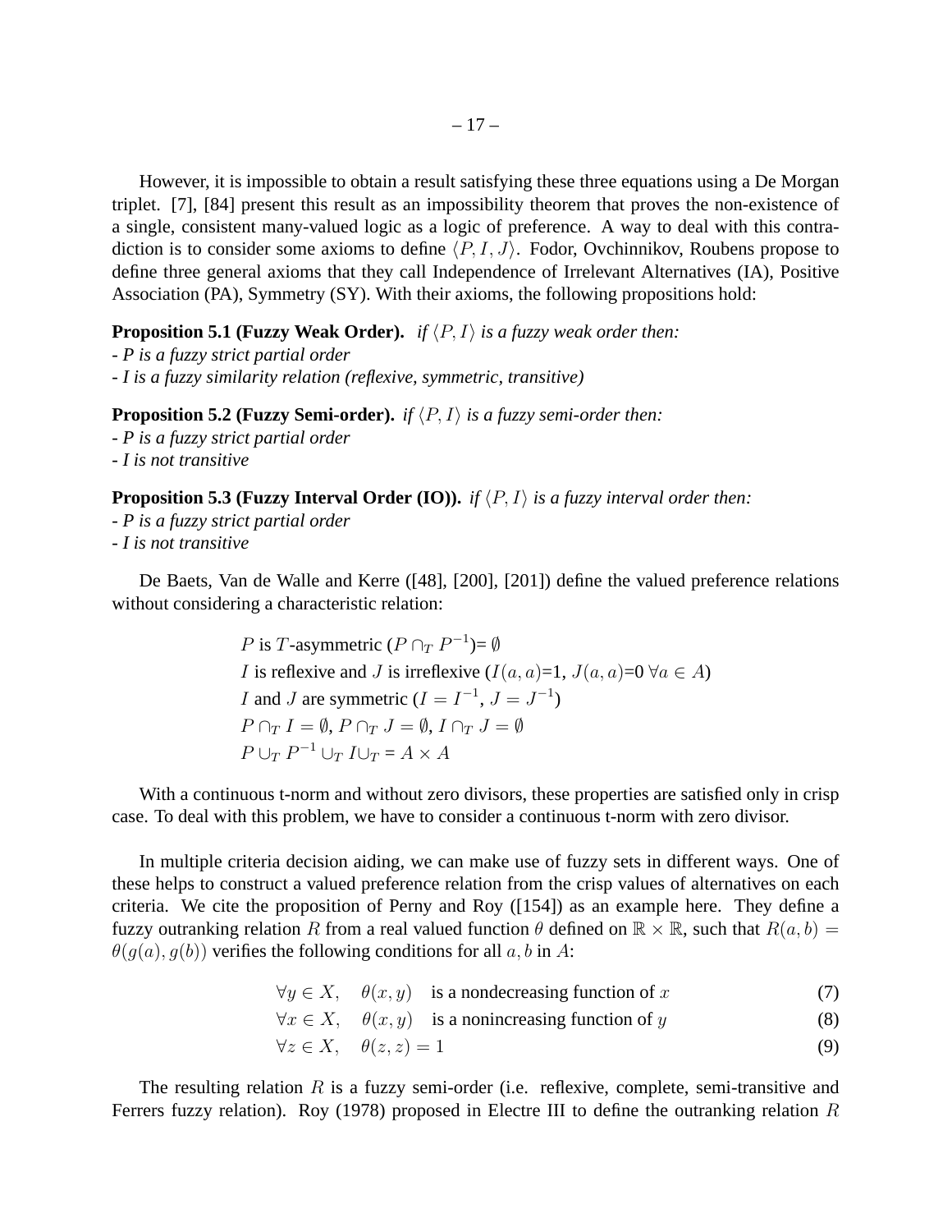However, it is impossible to obtain a result satisfying these three equations using a De Morgan triplet. [7], [84] present this result as an impossibility theorem that proves the non-existence of a single, consistent many-valued logic as a logic of preference. A way to deal with this contradiction is to consider some axioms to define $\langle P, I, J \rangle$. Fodor, Ovchinnikov, Roubens propose to define three general axioms that they call Independence of Irrelevant Alternatives (IA), Positive Association (PA), Symmetry (SY). With their axioms, the following propositions hold:

**Proposition 5.1 (Fuzzy Weak Order).** *if $\langle P, I \rangle$ is a fuzzy weak order then:*
*- P is a fuzzy strict partial order*
*- I is a fuzzy similarity relation (reflexive, symmetric, transitive)*

**Proposition 5.2 (Fuzzy Semi-order).** *if $\langle P, I \rangle$ is a fuzzy semi-order then:*
*- P is a fuzzy strict partial order*
*- I is not transitive*

**Proposition 5.3 (Fuzzy Interval Order (IO)).** *if $\langle P, I \rangle$ is a fuzzy interval order then:*
*- P is a fuzzy strict partial order*
*- I is not transitive*

De Baets, Van de Walle and Kerre ([48], [200], [201]) define the valued preference relations without considering a characteristic relation:

$P$ is $T$-asymmetric ($P \cap_T P^{-1}$)= $\emptyset$
$I$ is reflexive and $J$ is irreflexive ($I(a,a)$=1, $J(a,a)$=0 $\forall a \in A$)
$I$ and $J$ are symmetric ($I = I^{-1}$, $J = J^{-1}$)
$P \cap_T I = \emptyset$, $P \cap_T J = \emptyset$, $I \cap_T J = \emptyset$
$P \cup_T P^{-1} \cup_T I \cup_T$ = $A \times A$

With a continuous t-norm and without zero divisors, these properties are satisfied only in crisp case. To deal with this problem, we have to consider a continuous t-norm with zero divisor.

In multiple criteria decision aiding, we can make use of fuzzy sets in different ways. One of these helps to construct a valued preference relation from the crisp values of alternatives on each criteria. We cite the proposition of Perny and Roy ([154]) as an example here. They define a fuzzy outranking relation $R$ from a real valued function $\theta$ defined on $\mathbb{R} \times \mathbb{R}$, such that $R(a,b) = \theta(g(a), g(b))$ verifies the following conditions for all $a, b$ in $A$:

$$\forall y \in X, \quad \theta(x,y) \quad \text{is a nondecreasing function of } x \tag{7}$$

$$\forall x \in X, \quad \theta(x,y) \quad \text{is a nonincreasing function of } y \tag{8}$$

$$\forall z \in X, \quad \theta(z,z) = 1 \tag{9}$$

The resulting relation $R$ is a fuzzy semi-order (i.e. reflexive, complete, semi-transitive and Ferrers fuzzy relation). Roy (1978) proposed in Electre III to define the outranking relation $R$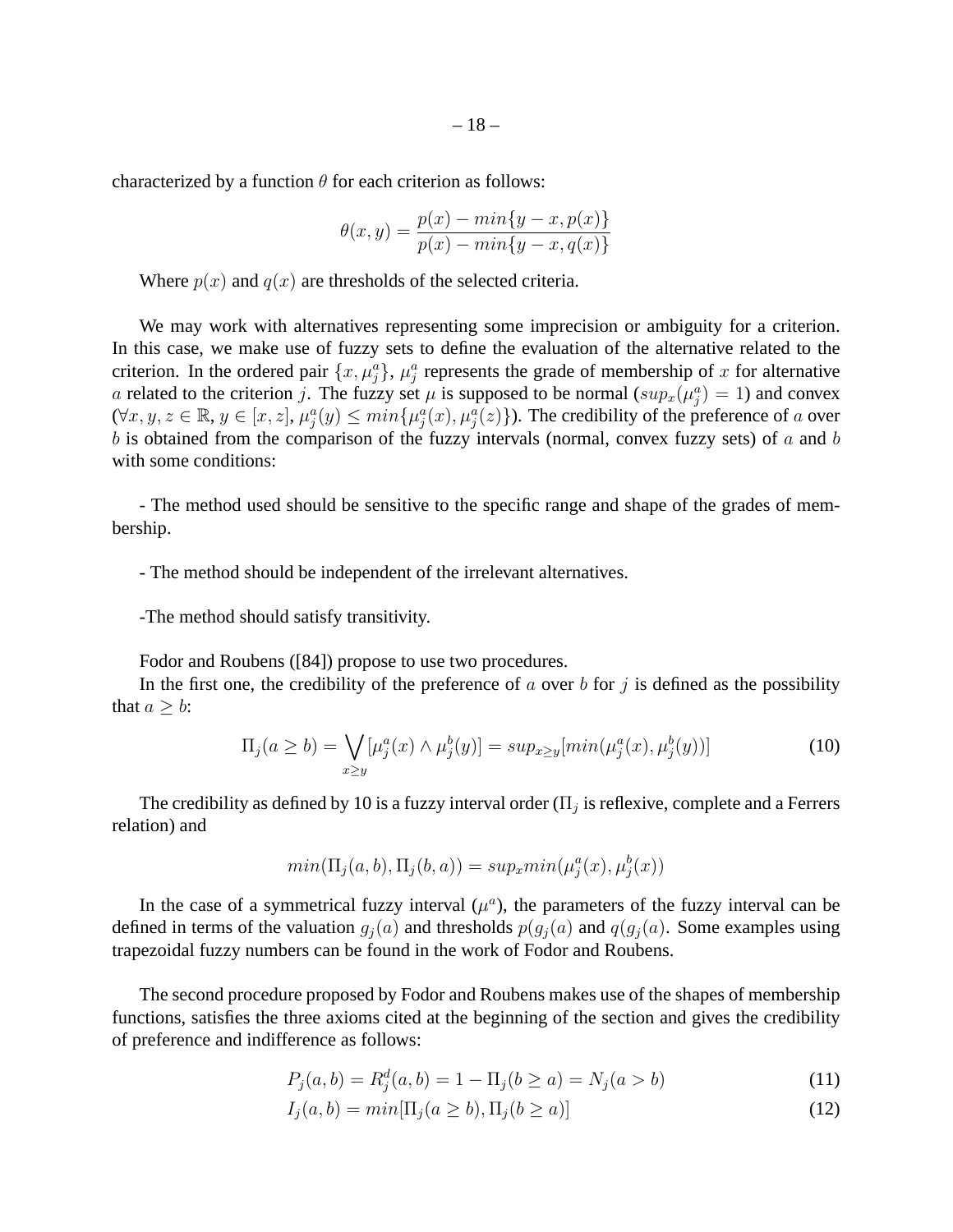characterized by a function $\theta$ for each criterion as follows:

$$\theta(x, y) = \frac{p(x) - min\{y - x, p(x)\}}{p(x) - min\{y - x, q(x)\}}$$

Where $p(x)$ and $q(x)$ are thresholds of the selected criteria.

We may work with alternatives representing some imprecision or ambiguity for a criterion. In this case, we make use of fuzzy sets to define the evaluation of the alternative related to the criterion. In the ordered pair $\{x, \mu_j^a\}$, $\mu_j^a$ represents the grade of membership of $x$ for alternative $a$ related to the criterion $j$. The fuzzy set $\mu$ is supposed to be normal ($sup_x(\mu_j^a) = 1$) and convex ($\forall x, y, z \in \mathbb{R}$, $y \in [x, z]$, $\mu_j^a(y) \leq min\{\mu_j^a(x), \mu_j^a(z)\}$). The credibility of the preference of $a$ over $b$ is obtained from the comparison of the fuzzy intervals (normal, convex fuzzy sets) of $a$ and $b$ with some conditions:

- The method used should be sensitive to the specific range and shape of the grades of membership.

- The method should be independent of the irrelevant alternatives.

-The method should satisfy transitivity.

Fodor and Roubens ([84]) propose to use two procedures.

In the first one, the credibility of the preference of $a$ over $b$ for $j$ is defined as the possibility that $a \geq b$:

$$\Pi_j(a \geq b) = \bigvee_{x \geq y} [\mu_j^a(x) \wedge \mu_j^b(y)] = sup_{x \geq y}[min(\mu_j^a(x), \mu_j^b(y))] \tag{10}$$

The credibility as defined by 10 is a fuzzy interval order ($\Pi_j$ is reflexive, complete and a Ferrers relation) and

$$min(\Pi_j(a, b), \Pi_j(b, a)) = sup_x min(\mu_j^a(x), \mu_j^b(x))$$

In the case of a symmetrical fuzzy interval ($\mu^a$), the parameters of the fuzzy interval can be defined in terms of the valuation $g_j(a)$ and thresholds $p(g_j(a)$ and $q(g_j(a)$. Some examples using trapezoidal fuzzy numbers can be found in the work of Fodor and Roubens.

The second procedure proposed by Fodor and Roubens makes use of the shapes of membership functions, satisfies the three axioms cited at the beginning of the section and gives the credibility of preference and indifference as follows:

$$P_j(a, b) = R_j^d(a, b) = 1 - \Pi_j(b \geq a) = N_j(a > b) \tag{11}$$

$$I_j(a, b) = min[\Pi_j(a \geq b), \Pi_j(b \geq a)] \tag{12}$$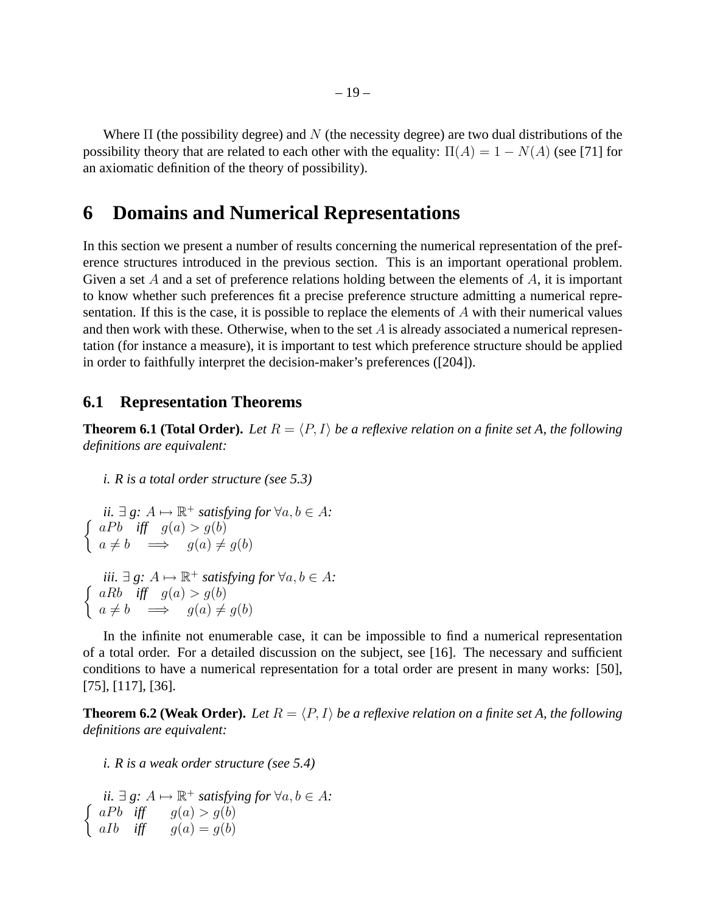Where $\Pi$ (the possibility degree) and $N$ (the necessity degree) are two dual distributions of the possibility theory that are related to each other with the equality: $\Pi(A) = 1 - N(A)$ (see [71] for an axiomatic definition of the theory of possibility).

# 6 Domains and Numerical Representations

In this section we present a number of results concerning the numerical representation of the preference structures introduced in the previous section. This is an important operational problem. Given a set $A$ and a set of preference relations holding between the elements of $A$, it is important to know whether such preferences fit a precise preference structure admitting a numerical representation. If this is the case, it is possible to replace the elements of $A$ with their numerical values and then work with these. Otherwise, when to the set $A$ is already associated a numerical representation (for instance a measure), it is important to test which preference structure should be applied in order to faithfully interpret the decision-maker's preferences ([204]).

## 6.1 Representation Theorems

**Theorem 6.1 (Total Order).** *Let $R = \langle P, I \rangle$ be a reflexive relation on a finite set A, the following definitions are equivalent:*

*i. R is a total order structure (see 5.3)*

*ii. $\exists$ g: $A \mapsto \mathbb{R}^+$ satisfying for $\forall a, b \in A$:*

$$\begin{cases} aPb \quad \textit{iff} \quad g(a) > g(b) \\ a \neq b \quad \Longrightarrow \quad g(a) \neq g(b) \end{cases}$$

*iii. $\exists$ g: $A \mapsto \mathbb{R}^+$ satisfying for $\forall a, b \in A$:*

$$\begin{cases} aRb \quad \textit{iff} \quad g(a) > g(b) \\ a \neq b \quad \Longrightarrow \quad g(a) \neq g(b) \end{cases}$$

In the infinite not enumerable case, it can be impossible to find a numerical representation of a total order. For a detailed discussion on the subject, see [16]. The necessary and sufficient conditions to have a numerical representation for a total order are present in many works: [50], [75], [117], [36].

**Theorem 6.2 (Weak Order).** *Let $R = \langle P, I \rangle$ be a reflexive relation on a finite set A, the following definitions are equivalent:*

*i. R is a weak order structure (see 5.4)*

*ii. $\exists$ g: $A \mapsto \mathbb{R}^+$ satisfying for $\forall a, b \in A$:*

$$\begin{cases} aPb \quad \textit{iff} \quad g(a) > g(b) \\ aIb \quad \textit{iff} \quad g(a) = g(b) \end{cases}$$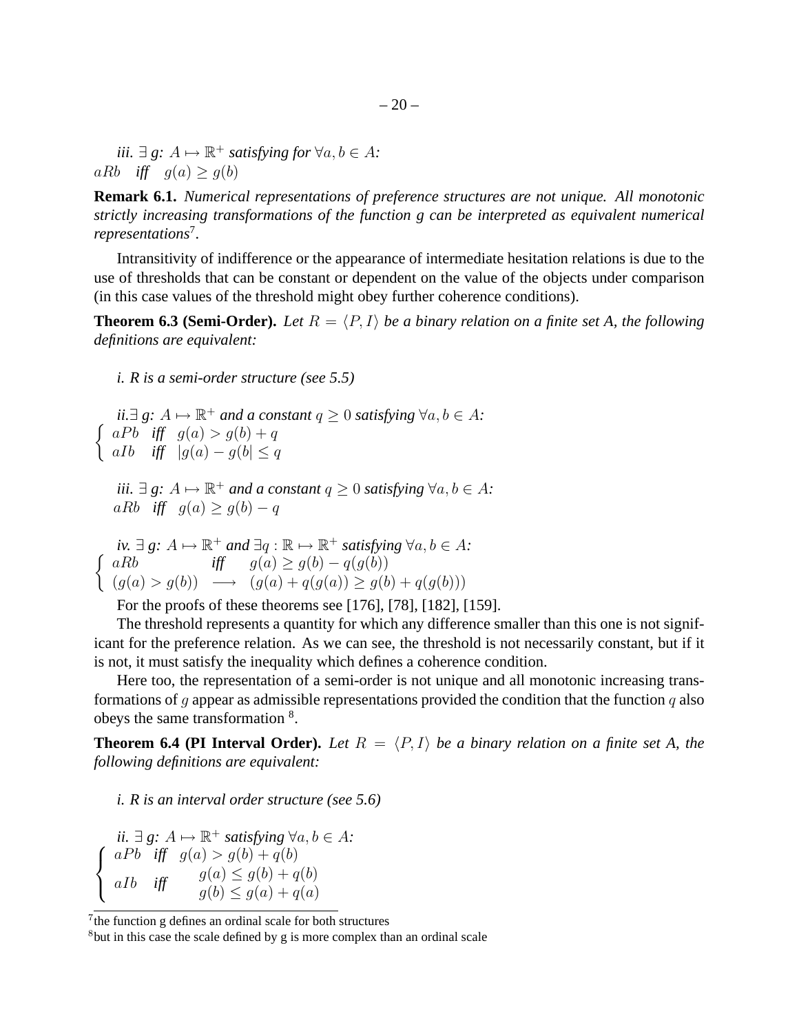*iii.* $\exists$ *g:* $A \mapsto \mathbb{R}^+$ *satisfying for* $\forall a, b \in A$:
$aRb$ *iff* $g(a) \geq g(b)$

**Remark 6.1.** *Numerical representations of preference structures are not unique. All monotonic strictly increasing transformations of the function g can be interpreted as equivalent numerical representations*[7].

Intransitivity of indifference or the appearance of intermediate hesitation relations is due to the use of thresholds that can be constant or dependent on the value of the objects under comparison (in this case values of the threshold might obey further coherence conditions).

**Theorem 6.3 (Semi-Order).** *Let* $R = \langle P, I \rangle$ *be a binary relation on a finite set A, the following definitions are equivalent:*

*i. R is a semi-order structure (see 5.5)*

*ii.* $\exists$ *g:* $A \mapsto \mathbb{R}^+$ *and a constant* $q \geq 0$ *satisfying* $\forall a, b \in A$:

$$\begin{cases} aPb \quad \textit{iff} \quad g(a) > g(b) + q \\ aIb \quad \textit{iff} \quad |g(a) - g(b| \leq q \end{cases}$$

*iii.* $\exists$ *g:* $A \mapsto \mathbb{R}^+$ *and a constant* $q \geq 0$ *satisfying* $\forall a, b \in A$:
$aRb$ *iff* $g(a) \geq g(b) - q$

*iv.* $\exists$ *g:* $A \mapsto \mathbb{R}^+$ *and* $\exists q : \mathbb{R} \mapsto \mathbb{R}^+$ *satisfying* $\forall a, b \in A$:

$$\begin{cases} aRb \qquad\qquad \textit{iff} \quad g(a) \geq g(b) - q(g(b)) \\ (g(a) > g(b)) \quad \longrightarrow \quad (g(a) + q(g(a)) \geq g(b) + q(g(b))) \end{cases}$$

For the proofs of these theorems see [176], [78], [182], [159].

The threshold represents a quantity for which any difference smaller than this one is not significant for the preference relation. As we can see, the threshold is not necessarily constant, but if it is not, it must satisfy the inequality which defines a coherence condition.

Here too, the representation of a semi-order is not unique and all monotonic increasing transformations of $g$ appear as admissible representations provided the condition that the function $q$ also obeys the same transformation [8].

**Theorem 6.4 (PI Interval Order).** *Let* $R = \langle P, I \rangle$ *be a binary relation on a finite set A, the following definitions are equivalent:*

*i. R is an interval order structure (see 5.6)*

*ii.* $\exists$ *g:* $A \mapsto \mathbb{R}^+$ *satisfying* $\forall a, b \in A$:

$$\begin{cases} aPb \quad \textit{iff} \quad g(a) > g(b) + q(b) \\ aIb \quad \textit{iff} \quad \begin{array}{l} g(a) \leq g(b) + q(b) \\ g(b) \leq g(a) + q(a) \end{array} \end{cases}$$

---

[7] the function g defines an ordinal scale for both structures

[8] but in this case the scale defined by g is more complex than an ordinal scale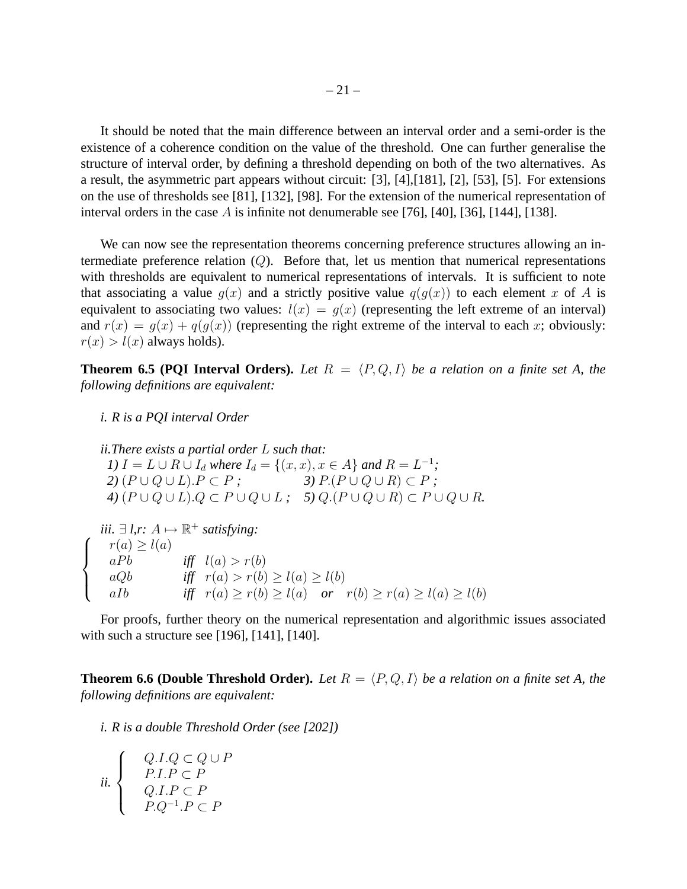It should be noted that the main difference between an interval order and a semi-order is the existence of a coherence condition on the value of the threshold. One can further generalise the structure of interval order, by defining a threshold depending on both of the two alternatives. As a result, the asymmetric part appears without circuit: [3], [4],[181], [2], [53], [5]. For extensions on the use of thresholds see [81], [132], [98]. For the extension of the numerical representation of interval orders in the case $A$ is infinite not denumerable see [76], [40], [36], [144], [138].

We can now see the representation theorems concerning preference structures allowing an intermediate preference relation ($Q$). Before that, let us mention that numerical representations with thresholds are equivalent to numerical representations of intervals. It is sufficient to note that associating a value $g(x)$ and a strictly positive value $q(g(x))$ to each element $x$ of $A$ is equivalent to associating two values: $l(x) = g(x)$ (representing the left extreme of an interval) and $r(x) = g(x) + q(g(x))$ (representing the right extreme of the interval to each $x$; obviously: $r(x) > l(x)$ always holds).

**Theorem 6.5 (PQI Interval Orders).** *Let $R = \langle P, Q, I \rangle$ be a relation on a finite set A, the following definitions are equivalent:*

*i. R is a PQI interval Order*

*ii.There exists a partial order $L$ such that:*
*1) $I = L \cup R \cup I_d$ where $I_d = \{(x,x), x \in A\}$ and $R = L^{-1}$;*
*2) $(P \cup Q \cup L).P \subset P$ ;* *3) $P.(P \cup Q \cup R) \subset P$ ;*
*4) $(P \cup Q \cup L).Q \subset P \cup Q \cup L$ ;* *5) $Q.(P \cup Q \cup R) \subset P \cup Q \cup R$.*

*iii. $\exists$ l,r: $A \mapsto \mathbb{R}^+$ satisfying:*

$$
\begin{cases}
r(a) \geq l(a) & \\
aPb & \textit{iff} \quad l(a) > r(b) \\
aQb & \textit{iff} \quad r(a) > r(b) \geq l(a) \geq l(b) \\
aIb & \textit{iff} \quad r(a) \geq r(b) \geq l(a) \quad \textit{or} \quad r(b) \geq r(a) \geq l(a) \geq l(b)
\end{cases}
$$

For proofs, further theory on the numerical representation and algorithmic issues associated with such a structure see [196], [141], [140].

**Theorem 6.6 (Double Threshold Order).** *Let $R = \langle P, Q, I \rangle$ be a relation on a finite set A, the following definitions are equivalent:*

*i. R is a double Threshold Order (see [202])*

*ii.*
$$
\begin{cases}
Q.I.Q \subset Q \cup P \\
P.I.P \subset P \\
Q.I.P \subset P \\
P.Q^{-1}.P \subset P
\end{cases}
$$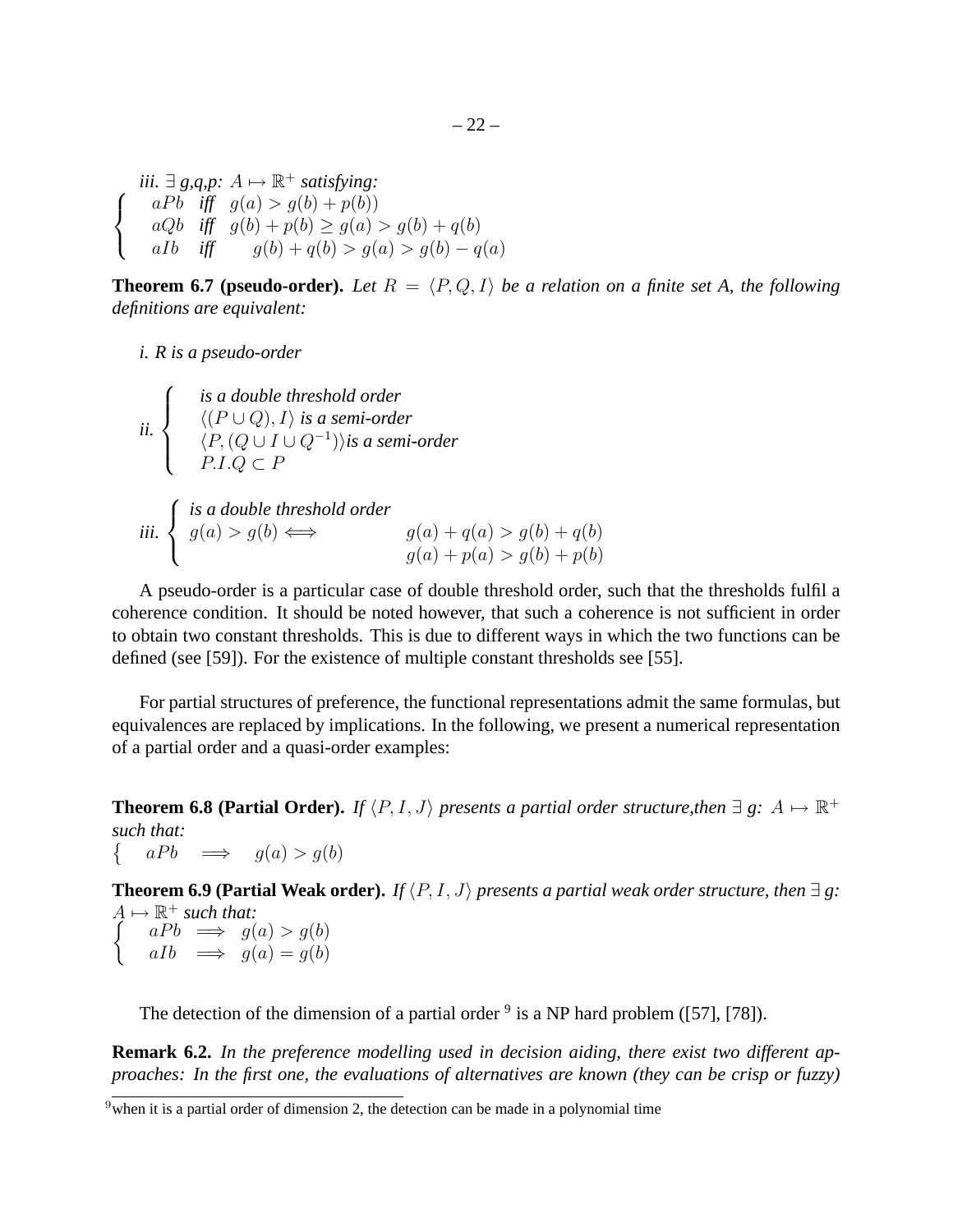*iii.* $\exists$ *g,q,p:* $A \mapsto \mathbb{R}^+$ *satisfying:*

$$\begin{cases} aPb \;\; \textit{iff} \;\; g(a) > g(b) + p(b)) \\ aQb \;\; \textit{iff} \;\; g(b) + p(b) \geq g(a) > g(b) + q(b) \\ aIb \;\; \textit{iff} \;\; \quad g(b) + q(b) > g(a) > g(b) - q(a) \end{cases}$$

**Theorem 6.7 (pseudo-order).** *Let $R = \langle P, Q, I \rangle$ be a relation on a finite set A, the following definitions are equivalent:*

*i. R is a pseudo-order*

$$\textit{ii.} \begin{cases} \textit{is a double threshold order} \\ \langle (P \cup Q), I \rangle \textit{ is a semi-order} \\ \langle P, (Q \cup I \cup Q^{-1}) \rangle \textit{is a semi-order} \\ P.I.Q \subset P \end{cases}$$

$$\textit{iii.} \begin{cases} \textit{is a double threshold order} \\ g(a) > g(b) \Longleftrightarrow \qquad g(a) + q(a) > g(b) + q(b) \\ \qquad\qquad\qquad\qquad\;\; g(a) + p(a) > g(b) + p(b) \end{cases}$$

A pseudo-order is a particular case of double threshold order, such that the thresholds fulfil a coherence condition. It should be noted however, that such a coherence is not sufficient in order to obtain two constant thresholds. This is due to different ways in which the two functions can be defined (see [59]). For the existence of multiple constant thresholds see [55].

For partial structures of preference, the functional representations admit the same formulas, but equivalences are replaced by implications. In the following, we present a numerical representation of a partial order and a quasi-order examples:

**Theorem 6.8 (Partial Order).** *If $\langle P, I, J \rangle$ presents a partial order structure,then $\exists$ g: $A \mapsto \mathbb{R}^+$ such that:*

$$\left\{ \; aPb \implies g(a) > g(b) \right.$$

**Theorem 6.9 (Partial Weak order).** *If $\langle P, I, J \rangle$ presents a partial weak order structure, then $\exists$ g: $A \mapsto \mathbb{R}^+$ such that:*

$$\begin{cases} aPb \implies g(a) > g(b) \\ aIb \implies g(a) = g(b) \end{cases}$$

The detection of the dimension of a partial order [9] is a NP hard problem ([57], [78]).

**Remark 6.2.** *In the preference modelling used in decision aiding, there exist two different approaches: In the first one, the evaluations of alternatives are known (they can be crisp or fuzzy)*

[9] when it is a partial order of dimension 2, the detection can be made in a polynomial time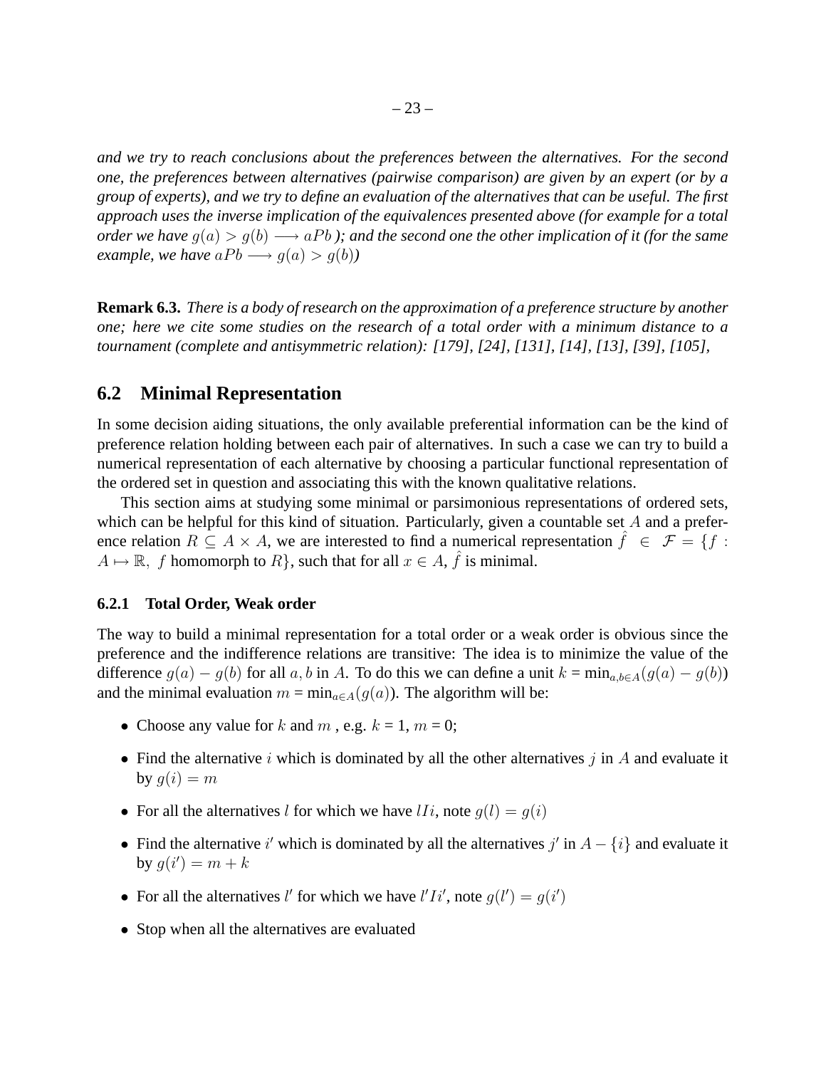*and we try to reach conclusions about the preferences between the alternatives. For the second one, the preferences between alternatives (pairwise comparison) are given by an expert (or by a group of experts), and we try to define an evaluation of the alternatives that can be useful. The first approach uses the inverse implication of the equivalences presented above (for example for a total order we have $g(a) > g(b) \longrightarrow aPb$ ); and the second one the other implication of it (for the same example, we have $aPb \longrightarrow g(a) > g(b)$)*

**Remark 6.3.** *There is a body of research on the approximation of a preference structure by another one; here we cite some studies on the research of a total order with a minimum distance to a tournament (complete and antisymmetric relation): [179], [24], [131], [14], [13], [39], [105],*

## 6.2 Minimal Representation

In some decision aiding situations, the only available preferential information can be the kind of preference relation holding between each pair of alternatives. In such a case we can try to build a numerical representation of each alternative by choosing a particular functional representation of the ordered set in question and associating this with the known qualitative relations.

This section aims at studying some minimal or parsimonious representations of ordered sets, which can be helpful for this kind of situation. Particularly, given a countable set $A$ and a preference relation $R \subseteq A \times A$, we are interested to find a numerical representation $\hat{f} \in \mathcal{F} = \{f : A \mapsto \mathbb{R},\ f \text{ homomorph to } R\}$, such that for all $x \in A$, $\hat{f}$ is minimal.

### 6.2.1 Total Order, Weak order

The way to build a minimal representation for a total order or a weak order is obvious since the preference and the indifference relations are transitive: The idea is to minimize the value of the difference $g(a) - g(b)$ for all $a, b$ in $A$. To do this we can define a unit $k = \min_{a,b \in A}(g(a) - g(b))$ and the minimal evaluation $m = \min_{a \in A}(g(a))$. The algorithm will be:

- Choose any value for $k$ and $m$ , e.g. $k = 1$, $m = 0$;
- Find the alternative $i$ which is dominated by all the other alternatives $j$ in $A$ and evaluate it by $g(i) = m$
- For all the alternatives $l$ for which we have $lIi$, note $g(l) = g(i)$
- Find the alternative $i'$ which is dominated by all the alternatives $j'$ in $A - \{i\}$ and evaluate it by $g(i') = m + k$
- For all the alternatives $l'$ for which we have $l'Ii'$, note $g(l') = g(i')$
- Stop when all the alternatives are evaluated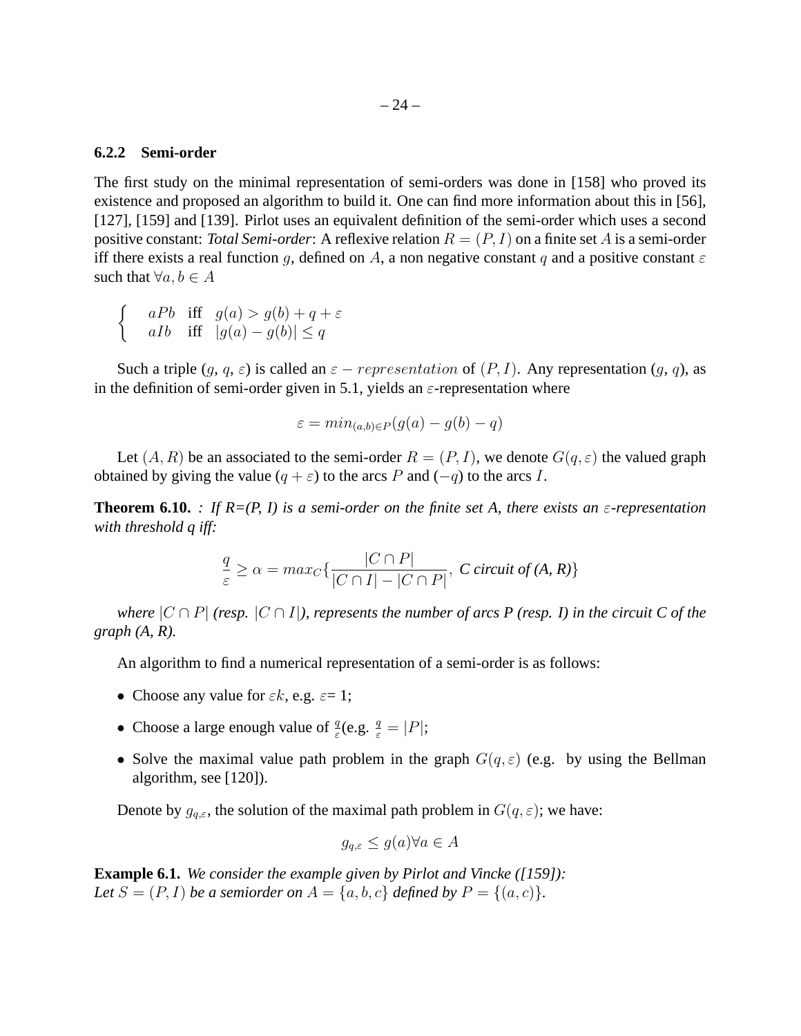### 6.2.2 Semi-order

The first study on the minimal representation of semi-orders was done in [158] who proved its existence and proposed an algorithm to build it. One can find more information about this in [56], [127], [159] and [139]. Pirlot uses an equivalent definition of the semi-order which uses a second positive constant: ***Total Semi-order***: A reflexive relation $R = (P, I)$ on a finite set $A$ is a semi-order iff there exists a real function $g$, defined on $A$, a non negative constant $q$ and a positive constant $\varepsilon$ such that $\forall a, b \in A$

$$\begin{cases} aPb & \text{iff} \quad g(a) > g(b) + q + \varepsilon \\ aIb & \text{iff} \quad |g(a) - g(b)| \leq q \end{cases}$$

Such a triple ($g$, $q$, $\varepsilon$) is called an $\varepsilon - representation$ of $(P, I)$. Any representation ($g$, $q$), as in the definition of semi-order given in 5.1, yields an $\varepsilon$-representation where

$$\varepsilon = min_{(a,b) \in P}(g(a) - g(b) - q)$$

Let $(A, R)$ be an associated to the semi-order $R = (P, I)$, we denote $G(q, \varepsilon)$ the valued graph obtained by giving the value $(q + \varepsilon)$ to the arcs $P$ and $(-q)$ to the arcs $I$.

**Theorem 6.10.** *: If R=(P, I) is a semi-order on the finite set A, there exists an $\varepsilon$-representation with threshold q iff:*

$$\frac{q}{\varepsilon} \geq \alpha = max_C \{ \frac{|C \cap P|}{|C \cap I| - |C \cap P|}, \text{ C circuit of (A, R)} \}$$

*where $|C \cap P|$ (resp. $|C \cap I|$), represents the number of arcs P (resp. I) in the circuit C of the graph (A, R).*

An algorithm to find a numerical representation of a semi-order is as follows:

- Choose any value for $\varepsilon k$, e.g. $\varepsilon$= 1;
- Choose a large enough value of $\frac{q}{\varepsilon}$(e.g. $\frac{q}{\varepsilon} = |P|$;
- Solve the maximal value path problem in the graph $G(q, \varepsilon)$ (e.g. by using the Bellman algorithm, see [120]).

Denote by $g_{q,\varepsilon}$, the solution of the maximal path problem in $G(q, \varepsilon)$; we have:

$$g_{q,\varepsilon} \leq g(a) \forall a \in A$$

**Example 6.1.** *We consider the example given by Pirlot and Vincke ([159]):*
*Let $S = (P, I)$ be a semiorder on $A = \{a, b, c\}$ defined by $P = \{(a, c)\}$.*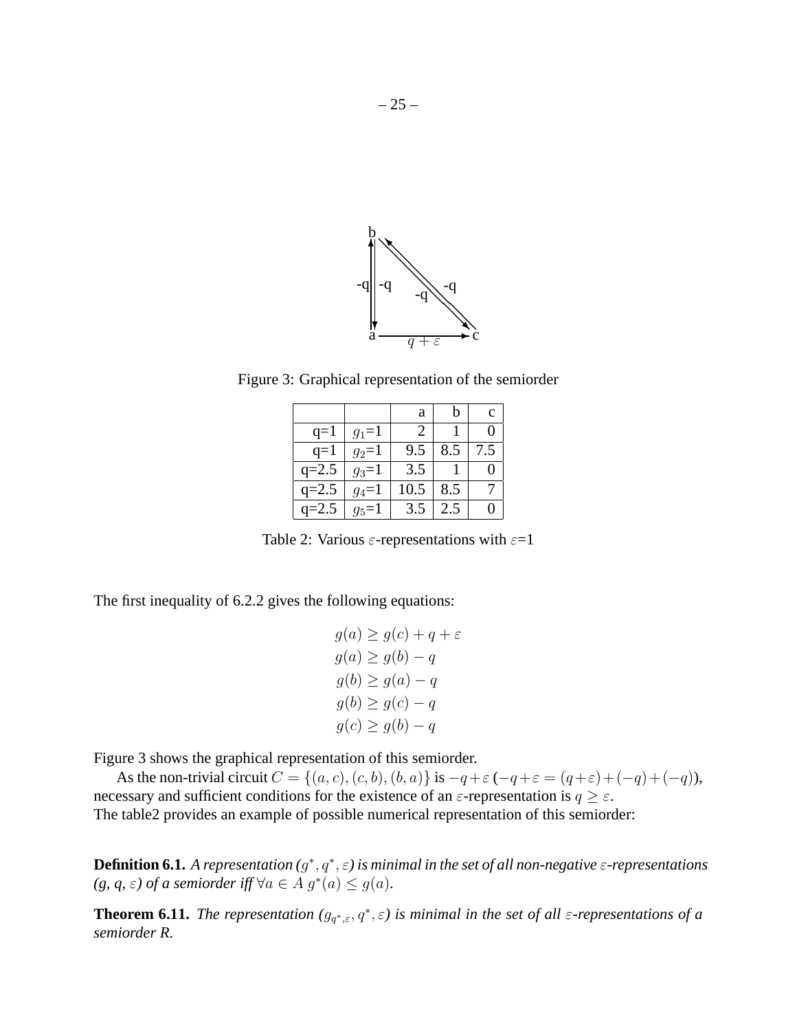Figure 3: Graphical representation of the semiorder

| | | a | b | c |
|---|---|---|---|---|
| q=1 | $g_1$=1 | 2 | 1 | 0 |
| q=1 | $g_2$=1 | 9.5 | 8.5 | 7.5 |
| q=2.5 | $g_3$=1 | 3.5 | 1 | 0 |
| q=2.5 | $g_4$=1 | 10.5 | 8.5 | 7 |
| q=2.5 | $g_5$=1 | 3.5 | 2.5 | 0 |

Table 2: Various $\varepsilon$-representations with $\varepsilon$=1

The first inequality of 6.2.2 gives the following equations:

$$
\begin{aligned}
g(a) &\geq g(c) + q + \varepsilon \\
g(a) &\geq g(b) - q \\
g(b) &\geq g(a) - q \\
g(b) &\geq g(c) - q \\
g(c) &\geq g(b) - q
\end{aligned}
$$

Figure 3 shows the graphical representation of this semiorder.

As the non-trivial circuit $C = \{(a,c),(c,b),(b,a)\}$ is $-q+\varepsilon$ ($-q+\varepsilon = (q+\varepsilon)+(-q)+(-q)$), necessary and sufficient conditions for the existence of an $\varepsilon$-representation is $q \geq \varepsilon$.
The table2 provides an example of possible numerical representation of this semiorder:

**Definition 6.1.** *A representation ($g^*, q^*, \varepsilon$) is minimal in the set of all non-negative $\varepsilon$-representations (g, q, $\varepsilon$) of a semiorder iff $\forall a \in A$ $g^*(a) \leq g(a)$.*

**Theorem 6.11.** *The representation ($g_{q^*,\varepsilon}, q^*, \varepsilon$) is minimal in the set of all $\varepsilon$-representations of a semiorder R.*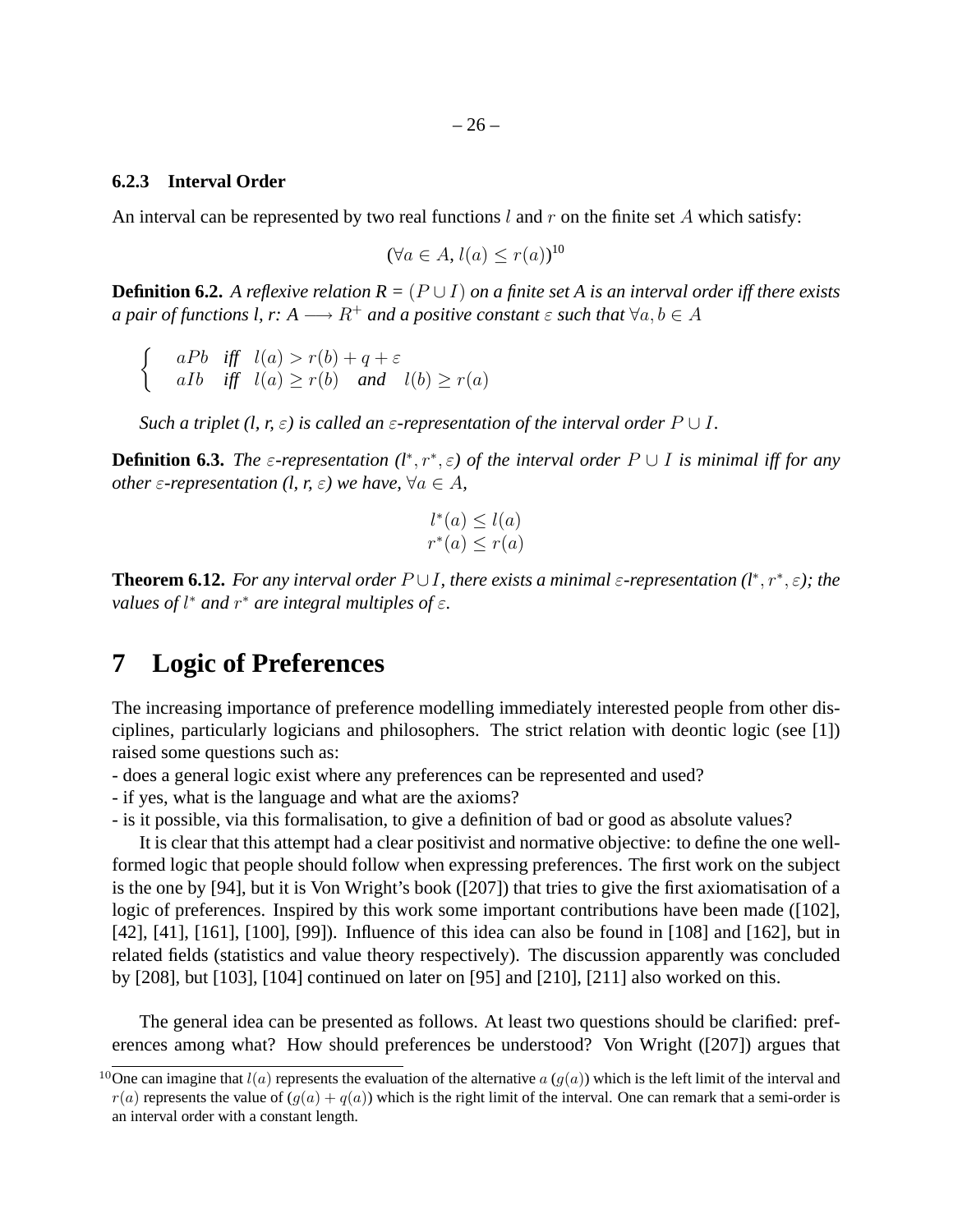### 6.2.3 Interval Order

An interval can be represented by two real functions $l$ and $r$ on the finite set $A$ which satisfy:

$$(\forall a \in A, l(a) \leq r(a))^{10}$$

**Definition 6.2.** *A reflexive relation R = $(P \cup I)$ on a finite set A is an interval order iff there exists a pair of functions l, r: A $\longrightarrow R^+$ and a positive constant $\varepsilon$ such that $\forall a, b \in A$*

$$\begin{cases} aPb \quad \textit{iff} \quad l(a) > r(b) + q + \varepsilon \\ aIb \quad \textit{iff} \quad l(a) \geq r(b) \quad \textit{and} \quad l(b) \geq r(a) \end{cases}$$

*Such a triplet (l, r, $\varepsilon$) is called an $\varepsilon$-representation of the interval order $P \cup I$.*

**Definition 6.3.** *The $\varepsilon$-representation ($l^*, r^*, \varepsilon$) of the interval order $P \cup I$ is minimal iff for any other $\varepsilon$-representation (l, r, $\varepsilon$) we have, $\forall a \in A$,*

$$l^*(a) \leq l(a)$$
$$r^*(a) \leq r(a)$$

**Theorem 6.12.** *For any interval order $P \cup I$, there exists a minimal $\varepsilon$-representation ($l^*, r^*, \varepsilon$); the values of $l^*$ and $r^*$ are integral multiples of $\varepsilon$.*

# 7 Logic of Preferences

The increasing importance of preference modelling immediately interested people from other disciplines, particularly logicians and philosophers. The strict relation with deontic logic (see [1]) raised some questions such as:

- does a general logic exist where any preferences can be represented and used?
- if yes, what is the language and what are the axioms?
- is it possible, via this formalisation, to give a definition of bad or good as absolute values?

It is clear that this attempt had a clear positivist and normative objective: to define the one well-formed logic that people should follow when expressing preferences. The first work on the subject is the one by [94], but it is Von Wright's book ([207]) that tries to give the first axiomatisation of a logic of preferences. Inspired by this work some important contributions have been made ([102], [42], [41], [161], [100], [99]). Influence of this idea can also be found in [108] and [162], but in related fields (statistics and value theory respectively). The discussion apparently was concluded by [208], but [103], [104] continued on later on [95] and [210], [211] also worked on this.

The general idea can be presented as follows. At least two questions should be clarified: preferences among what? How should preferences be understood? Von Wright ([207]) argues that

[10] One can imagine that $l(a)$ represents the evaluation of the alternative $a$ ($g(a)$) which is the left limit of the interval and $r(a)$ represents the value of $(g(a) + q(a))$ which is the right limit of the interval. One can remark that a semi-order is an interval order with a constant length.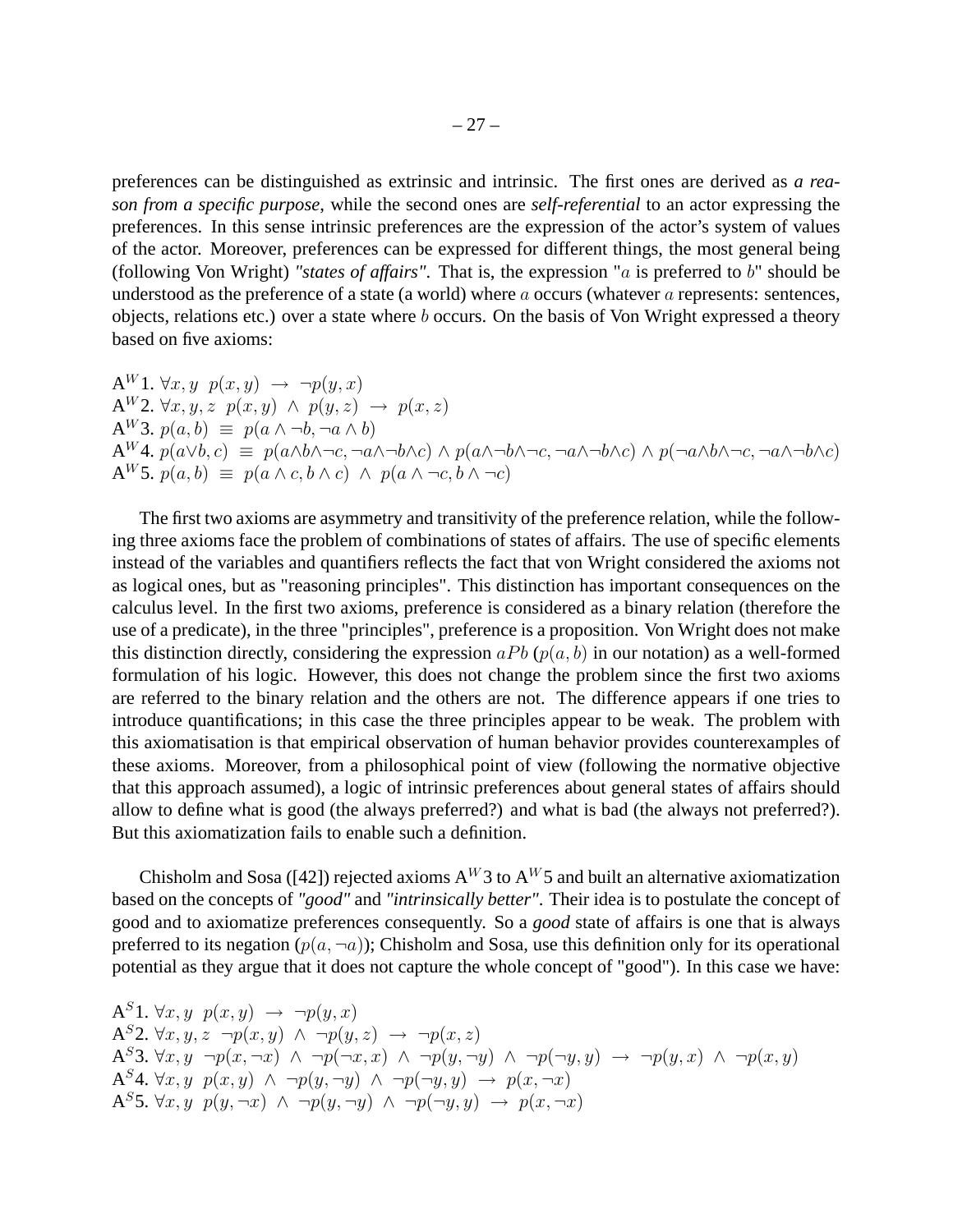preferences can be distinguished as extrinsic and intrinsic. The first ones are derived as *a reason from a specific purpose*, while the second ones are *self-referential* to an actor expressing the preferences. In this sense intrinsic preferences are the expression of the actor's system of values of the actor. Moreover, preferences can be expressed for different things, the most general being (following Von Wright) *"states of affairs"*. That is, the expression "$a$ is preferred to $b$" should be understood as the preference of a state (a world) where $a$ occurs (whatever $a$ represents: sentences, objects, relations etc.) over a state where $b$ occurs. On the basis of Von Wright expressed a theory based on five axioms:

A$^W$1. $\forall x, y \;\; p(x, y) \;\rightarrow\; \neg p(y, x)$
A$^W$2. $\forall x, y, z \;\; p(x, y) \;\wedge\; p(y, z) \;\rightarrow\; p(x, z)$
A$^W$3. $p(a, b) \;\equiv\; p(a \wedge \neg b, \neg a \wedge b)$
A$^W$4. $p(a \vee b, c) \;\equiv\; p(a \wedge b \wedge \neg c, \neg a \wedge \neg b \wedge c) \wedge p(a \wedge \neg b \wedge \neg c, \neg a \wedge \neg b \wedge c) \wedge p(\neg a \wedge b \wedge \neg c, \neg a \wedge \neg b \wedge c)$
A$^W$5. $p(a, b) \;\equiv\; p(a \wedge c, b \wedge c) \;\wedge\; p(a \wedge \neg c, b \wedge \neg c)$

The first two axioms are asymmetry and transitivity of the preference relation, while the following three axioms face the problem of combinations of states of affairs. The use of specific elements instead of the variables and quantifiers reflects the fact that von Wright considered the axioms not as logical ones, but as "reasoning principles". This distinction has important consequences on the calculus level. In the first two axioms, preference is considered as a binary relation (therefore the use of a predicate), in the three "principles", preference is a proposition. Von Wright does not make this distinction directly, considering the expression $aPb$ ($p(a, b)$ in our notation) as a well-formed formulation of his logic. However, this does not change the problem since the first two axioms are referred to the binary relation and the others are not. The difference appears if one tries to introduce quantifications; in this case the three principles appear to be weak. The problem with this axiomatisation is that empirical observation of human behavior provides counterexamples of these axioms. Moreover, from a philosophical point of view (following the normative objective that this approach assumed), a logic of intrinsic preferences about general states of affairs should allow to define what is good (the always preferred?) and what is bad (the always not preferred?). But this axiomatization fails to enable such a definition.

Chisholm and Sosa ([42]) rejected axioms A$^W$3 to A$^W$5 and built an alternative axiomatization based on the concepts of *"good"* and *"intrinsically better"*. Their idea is to postulate the concept of good and to axiomatize preferences consequently. So a *good* state of affairs is one that is always preferred to its negation ($p(a, \neg a)$); Chisholm and Sosa, use this definition only for its operational potential as they argue that it does not capture the whole concept of "good"). In this case we have:

A$^S$1. $\forall x, y \;\; p(x, y) \;\rightarrow\; \neg p(y, x)$
A$^S$2. $\forall x, y, z \;\; \neg p(x, y) \;\wedge\; \neg p(y, z) \;\rightarrow\; \neg p(x, z)$
A$^S$3. $\forall x, y \;\; \neg p(x, \neg x) \;\wedge\; \neg p(\neg x, x) \;\wedge\; \neg p(y, \neg y) \;\wedge\; \neg p(\neg y, y) \;\rightarrow\; \neg p(y, x) \;\wedge\; \neg p(x, y)$
A$^S$4. $\forall x, y \;\; p(x, y) \;\wedge\; \neg p(y, \neg y) \;\wedge\; \neg p(\neg y, y) \;\rightarrow\; p(x, \neg x)$
A$^S$5. $\forall x, y \;\; p(y, \neg x) \;\wedge\; \neg p(y, \neg y) \;\wedge\; \neg p(\neg y, y) \;\rightarrow\; p(x, \neg x)$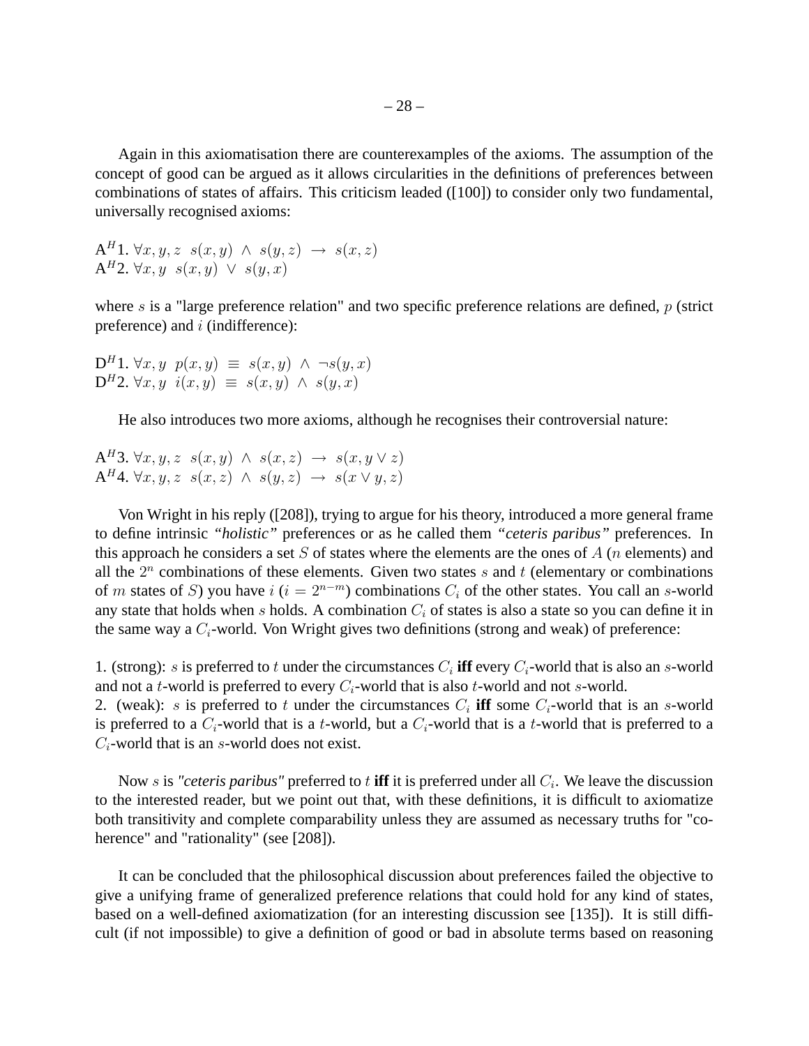Again in this axiomatisation there are counterexamples of the axioms. The assumption of the concept of good can be argued as it allows circularities in the definitions of preferences between combinations of states of affairs. This criticism leaded ([100]) to consider only two fundamental, universally recognised axioms:

A$^H$1. $\forall x, y, z \;\; s(x,y) \;\wedge\; s(y,z) \;\rightarrow\; s(x,z)$
A$^H$2. $\forall x, y \;\; s(x,y) \;\vee\; s(y,x)$

where $s$ is a "large preference relation" and two specific preference relations are defined, $p$ (strict preference) and $i$ (indifference):

D$^H$1. $\forall x, y \;\; p(x,y) \;\equiv\; s(x,y) \;\wedge\; \neg s(y,x)$
D$^H$2. $\forall x, y \;\; i(x,y) \;\equiv\; s(x,y) \;\wedge\; s(y,x)$

He also introduces two more axioms, although he recognises their controversial nature:

A$^H$3. $\forall x, y, z \;\; s(x,y) \;\wedge\; s(x,z) \;\rightarrow\; s(x, y \vee z)$
A$^H$4. $\forall x, y, z \;\; s(x,z) \;\wedge\; s(y,z) \;\rightarrow\; s(x \vee y, z)$

Von Wright in his reply ([208]), trying to argue for his theory, introduced a more general frame to define intrinsic *"holistic"* preferences or as he called them *"ceteris paribus"* preferences. In this approach he considers a set $S$ of states where the elements are the ones of $A$ ($n$ elements) and all the $2^n$ combinations of these elements. Given two states $s$ and $t$ (elementary or combinations of $m$ states of $S$) you have $i$ ($i = 2^{n-m}$) combinations $C_i$ of the other states. You call an $s$-world any state that holds when $s$ holds. A combination $C_i$ of states is also a state so you can define it in the same way a $C_i$-world. Von Wright gives two definitions (strong and weak) of preference:

1. (strong): $s$ is preferred to $t$ under the circumstances $C_i$ **iff** every $C_i$-world that is also an $s$-world and not a $t$-world is preferred to every $C_i$-world that is also $t$-world and not $s$-world.
2. (weak): $s$ is preferred to $t$ under the circumstances $C_i$ **iff** some $C_i$-world that is an $s$-world is preferred to a $C_i$-world that is a $t$-world, but a $C_i$-world that is a $t$-world that is preferred to a $C_i$-world that is an $s$-world does not exist.

Now $s$ is *"ceteris paribus"* preferred to $t$ **iff** it is preferred under all $C_i$. We leave the discussion to the interested reader, but we point out that, with these definitions, it is difficult to axiomatize both transitivity and complete comparability unless they are assumed as necessary truths for "coherence" and "rationality" (see [208]).

It can be concluded that the philosophical discussion about preferences failed the objective to give a unifying frame of generalized preference relations that could hold for any kind of states, based on a well-defined axiomatization (for an interesting discussion see [135]). It is still difficult (if not impossible) to give a definition of good or bad in absolute terms based on reasoning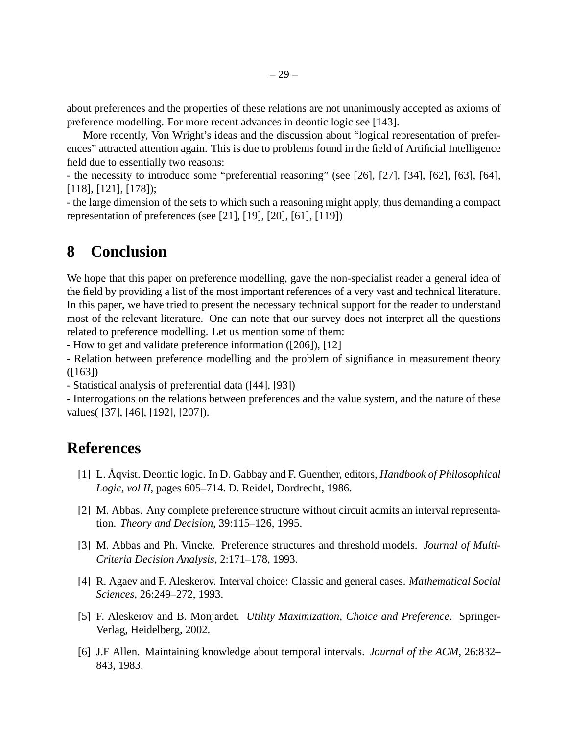about preferences and the properties of these relations are not unanimously accepted as axioms of preference modelling. For more recent advances in deontic logic see [143].

More recently, Von Wright's ideas and the discussion about "logical representation of preferences" attracted attention again. This is due to problems found in the field of Artificial Intelligence field due to essentially two reasons:
- the necessity to introduce some "preferential reasoning" (see [26], [27], [34], [62], [63], [64], [118], [121], [178]);
- the large dimension of the sets to which such a reasoning might apply, thus demanding a compact representation of preferences (see [21], [19], [20], [61], [119])

## 8 Conclusion

We hope that this paper on preference modelling, gave the non-specialist reader a general idea of the field by providing a list of the most important references of a very vast and technical literature. In this paper, we have tried to present the necessary technical support for the reader to understand most of the relevant literature. One can note that our survey does not interpret all the questions related to preference modelling. Let us mention some of them:
- How to get and validate preference information ([206]), [12]
- Relation between preference modelling and the problem of signifiance in measurement theory ([163])
- Statistical analysis of preferential data ([44], [93])
- Interrogations on the relations between preferences and the value system, and the nature of these values( [37], [46], [192], [207]).

## References

[1] L. Åqvist. Deontic logic. In D. Gabbay and F. Guenther, editors, *Handbook of Philosophical Logic, vol II*, pages 605–714. D. Reidel, Dordrecht, 1986.

[2] M. Abbas. Any complete preference structure without circuit admits an interval representation. *Theory and Decision*, 39:115–126, 1995.

[3] M. Abbas and Ph. Vincke. Preference structures and threshold models. *Journal of Multi-Criteria Decision Analysis*, 2:171–178, 1993.

[4] R. Agaev and F. Aleskerov. Interval choice: Classic and general cases. *Mathematical Social Sciences*, 26:249–272, 1993.

[5] F. Aleskerov and B. Monjardet. *Utility Maximization, Choice and Preference*. Springer-Verlag, Heidelberg, 2002.

[6] J.F Allen. Maintaining knowledge about temporal intervals. *Journal of the ACM*, 26:832–843, 1983.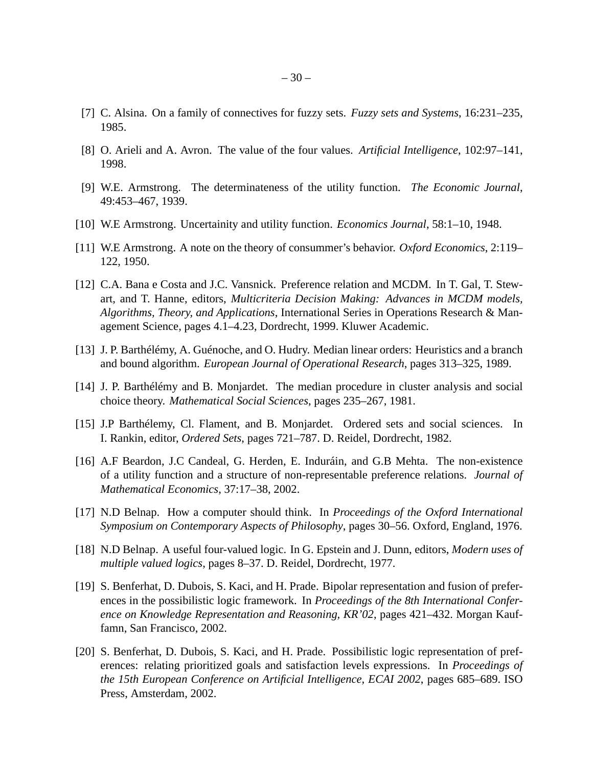[7] C. Alsina. On a family of connectives for fuzzy sets. *Fuzzy sets and Systems*, 16:231–235, 1985.

[8] O. Arieli and A. Avron. The value of the four values. *Artificial Intelligence*, 102:97–141, 1998.

[9] W.E. Armstrong. The determinateness of the utility function. *The Economic Journal*, 49:453–467, 1939.

[10] W.E Armstrong. Uncertainity and utility function. *Economics Journal*, 58:1–10, 1948.

[11] W.E Armstrong. A note on the theory of consummer's behavior. *Oxford Economics*, 2:119–122, 1950.

[12] C.A. Bana e Costa and J.C. Vansnick. Preference relation and MCDM. In T. Gal, T. Stewart, and T. Hanne, editors, *Multicriteria Decision Making: Advances in MCDM models, Algorithms, Theory, and Applications*, International Series in Operations Research & Management Science, pages 4.1–4.23, Dordrecht, 1999. Kluwer Academic.

[13] J. P. Barthélémy, A. Guénoche, and O. Hudry. Median linear orders: Heuristics and a branch and bound algorithm. *European Journal of Operational Research*, pages 313–325, 1989.

[14] J. P. Barthélémy and B. Monjardet. The median procedure in cluster analysis and social choice theory. *Mathematical Social Sciences*, pages 235–267, 1981.

[15] J.P Barthélemy, Cl. Flament, and B. Monjardet. Ordered sets and social sciences. In I. Rankin, editor, *Ordered Sets*, pages 721–787. D. Reidel, Dordrecht, 1982.

[16] A.F Beardon, J.C Candeal, G. Herden, E. Induráin, and G.B Mehta. The non-existence of a utility function and a structure of non-representable preference relations. *Journal of Mathematical Economics*, 37:17–38, 2002.

[17] N.D Belnap. How a computer should think. In *Proceedings of the Oxford International Symposium on Contemporary Aspects of Philosophy*, pages 30–56. Oxford, England, 1976.

[18] N.D Belnap. A useful four-valued logic. In G. Epstein and J. Dunn, editors, *Modern uses of multiple valued logics*, pages 8–37. D. Reidel, Dordrecht, 1977.

[19] S. Benferhat, D. Dubois, S. Kaci, and H. Prade. Bipolar representation and fusion of preferences in the possibilistic logic framework. In *Proceedings of the 8th International Conference on Knowledge Representation and Reasoning, KR'02*, pages 421–432. Morgan Kauffamn, San Francisco, 2002.

[20] S. Benferhat, D. Dubois, S. Kaci, and H. Prade. Possibilistic logic representation of preferences: relating prioritized goals and satisfaction levels expressions. In *Proceedings of the 15th European Conference on Artificial Intelligence, ECAI 2002*, pages 685–689. ISO Press, Amsterdam, 2002.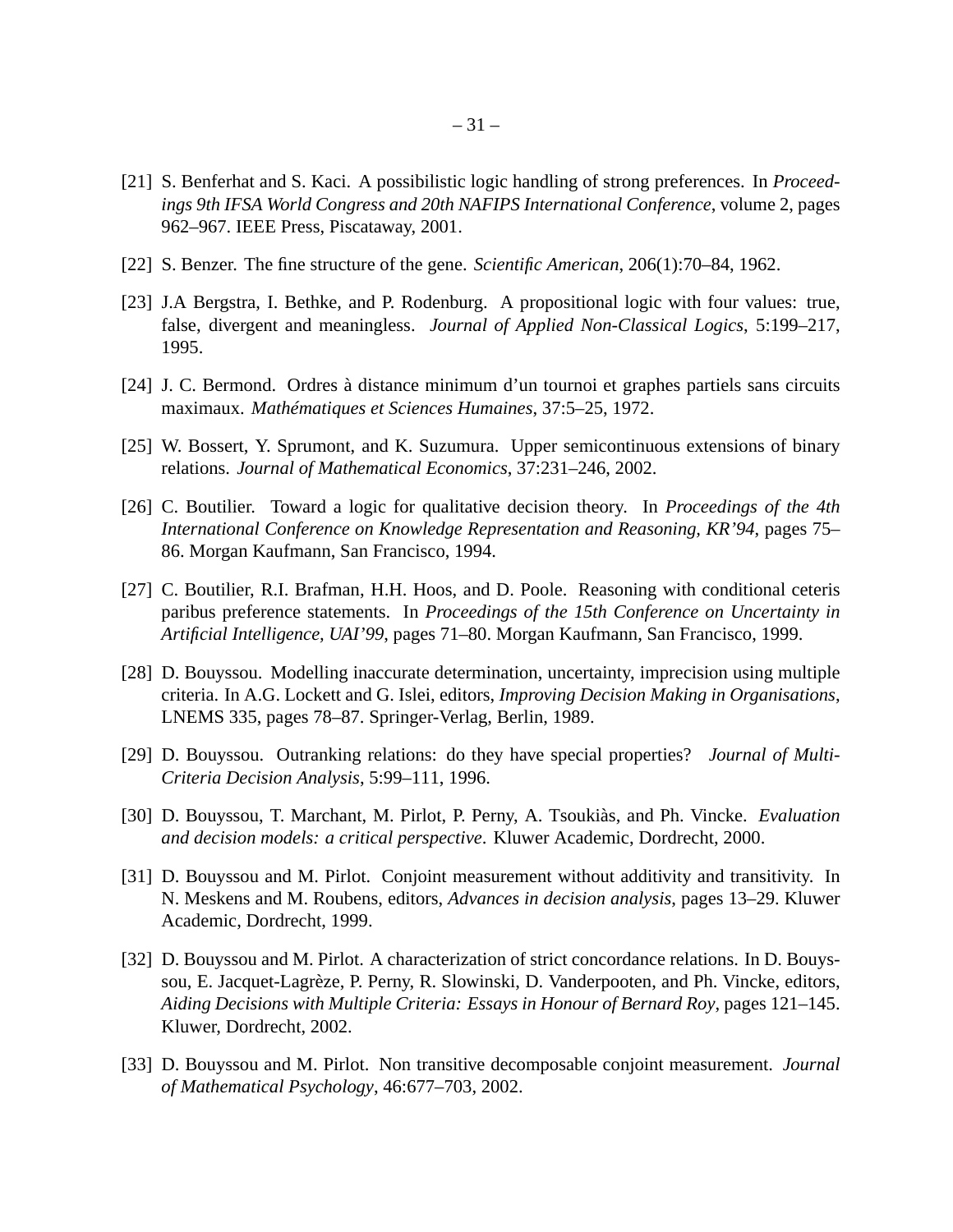[21] S. Benferhat and S. Kaci. A possibilistic logic handling of strong preferences. In *Proceedings 9th IFSA World Congress and 20th NAFIPS International Conference*, volume 2, pages 962–967. IEEE Press, Piscataway, 2001.

[22] S. Benzer. The fine structure of the gene. *Scientific American*, 206(1):70–84, 1962.

[23] J.A Bergstra, I. Bethke, and P. Rodenburg. A propositional logic with four values: true, false, divergent and meaningless. *Journal of Applied Non-Classical Logics*, 5:199–217, 1995.

[24] J. C. Bermond. Ordres à distance minimum d'un tournoi et graphes partiels sans circuits maximaux. *Mathématiques et Sciences Humaines*, 37:5–25, 1972.

[25] W. Bossert, Y. Sprumont, and K. Suzumura. Upper semicontinuous extensions of binary relations. *Journal of Mathematical Economics*, 37:231–246, 2002.

[26] C. Boutilier. Toward a logic for qualitative decision theory. In *Proceedings of the 4th International Conference on Knowledge Representation and Reasoning, KR'94*, pages 75–86. Morgan Kaufmann, San Francisco, 1994.

[27] C. Boutilier, R.I. Brafman, H.H. Hoos, and D. Poole. Reasoning with conditional ceteris paribus preference statements. In *Proceedings of the 15th Conference on Uncertainty in Artificial Intelligence, UAI'99*, pages 71–80. Morgan Kaufmann, San Francisco, 1999.

[28] D. Bouyssou. Modelling inaccurate determination, uncertainty, imprecision using multiple criteria. In A.G. Lockett and G. Islei, editors, *Improving Decision Making in Organisations*, LNEMS 335, pages 78–87. Springer-Verlag, Berlin, 1989.

[29] D. Bouyssou. Outranking relations: do they have special properties? *Journal of Multi-Criteria Decision Analysis*, 5:99–111, 1996.

[30] D. Bouyssou, T. Marchant, M. Pirlot, P. Perny, A. Tsoukiàs, and Ph. Vincke. *Evaluation and decision models: a critical perspective*. Kluwer Academic, Dordrecht, 2000.

[31] D. Bouyssou and M. Pirlot. Conjoint measurement without additivity and transitivity. In N. Meskens and M. Roubens, editors, *Advances in decision analysis*, pages 13–29. Kluwer Academic, Dordrecht, 1999.

[32] D. Bouyssou and M. Pirlot. A characterization of strict concordance relations. In D. Bouyssou, E. Jacquet-Lagrèze, P. Perny, R. Slowinski, D. Vanderpooten, and Ph. Vincke, editors, *Aiding Decisions with Multiple Criteria: Essays in Honour of Bernard Roy*, pages 121–145. Kluwer, Dordrecht, 2002.

[33] D. Bouyssou and M. Pirlot. Non transitive decomposable conjoint measurement. *Journal of Mathematical Psychology*, 46:677–703, 2002.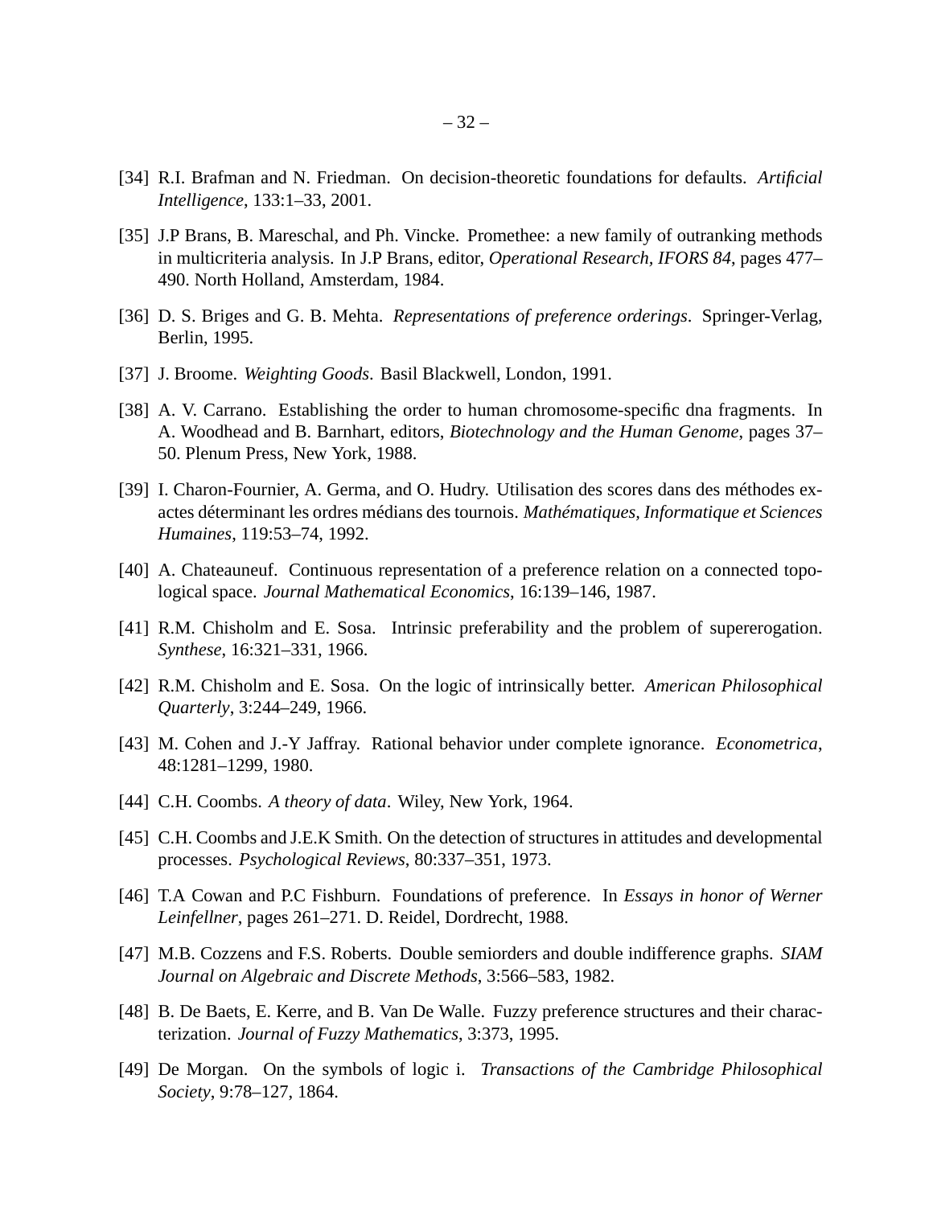[34] R.I. Brafman and N. Friedman. On decision-theoretic foundations for defaults. *Artificial Intelligence*, 133:1–33, 2001.

[35] J.P Brans, B. Mareschal, and Ph. Vincke. Promethee: a new family of outranking methods in multicriteria analysis. In J.P Brans, editor, *Operational Research, IFORS 84*, pages 477–490. North Holland, Amsterdam, 1984.

[36] D. S. Briges and G. B. Mehta. *Representations of preference orderings*. Springer-Verlag, Berlin, 1995.

[37] J. Broome. *Weighting Goods*. Basil Blackwell, London, 1991.

[38] A. V. Carrano. Establishing the order to human chromosome-specific dna fragments. In A. Woodhead and B. Barnhart, editors, *Biotechnology and the Human Genome*, pages 37–50. Plenum Press, New York, 1988.

[39] I. Charon-Fournier, A. Germa, and O. Hudry. Utilisation des scores dans des méthodes exactes déterminant les ordres médians des tournois. *Mathématiques, Informatique et Sciences Humaines*, 119:53–74, 1992.

[40] A. Chateauneuf. Continuous representation of a preference relation on a connected topological space. *Journal Mathematical Economics*, 16:139–146, 1987.

[41] R.M. Chisholm and E. Sosa. Intrinsic preferability and the problem of supererogation. *Synthese*, 16:321–331, 1966.

[42] R.M. Chisholm and E. Sosa. On the logic of intrinsically better. *American Philosophical Quarterly*, 3:244–249, 1966.

[43] M. Cohen and J.-Y Jaffray. Rational behavior under complete ignorance. *Econometrica*, 48:1281–1299, 1980.

[44] C.H. Coombs. *A theory of data*. Wiley, New York, 1964.

[45] C.H. Coombs and J.E.K Smith. On the detection of structures in attitudes and developmental processes. *Psychological Reviews*, 80:337–351, 1973.

[46] T.A Cowan and P.C Fishburn. Foundations of preference. In *Essays in honor of Werner Leinfellner*, pages 261–271. D. Reidel, Dordrecht, 1988.

[47] M.B. Cozzens and F.S. Roberts. Double semiorders and double indifference graphs. *SIAM Journal on Algebraic and Discrete Methods*, 3:566–583, 1982.

[48] B. De Baets, E. Kerre, and B. Van De Walle. Fuzzy preference structures and their characterization. *Journal of Fuzzy Mathematics*, 3:373, 1995.

[49] De Morgan. On the symbols of logic i. *Transactions of the Cambridge Philosophical Society*, 9:78–127, 1864.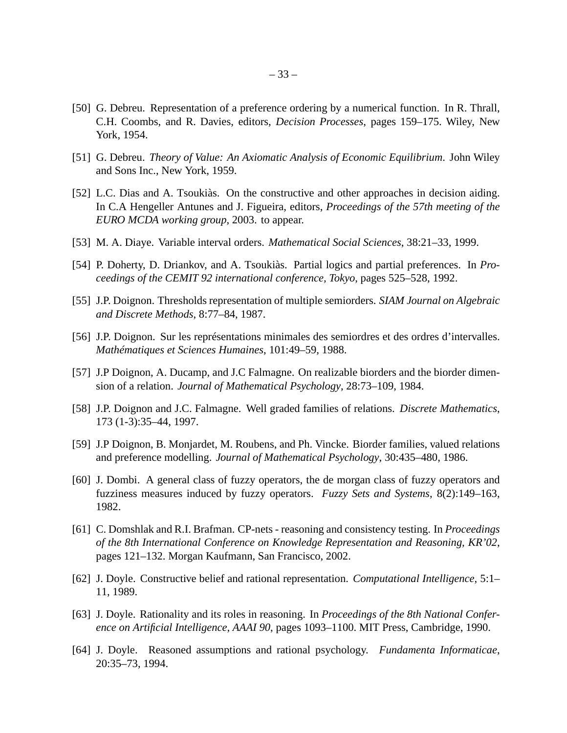[50] G. Debreu. Representation of a preference ordering by a numerical function. In R. Thrall, C.H. Coombs, and R. Davies, editors, *Decision Processes*, pages 159–175. Wiley, New York, 1954.

[51] G. Debreu. *Theory of Value: An Axiomatic Analysis of Economic Equilibrium*. John Wiley and Sons Inc., New York, 1959.

[52] L.C. Dias and A. Tsoukiàs. On the constructive and other approaches in decision aiding. In C.A Hengeller Antunes and J. Figueira, editors, *Proceedings of the 57th meeting of the EURO MCDA working group*, 2003. to appear.

[53] M. A. Diaye. Variable interval orders. *Mathematical Social Sciences*, 38:21–33, 1999.

[54] P. Doherty, D. Driankov, and A. Tsoukiàs. Partial logics and partial preferences. In *Proceedings of the CEMIT 92 international conference, Tokyo*, pages 525–528, 1992.

[55] J.P. Doignon. Thresholds representation of multiple semiorders. *SIAM Journal on Algebraic and Discrete Methods*, 8:77–84, 1987.

[56] J.P. Doignon. Sur les représentations minimales des semiordres et des ordres d'intervalles. *Mathématiques et Sciences Humaines*, 101:49–59, 1988.

[57] J.P Doignon, A. Ducamp, and J.C Falmagne. On realizable biorders and the biorder dimension of a relation. *Journal of Mathematical Psychology*, 28:73–109, 1984.

[58] J.P. Doignon and J.C. Falmagne. Well graded families of relations. *Discrete Mathematics*, 173 (1-3):35–44, 1997.

[59] J.P Doignon, B. Monjardet, M. Roubens, and Ph. Vincke. Biorder families, valued relations and preference modelling. *Journal of Mathematical Psychology*, 30:435–480, 1986.

[60] J. Dombi. A general class of fuzzy operators, the de morgan class of fuzzy operators and fuzziness measures induced by fuzzy operators. *Fuzzy Sets and Systems*, 8(2):149–163, 1982.

[61] C. Domshlak and R.I. Brafman. CP-nets - reasoning and consistency testing. In *Proceedings of the 8th International Conference on Knowledge Representation and Reasoning, KR'02*, pages 121–132. Morgan Kaufmann, San Francisco, 2002.

[62] J. Doyle. Constructive belief and rational representation. *Computational Intelligence*, 5:1–11, 1989.

[63] J. Doyle. Rationality and its roles in reasoning. In *Proceedings of the 8th National Conference on Artificial Intelligence, AAAI 90*, pages 1093–1100. MIT Press, Cambridge, 1990.

[64] J. Doyle. Reasoned assumptions and rational psychology. *Fundamenta Informaticae*, 20:35–73, 1994.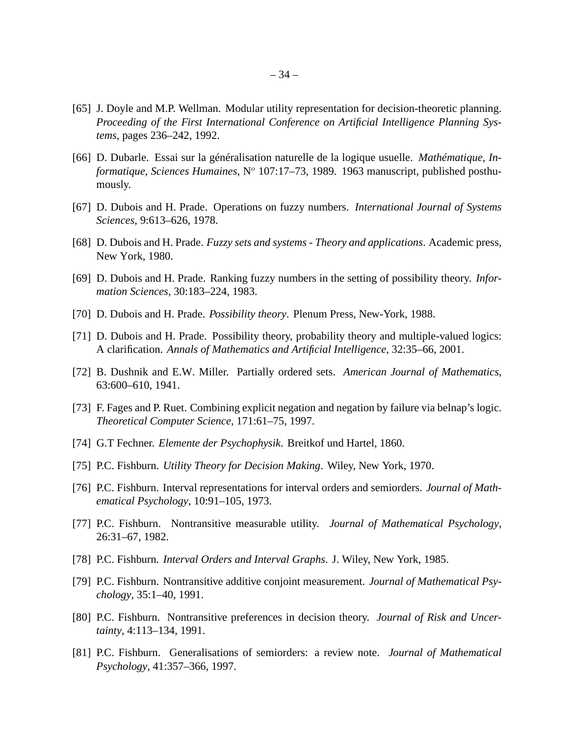[65] J. Doyle and M.P. Wellman. Modular utility representation for decision-theoretic planning. *Proceeding of the First International Conference on Artificial Intelligence Planning Systems*, pages 236–242, 1992.

[66] D. Dubarle. Essai sur la généralisation naturelle de la logique usuelle. *Mathématique, Informatique, Sciences Humaines*, N$^o$ 107:17–73, 1989. 1963 manuscript, published posthumously.

[67] D. Dubois and H. Prade. Operations on fuzzy numbers. *International Journal of Systems Sciences*, 9:613–626, 1978.

[68] D. Dubois and H. Prade. *Fuzzy sets and systems - Theory and applications*. Academic press, New York, 1980.

[69] D. Dubois and H. Prade. Ranking fuzzy numbers in the setting of possibility theory. *Information Sciences*, 30:183–224, 1983.

[70] D. Dubois and H. Prade. *Possibility theory*. Plenum Press, New-York, 1988.

[71] D. Dubois and H. Prade. Possibility theory, probability theory and multiple-valued logics: A clarification. *Annals of Mathematics and Artificial Intelligence*, 32:35–66, 2001.

[72] B. Dushnik and E.W. Miller. Partially ordered sets. *American Journal of Mathematics*, 63:600–610, 1941.

[73] F. Fages and P. Ruet. Combining explicit negation and negation by failure via belnap's logic. *Theoretical Computer Science*, 171:61–75, 1997.

[74] G.T Fechner. *Elemente der Psychophysik*. Breitkof und Hartel, 1860.

[75] P.C. Fishburn. *Utility Theory for Decision Making*. Wiley, New York, 1970.

[76] P.C. Fishburn. Interval representations for interval orders and semiorders. *Journal of Mathematical Psychology*, 10:91–105, 1973.

[77] P.C. Fishburn. Nontransitive measurable utility. *Journal of Mathematical Psychology*, 26:31–67, 1982.

[78] P.C. Fishburn. *Interval Orders and Interval Graphs*. J. Wiley, New York, 1985.

[79] P.C. Fishburn. Nontransitive additive conjoint measurement. *Journal of Mathematical Psychology*, 35:1–40, 1991.

[80] P.C. Fishburn. Nontransitive preferences in decision theory. *Journal of Risk and Uncertainty*, 4:113–134, 1991.

[81] P.C. Fishburn. Generalisations of semiorders: a review note. *Journal of Mathematical Psychology*, 41:357–366, 1997.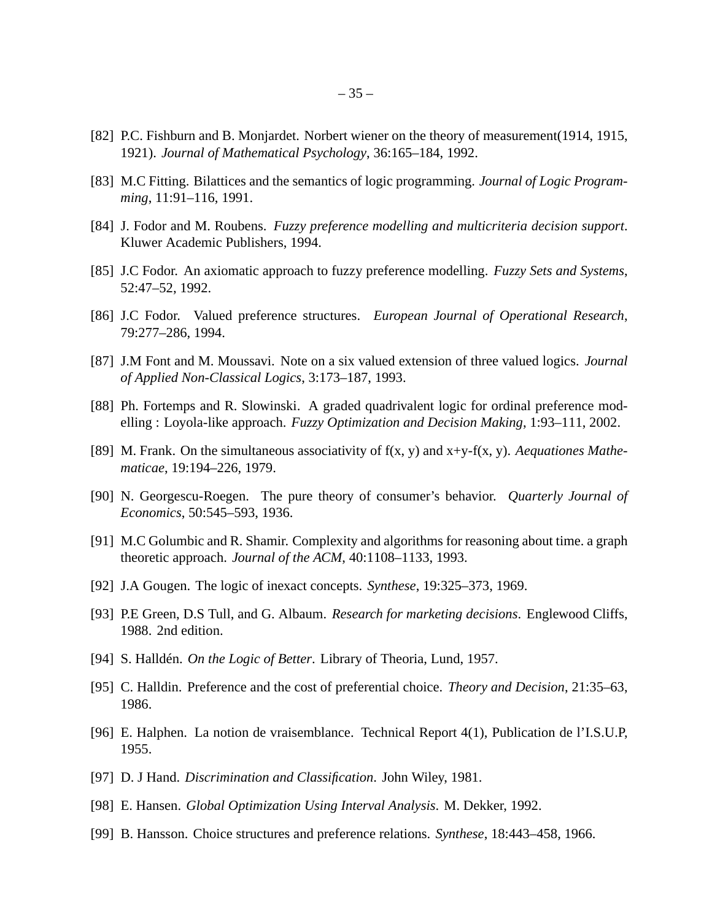[82] P.C. Fishburn and B. Monjardet. Norbert wiener on the theory of measurement(1914, 1915, 1921). *Journal of Mathematical Psychology*, 36:165–184, 1992.

[83] M.C Fitting. Bilattices and the semantics of logic programming. *Journal of Logic Programming*, 11:91–116, 1991.

[84] J. Fodor and M. Roubens. *Fuzzy preference modelling and multicriteria decision support*. Kluwer Academic Publishers, 1994.

[85] J.C Fodor. An axiomatic approach to fuzzy preference modelling. *Fuzzy Sets and Systems*, 52:47–52, 1992.

[86] J.C Fodor. Valued preference structures. *European Journal of Operational Research*, 79:277–286, 1994.

[87] J.M Font and M. Moussavi. Note on a six valued extension of three valued logics. *Journal of Applied Non-Classical Logics*, 3:173–187, 1993.

[88] Ph. Fortemps and R. Slowinski. A graded quadrivalent logic for ordinal preference modelling : Loyola-like approach. *Fuzzy Optimization and Decision Making*, 1:93–111, 2002.

[89] M. Frank. On the simultaneous associativity of f(x, y) and x+y-f(x, y). *Aequationes Mathematicae*, 19:194–226, 1979.

[90] N. Georgescu-Roegen. The pure theory of consumer's behavior. *Quarterly Journal of Economics*, 50:545–593, 1936.

[91] M.C Golumbic and R. Shamir. Complexity and algorithms for reasoning about time. a graph theoretic approach. *Journal of the ACM*, 40:1108–1133, 1993.

[92] J.A Gougen. The logic of inexact concepts. *Synthese*, 19:325–373, 1969.

[93] P.E Green, D.S Tull, and G. Albaum. *Research for marketing decisions*. Englewood Cliffs, 1988. 2nd edition.

[94] S. Halldén. *On the Logic of Better*. Library of Theoria, Lund, 1957.

[95] C. Halldin. Preference and the cost of preferential choice. *Theory and Decision*, 21:35–63, 1986.

[96] E. Halphen. La notion de vraisemblance. Technical Report 4(1), Publication de l'I.S.U.P, 1955.

[97] D. J Hand. *Discrimination and Classification*. John Wiley, 1981.

[98] E. Hansen. *Global Optimization Using Interval Analysis*. M. Dekker, 1992.

[99] B. Hansson. Choice structures and preference relations. *Synthese*, 18:443–458, 1966.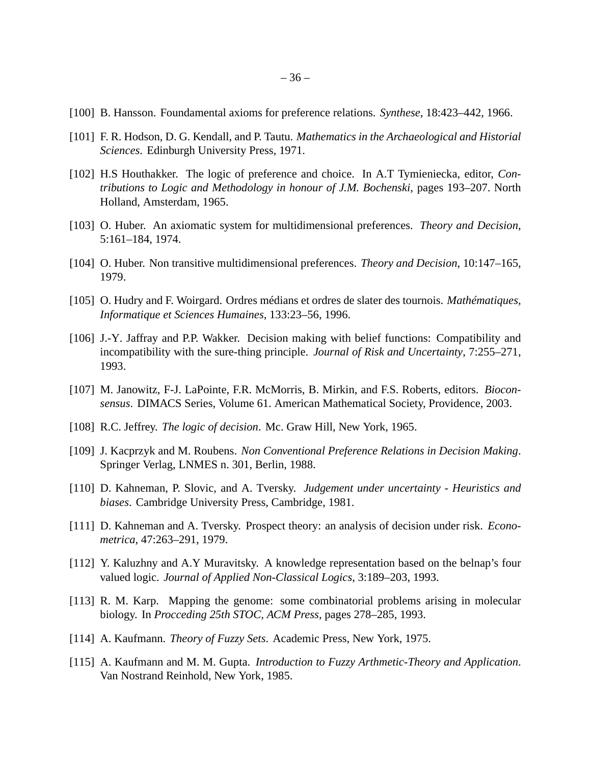[100] B. Hansson. Foundamental axioms for preference relations. *Synthese*, 18:423–442, 1966.

[101] F. R. Hodson, D. G. Kendall, and P. Tautu. *Mathematics in the Archaeological and Historial Sciences*. Edinburgh University Press, 1971.

[102] H.S Houthakker. The logic of preference and choice. In A.T Tymieniecka, editor, *Contributions to Logic and Methodology in honour of J.M. Bochenski*, pages 193–207. North Holland, Amsterdam, 1965.

[103] O. Huber. An axiomatic system for multidimensional preferences. *Theory and Decision*, 5:161–184, 1974.

[104] O. Huber. Non transitive multidimensional preferences. *Theory and Decision*, 10:147–165, 1979.

[105] O. Hudry and F. Woirgard. Ordres médians et ordres de slater des tournois. *Mathématiques, Informatique et Sciences Humaines*, 133:23–56, 1996.

[106] J.-Y. Jaffray and P.P. Wakker. Decision making with belief functions: Compatibility and incompatibility with the sure-thing principle. *Journal of Risk and Uncertainty*, 7:255–271, 1993.

[107] M. Janowitz, F-J. LaPointe, F.R. McMorris, B. Mirkin, and F.S. Roberts, editors. *Bioconsensus*. DIMACS Series, Volume 61. American Mathematical Society, Providence, 2003.

[108] R.C. Jeffrey. *The logic of decision*. Mc. Graw Hill, New York, 1965.

[109] J. Kacprzyk and M. Roubens. *Non Conventional Preference Relations in Decision Making*. Springer Verlag, LNMES n. 301, Berlin, 1988.

[110] D. Kahneman, P. Slovic, and A. Tversky. *Judgement under uncertainty - Heuristics and biases*. Cambridge University Press, Cambridge, 1981.

[111] D. Kahneman and A. Tversky. Prospect theory: an analysis of decision under risk. *Econometrica*, 47:263–291, 1979.

[112] Y. Kaluzhny and A.Y Muravitsky. A knowledge representation based on the belnap's four valued logic. *Journal of Applied Non-Classical Logics*, 3:189–203, 1993.

[113] R. M. Karp. Mapping the genome: some combinatorial problems arising in molecular biology. In *Procceding 25th STOC, ACM Press*, pages 278–285, 1993.

[114] A. Kaufmann. *Theory of Fuzzy Sets*. Academic Press, New York, 1975.

[115] A. Kaufmann and M. M. Gupta. *Introduction to Fuzzy Arthmetic-Theory and Application*. Van Nostrand Reinhold, New York, 1985.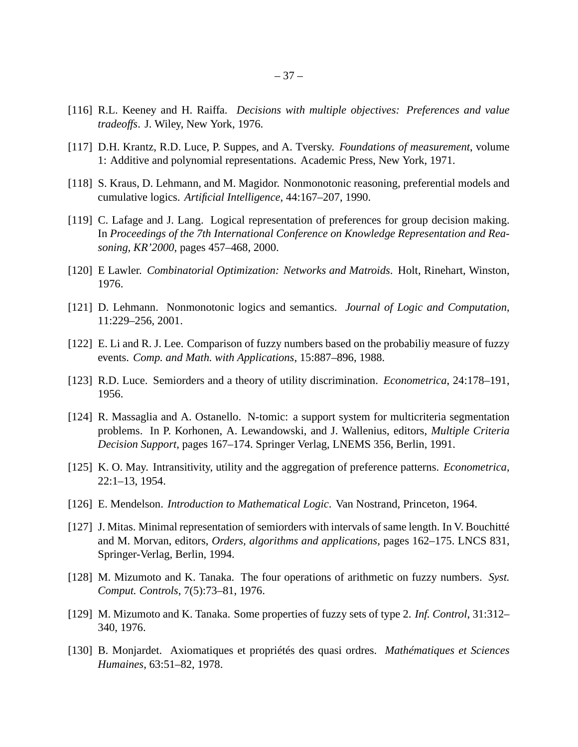[116] R.L. Keeney and H. Raiffa. *Decisions with multiple objectives: Preferences and value tradeoffs*. J. Wiley, New York, 1976.

[117] D.H. Krantz, R.D. Luce, P. Suppes, and A. Tversky. *Foundations of measurement*, volume 1: Additive and polynomial representations. Academic Press, New York, 1971.

[118] S. Kraus, D. Lehmann, and M. Magidor. Nonmonotonic reasoning, preferential models and cumulative logics. *Artificial Intelligence*, 44:167–207, 1990.

[119] C. Lafage and J. Lang. Logical representation of preferences for group decision making. In *Proceedings of the 7th International Conference on Knowledge Representation and Reasoning, KR'2000*, pages 457–468, 2000.

[120] E Lawler. *Combinatorial Optimization: Networks and Matroids*. Holt, Rinehart, Winston, 1976.

[121] D. Lehmann. Nonmonotonic logics and semantics. *Journal of Logic and Computation*, 11:229–256, 2001.

[122] E. Li and R. J. Lee. Comparison of fuzzy numbers based on the probabiliy measure of fuzzy events. *Comp. and Math. with Applications*, 15:887–896, 1988.

[123] R.D. Luce. Semiorders and a theory of utility discrimination. *Econometrica*, 24:178–191, 1956.

[124] R. Massaglia and A. Ostanello. N-tomic: a support system for multicriteria segmentation problems. In P. Korhonen, A. Lewandowski, and J. Wallenius, editors, *Multiple Criteria Decision Support*, pages 167–174. Springer Verlag, LNEMS 356, Berlin, 1991.

[125] K. O. May. Intransitivity, utility and the aggregation of preference patterns. *Econometrica*, 22:1–13, 1954.

[126] E. Mendelson. *Introduction to Mathematical Logic*. Van Nostrand, Princeton, 1964.

[127] J. Mitas. Minimal representation of semiorders with intervals of same length. In V. Bouchitté and M. Morvan, editors, *Orders, algorithms and applications*, pages 162–175. LNCS 831, Springer-Verlag, Berlin, 1994.

[128] M. Mizumoto and K. Tanaka. The four operations of arithmetic on fuzzy numbers. *Syst. Comput. Controls*, 7(5):73–81, 1976.

[129] M. Mizumoto and K. Tanaka. Some properties of fuzzy sets of type 2. *Inf. Control*, 31:312–340, 1976.

[130] B. Monjardet. Axiomatiques et propriétés des quasi ordres. *Mathématiques et Sciences Humaines*, 63:51–82, 1978.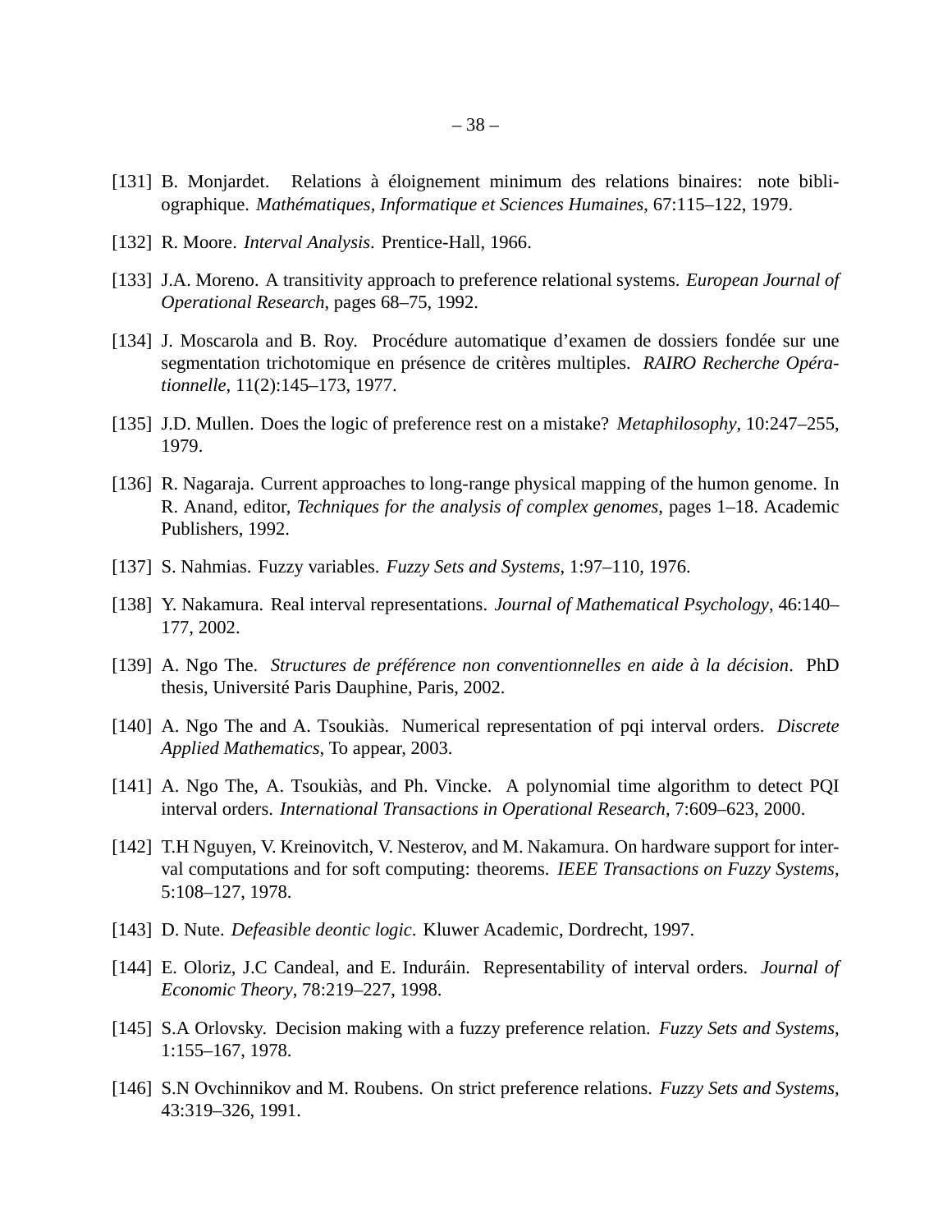[131] B. Monjardet. Relations à éloignement minimum des relations binaires: note bibliographique. *Mathématiques, Informatique et Sciences Humaines*, 67:115–122, 1979.

[132] R. Moore. *Interval Analysis*. Prentice-Hall, 1966.

[133] J.A. Moreno. A transitivity approach to preference relational systems. *European Journal of Operational Research*, pages 68–75, 1992.

[134] J. Moscarola and B. Roy. Procédure automatique d'examen de dossiers fondée sur une segmentation trichotomique en présence de critères multiples. *RAIRO Recherche Opérationnelle*, 11(2):145–173, 1977.

[135] J.D. Mullen. Does the logic of preference rest on a mistake? *Metaphilosophy*, 10:247–255, 1979.

[136] R. Nagaraja. Current approaches to long-range physical mapping of the humon genome. In R. Anand, editor, *Techniques for the analysis of complex genomes*, pages 1–18. Academic Publishers, 1992.

[137] S. Nahmias. Fuzzy variables. *Fuzzy Sets and Systems*, 1:97–110, 1976.

[138] Y. Nakamura. Real interval representations. *Journal of Mathematical Psychology*, 46:140–177, 2002.

[139] A. Ngo The. *Structures de préférence non conventionnelles en aide à la décision*. PhD thesis, Université Paris Dauphine, Paris, 2002.

[140] A. Ngo The and A. Tsoukiàs. Numerical representation of pqi interval orders. *Discrete Applied Mathematics*, To appear, 2003.

[141] A. Ngo The, A. Tsoukiàs, and Ph. Vincke. A polynomial time algorithm to detect PQI interval orders. *International Transactions in Operational Research*, 7:609–623, 2000.

[142] T.H Nguyen, V. Kreinovitch, V. Nesterov, and M. Nakamura. On hardware support for interval computations and for soft computing: theorems. *IEEE Transactions on Fuzzy Systems*, 5:108–127, 1978.

[143] D. Nute. *Defeasible deontic logic*. Kluwer Academic, Dordrecht, 1997.

[144] E. Oloriz, J.C Candeal, and E. Induráin. Representability of interval orders. *Journal of Economic Theory*, 78:219–227, 1998.

[145] S.A Orlovsky. Decision making with a fuzzy preference relation. *Fuzzy Sets and Systems*, 1:155–167, 1978.

[146] S.N Ovchinnikov and M. Roubens. On strict preference relations. *Fuzzy Sets and Systems*, 43:319–326, 1991.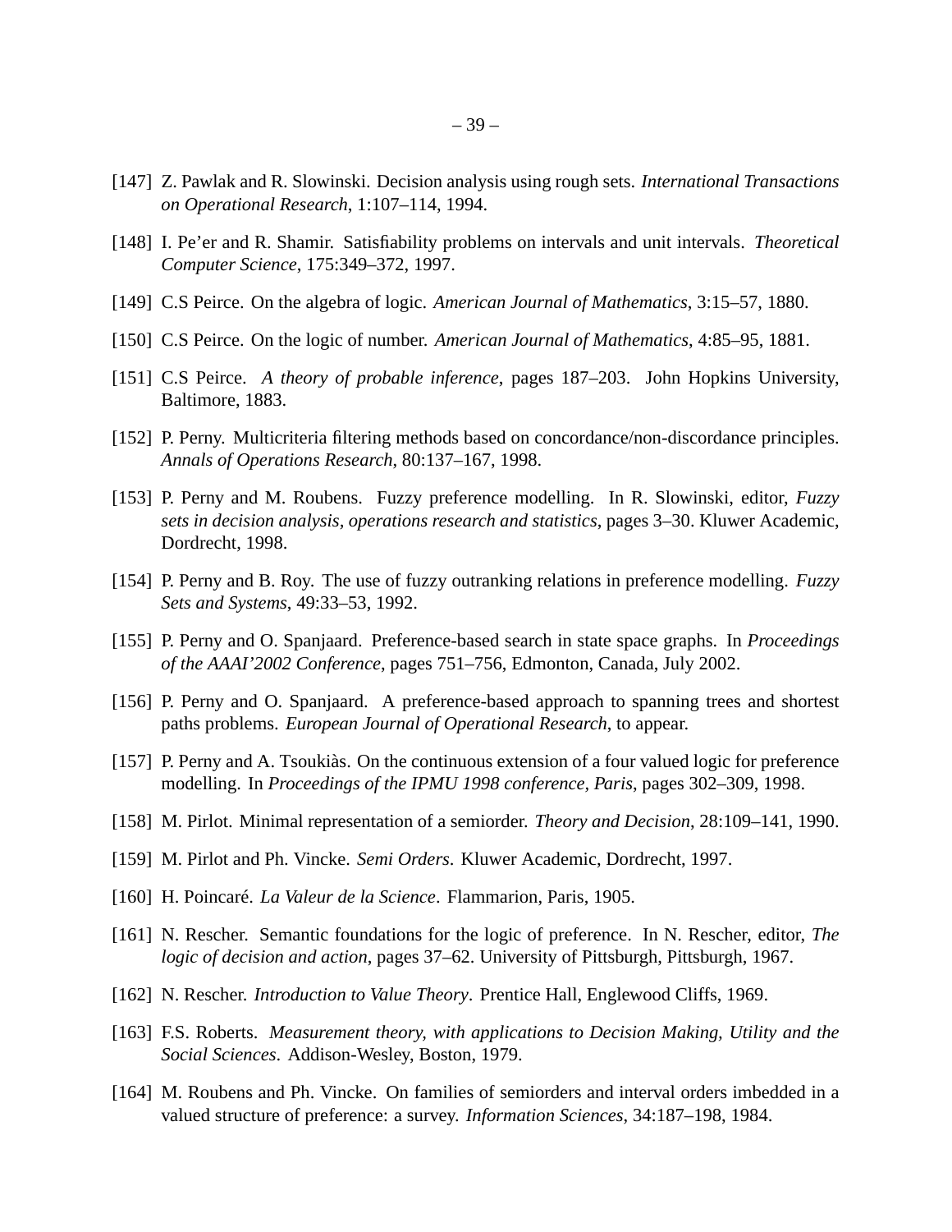[147] Z. Pawlak and R. Slowinski. Decision analysis using rough sets. *International Transactions on Operational Research*, 1:107–114, 1994.

[148] I. Pe'er and R. Shamir. Satisfiability problems on intervals and unit intervals. *Theoretical Computer Science*, 175:349–372, 1997.

[149] C.S Peirce. On the algebra of logic. *American Journal of Mathematics*, 3:15–57, 1880.

[150] C.S Peirce. On the logic of number. *American Journal of Mathematics*, 4:85–95, 1881.

[151] C.S Peirce. *A theory of probable inference*, pages 187–203. John Hopkins University, Baltimore, 1883.

[152] P. Perny. Multicriteria filtering methods based on concordance/non-discordance principles. *Annals of Operations Research*, 80:137–167, 1998.

[153] P. Perny and M. Roubens. Fuzzy preference modelling. In R. Slowinski, editor, *Fuzzy sets in decision analysis, operations research and statistics*, pages 3–30. Kluwer Academic, Dordrecht, 1998.

[154] P. Perny and B. Roy. The use of fuzzy outranking relations in preference modelling. *Fuzzy Sets and Systems*, 49:33–53, 1992.

[155] P. Perny and O. Spanjaard. Preference-based search in state space graphs. In *Proceedings of the AAAI'2002 Conference*, pages 751–756, Edmonton, Canada, July 2002.

[156] P. Perny and O. Spanjaard. A preference-based approach to spanning trees and shortest paths problems. *European Journal of Operational Research*, to appear.

[157] P. Perny and A. Tsoukiàs. On the continuous extension of a four valued logic for preference modelling. In *Proceedings of the IPMU 1998 conference, Paris*, pages 302–309, 1998.

[158] M. Pirlot. Minimal representation of a semiorder. *Theory and Decision*, 28:109–141, 1990.

[159] M. Pirlot and Ph. Vincke. *Semi Orders*. Kluwer Academic, Dordrecht, 1997.

[160] H. Poincaré. *La Valeur de la Science*. Flammarion, Paris, 1905.

[161] N. Rescher. Semantic foundations for the logic of preference. In N. Rescher, editor, *The logic of decision and action*, pages 37–62. University of Pittsburgh, Pittsburgh, 1967.

[162] N. Rescher. *Introduction to Value Theory*. Prentice Hall, Englewood Cliffs, 1969.

[163] F.S. Roberts. *Measurement theory, with applications to Decision Making, Utility and the Social Sciences*. Addison-Wesley, Boston, 1979.

[164] M. Roubens and Ph. Vincke. On families of semiorders and interval orders imbedded in a valued structure of preference: a survey. *Information Sciences*, 34:187–198, 1984.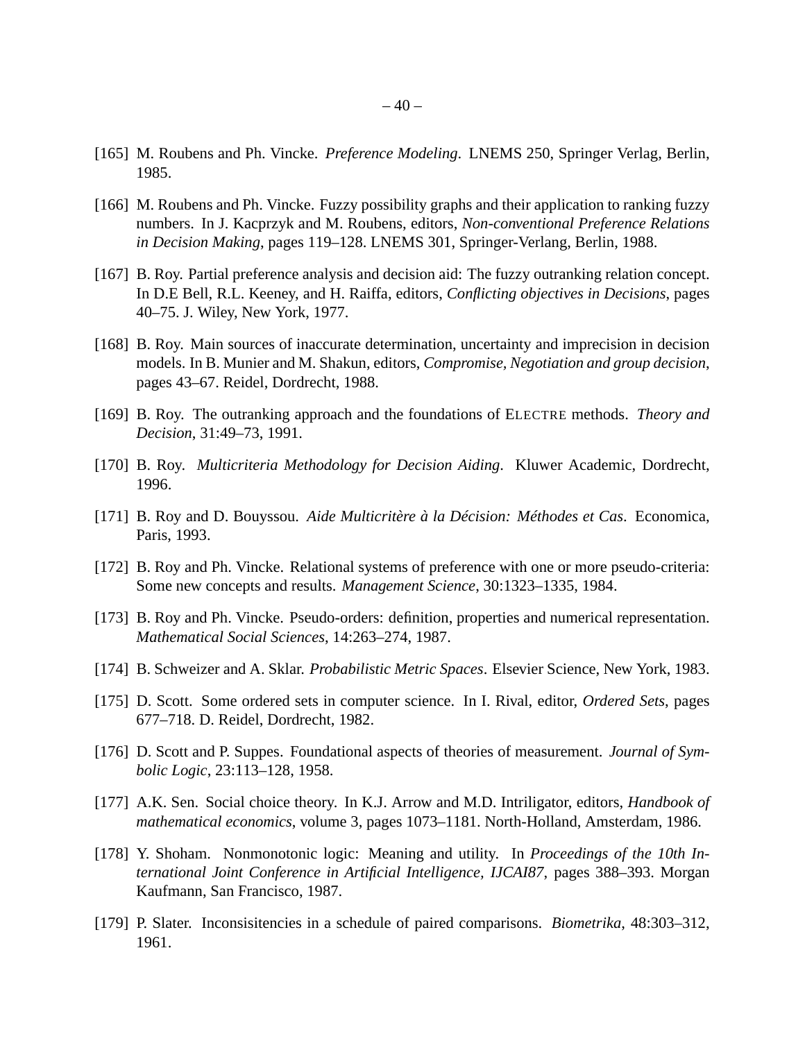[165] M. Roubens and Ph. Vincke. *Preference Modeling*. LNEMS 250, Springer Verlag, Berlin, 1985.

[166] M. Roubens and Ph. Vincke. Fuzzy possibility graphs and their application to ranking fuzzy numbers. In J. Kacprzyk and M. Roubens, editors, *Non-conventional Preference Relations in Decision Making*, pages 119–128. LNEMS 301, Springer-Verlang, Berlin, 1988.

[167] B. Roy. Partial preference analysis and decision aid: The fuzzy outranking relation concept. In D.E Bell, R.L. Keeney, and H. Raiffa, editors, *Conflicting objectives in Decisions*, pages 40–75. J. Wiley, New York, 1977.

[168] B. Roy. Main sources of inaccurate determination, uncertainty and imprecision in decision models. In B. Munier and M. Shakun, editors, *Compromise, Negotiation and group decision*, pages 43–67. Reidel, Dordrecht, 1988.

[169] B. Roy. The outranking approach and the foundations of ELECTRE methods. *Theory and Decision*, 31:49–73, 1991.

[170] B. Roy. *Multicriteria Methodology for Decision Aiding*. Kluwer Academic, Dordrecht, 1996.

[171] B. Roy and D. Bouyssou. *Aide Multicritère à la Décision: Méthodes et Cas*. Economica, Paris, 1993.

[172] B. Roy and Ph. Vincke. Relational systems of preference with one or more pseudo-criteria: Some new concepts and results. *Management Science*, 30:1323–1335, 1984.

[173] B. Roy and Ph. Vincke. Pseudo-orders: definition, properties and numerical representation. *Mathematical Social Sciences*, 14:263–274, 1987.

[174] B. Schweizer and A. Sklar. *Probabilistic Metric Spaces*. Elsevier Science, New York, 1983.

[175] D. Scott. Some ordered sets in computer science. In I. Rival, editor, *Ordered Sets*, pages 677–718. D. Reidel, Dordrecht, 1982.

[176] D. Scott and P. Suppes. Foundational aspects of theories of measurement. *Journal of Symbolic Logic*, 23:113–128, 1958.

[177] A.K. Sen. Social choice theory. In K.J. Arrow and M.D. Intriligator, editors, *Handbook of mathematical economics*, volume 3, pages 1073–1181. North-Holland, Amsterdam, 1986.

[178] Y. Shoham. Nonmonotonic logic: Meaning and utility. In *Proceedings of the 10th International Joint Conference in Artificial Intelligence, IJCAI87*, pages 388–393. Morgan Kaufmann, San Francisco, 1987.

[179] P. Slater. Inconsisitencies in a schedule of paired comparisons. *Biometrika*, 48:303–312, 1961.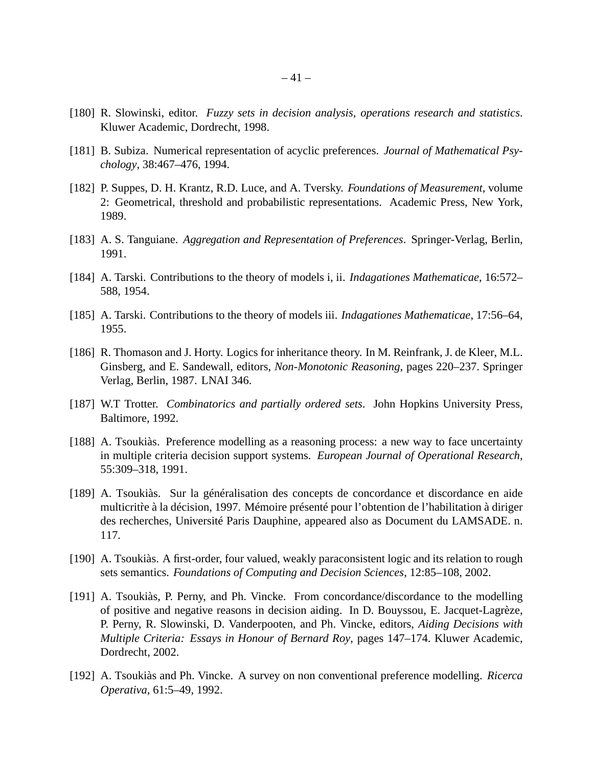[180] R. Slowinski, editor. *Fuzzy sets in decision analysis, operations research and statistics*. Kluwer Academic, Dordrecht, 1998.

[181] B. Subiza. Numerical representation of acyclic preferences. *Journal of Mathematical Psychology*, 38:467–476, 1994.

[182] P. Suppes, D. H. Krantz, R.D. Luce, and A. Tversky. *Foundations of Measurement*, volume 2: Geometrical, threshold and probabilistic representations. Academic Press, New York, 1989.

[183] A. S. Tanguiane. *Aggregation and Representation of Preferences*. Springer-Verlag, Berlin, 1991.

[184] A. Tarski. Contributions to the theory of models i, ii. *Indagationes Mathematicae*, 16:572–588, 1954.

[185] A. Tarski. Contributions to the theory of models iii. *Indagationes Mathematicae*, 17:56–64, 1955.

[186] R. Thomason and J. Horty. Logics for inheritance theory. In M. Reinfrank, J. de Kleer, M.L. Ginsberg, and E. Sandewall, editors, *Non-Monotonic Reasoning*, pages 220–237. Springer Verlag, Berlin, 1987. LNAI 346.

[187] W.T Trotter. *Combinatorics and partially ordered sets*. John Hopkins University Press, Baltimore, 1992.

[188] A. Tsoukiàs. Preference modelling as a reasoning process: a new way to face uncertainty in multiple criteria decision support systems. *European Journal of Operational Research*, 55:309–318, 1991.

[189] A. Tsoukiàs. Sur la généralisation des concepts de concordance et discordance en aide multicritr̀e à la décision, 1997. Mémoire présenté pour l'obtention de l'habilitation à diriger des recherches, Université Paris Dauphine, appeared also as Document du LAMSADE. n. 117.

[190] A. Tsoukiàs. A first-order, four valued, weakly paraconsistent logic and its relation to rough sets semantics. *Foundations of Computing and Decision Sciences*, 12:85–108, 2002.

[191] A. Tsoukiàs, P. Perny, and Ph. Vincke. From concordance/discordance to the modelling of positive and negative reasons in decision aiding. In D. Bouyssou, E. Jacquet-Lagrèze, P. Perny, R. Slowinski, D. Vanderpooten, and Ph. Vincke, editors, *Aiding Decisions with Multiple Criteria: Essays in Honour of Bernard Roy*, pages 147–174. Kluwer Academic, Dordrecht, 2002.

[192] A. Tsoukiàs and Ph. Vincke. A survey on non conventional preference modelling. *Ricerca Operativa*, 61:5–49, 1992.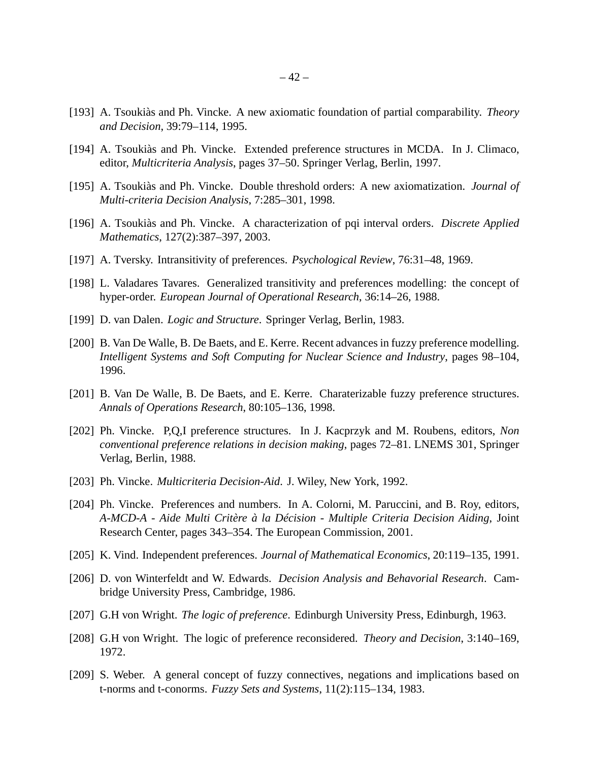[193] A. Tsoukiàs and Ph. Vincke. A new axiomatic foundation of partial comparability. *Theory and Decision*, 39:79–114, 1995.

[194] A. Tsoukiàs and Ph. Vincke. Extended preference structures in MCDA. In J. Climaco, editor, *Multicriteria Analysis*, pages 37–50. Springer Verlag, Berlin, 1997.

[195] A. Tsoukiàs and Ph. Vincke. Double threshold orders: A new axiomatization. *Journal of Multi-criteria Decision Analysis*, 7:285–301, 1998.

[196] A. Tsoukiàs and Ph. Vincke. A characterization of pqi interval orders. *Discrete Applied Mathematics*, 127(2):387–397, 2003.

[197] A. Tversky. Intransitivity of preferences. *Psychological Review*, 76:31–48, 1969.

[198] L. Valadares Tavares. Generalized transitivity and preferences modelling: the concept of hyper-order. *European Journal of Operational Research*, 36:14–26, 1988.

[199] D. van Dalen. *Logic and Structure*. Springer Verlag, Berlin, 1983.

[200] B. Van De Walle, B. De Baets, and E. Kerre. Recent advances in fuzzy preference modelling. *Intelligent Systems and Soft Computing for Nuclear Science and Industry*, pages 98–104, 1996.

[201] B. Van De Walle, B. De Baets, and E. Kerre. Charaterizable fuzzy preference structures. *Annals of Operations Research*, 80:105–136, 1998.

[202] Ph. Vincke. P,Q,I preference structures. In J. Kacprzyk and M. Roubens, editors, *Non conventional preference relations in decision making*, pages 72–81. LNEMS 301, Springer Verlag, Berlin, 1988.

[203] Ph. Vincke. *Multicriteria Decision-Aid*. J. Wiley, New York, 1992.

[204] Ph. Vincke. Preferences and numbers. In A. Colorni, M. Paruccini, and B. Roy, editors, *A-MCD-A - Aide Multi Critère à la Décision - Multiple Criteria Decision Aiding*, Joint Research Center, pages 343–354. The European Commission, 2001.

[205] K. Vind. Independent preferences. *Journal of Mathematical Economics*, 20:119–135, 1991.

[206] D. von Winterfeldt and W. Edwards. *Decision Analysis and Behavorial Research*. Cambridge University Press, Cambridge, 1986.

[207] G.H von Wright. *The logic of preference*. Edinburgh University Press, Edinburgh, 1963.

[208] G.H von Wright. The logic of preference reconsidered. *Theory and Decision*, 3:140–169, 1972.

[209] S. Weber. A general concept of fuzzy connectives, negations and implications based on t-norms and t-conorms. *Fuzzy Sets and Systems*, 11(2):115–134, 1983.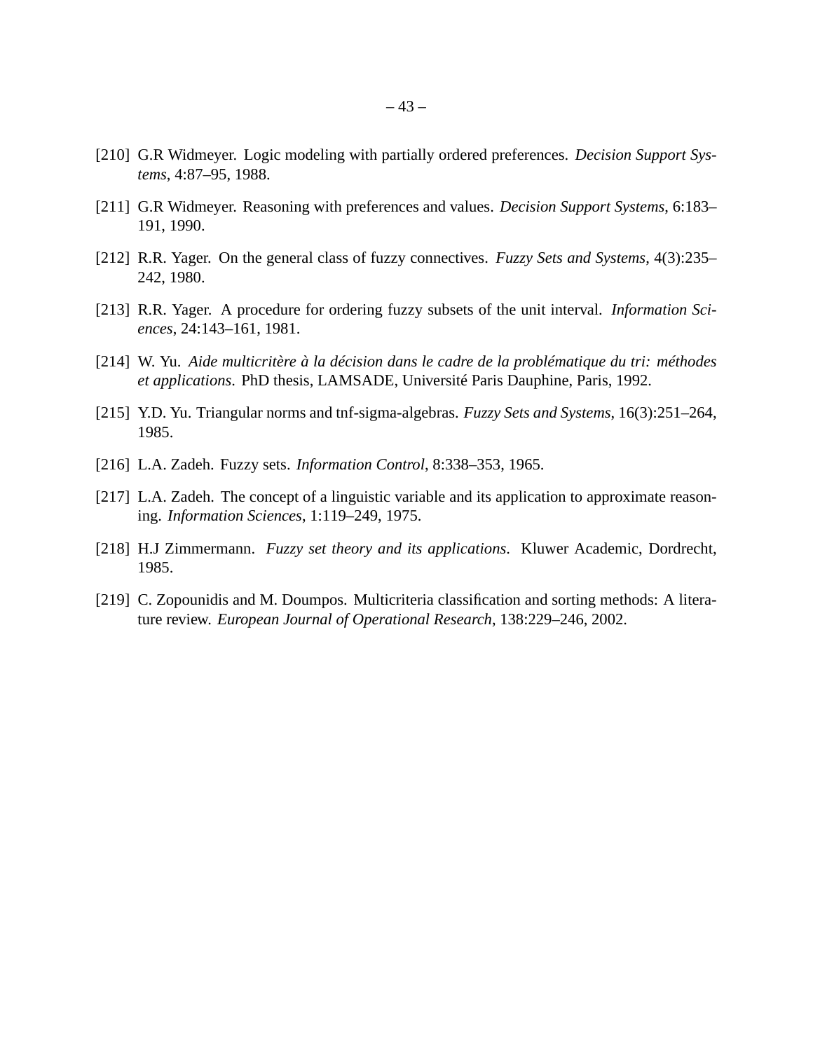[210] G.R Widmeyer. Logic modeling with partially ordered preferences. *Decision Support Systems*, 4:87–95, 1988.

[211] G.R Widmeyer. Reasoning with preferences and values. *Decision Support Systems*, 6:183–191, 1990.

[212] R.R. Yager. On the general class of fuzzy connectives. *Fuzzy Sets and Systems*, 4(3):235–242, 1980.

[213] R.R. Yager. A procedure for ordering fuzzy subsets of the unit interval. *Information Sciences*, 24:143–161, 1981.

[214] W. Yu. *Aide multicritère à la décision dans le cadre de la problématique du tri: méthodes et applications*. PhD thesis, LAMSADE, Université Paris Dauphine, Paris, 1992.

[215] Y.D. Yu. Triangular norms and tnf-sigma-algebras. *Fuzzy Sets and Systems*, 16(3):251–264, 1985.

[216] L.A. Zadeh. Fuzzy sets. *Information Control*, 8:338–353, 1965.

[217] L.A. Zadeh. The concept of a linguistic variable and its application to approximate reasoning. *Information Sciences*, 1:119–249, 1975.

[218] H.J Zimmermann. *Fuzzy set theory and its applications*. Kluwer Academic, Dordrecht, 1985.

[219] C. Zopounidis and M. Doumpos. Multicriteria classification and sorting methods: A literature review. *European Journal of Operational Research*, 138:229–246, 2002.